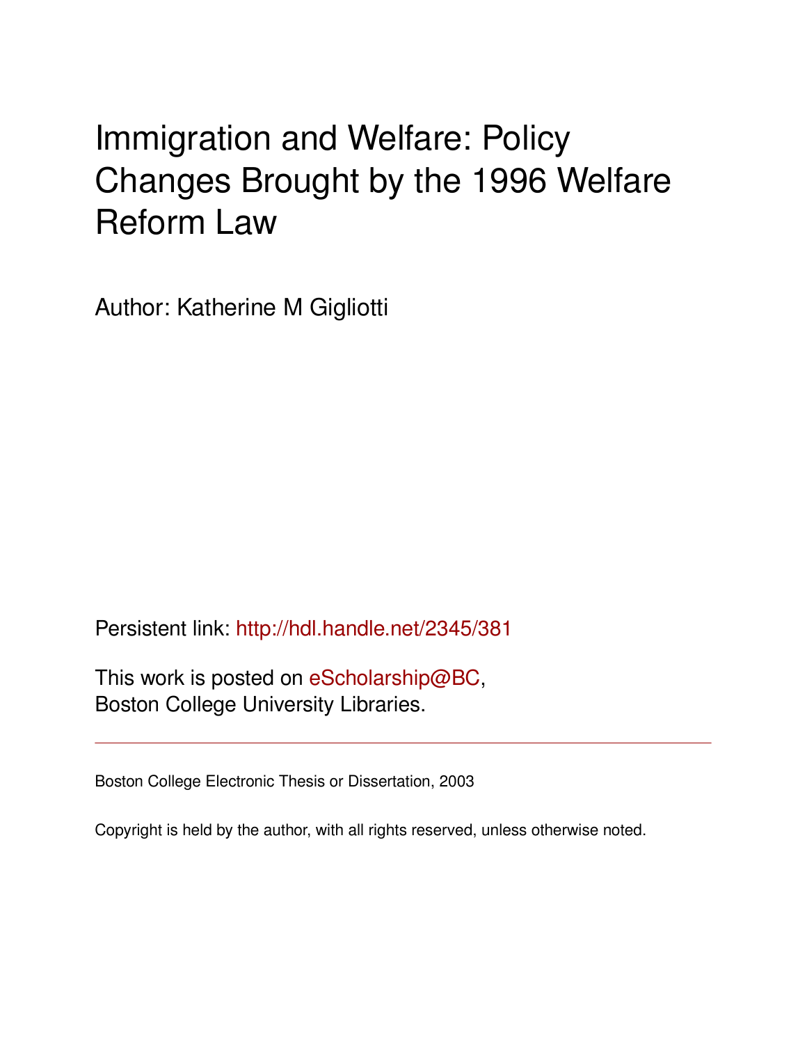# Immigration and Welfare: Policy Changes Brought by the 1996 Welfare Reform Law

Author: Katherine M Gigliotti

Persistent link: http://hdl.handle.net/2345/381

This work is posted on eScholarship@BC, Boston College University Libraries.

---

Boston College Electronic Thesis or Dissertation, 2003

Copyright is held by the author, with all rights reserved, unless otherwise noted.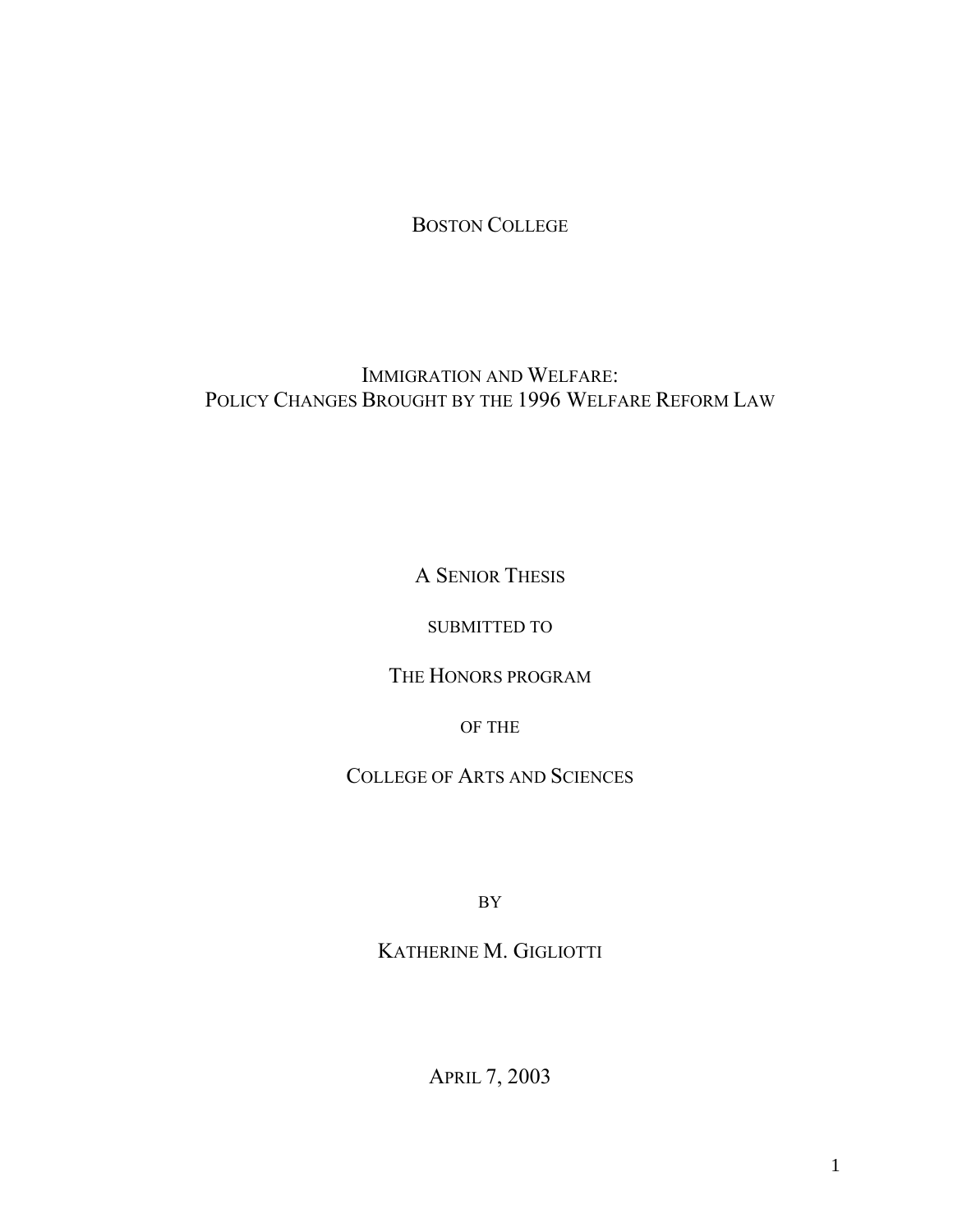BOSTON COLLEGE

# IMMIGRATION AND WELFARE:
# POLICY CHANGES BROUGHT BY THE 1996 WELFARE REFORM LAW

A SENIOR THESIS

SUBMITTED TO

THE HONORS PROGRAM

OF THE

COLLEGE OF ARTS AND SCIENCES

BY

KATHERINE M. GIGLIOTTI

APRIL 7, 2003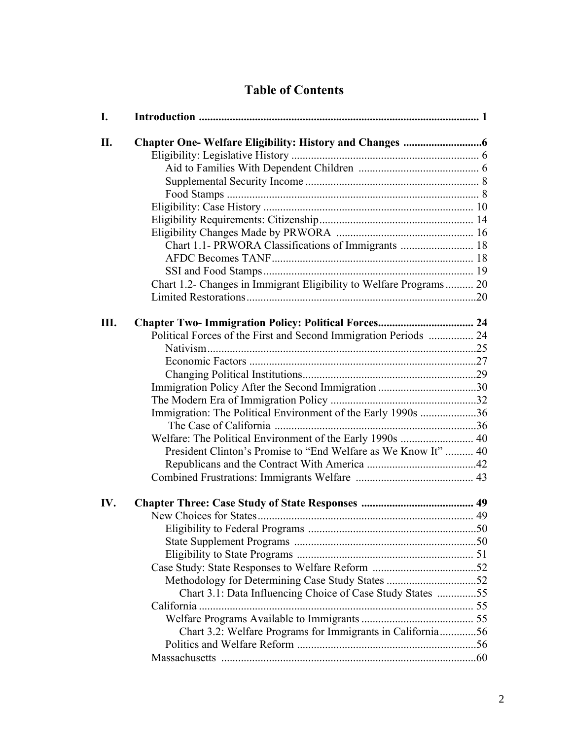# Table of Contents

**I. Introduction .................................................................................................. 1**

**II. Chapter One- Welfare Eligibility: History and Changes ...........................6**

- Eligibility: Legislative History ................................................................... 6
  - Aid to Families With Dependent Children .......................................... 6
  - Supplemental Security Income ............................................................. 8
  - Food Stamps ......................................................................................... 8
- Eligibility: Case History ........................................................................... 10
- Eligibility Requirements: Citizenship....................................................... 14
- Eligibility Changes Made by PRWORA ................................................ 16
  - Chart 1.1- PRWORA Classifications of Immigrants .......................... 18
  - AFDC Becomes TANF....................................................................... 18
  - SSI and Food Stamps.......................................................................... 19
- Chart 1.2- Changes in Immigrant Eligibility to Welfare Programs.......... 20
- Limited Restorations.................................................................................20

**III. Chapter Two- Immigration Policy: Political Forces.................................. 24**

- Political Forces of the First and Second Immigration Periods ................ 24
  - Nativism...............................................................................................25
  - Economic Factors ................................................................................27
  - Changing Political Institutions.............................................................29
- Immigration Policy After the Second Immigration ...................................30
- The Modern Era of Immigration Policy ....................................................32
- Immigration: The Political Environment of the Early 1990s ....................36
  - The Case of California ........................................................................36
- Welfare: The Political Environment of the Early 1990s .......................... 40
  - President Clinton's Promise to "End Welfare as We Know It" .......... 40
  - Republicans and the Contract With America .......................................42
- Combined Frustrations: Immigrants Welfare .......................................... 43

**IV. Chapter Three: Case Study of State Responses ........................................ 49**

- New Choices for States............................................................................ 49
  - Eligibility to Federal Programs ...........................................................50
  - State Supplement Programs ................................................................50
  - Eligibility to State Programs .............................................................. 51
- Case Study: State Responses to Welfare Reform .....................................52
  - Methodology for Determining Case Study States ................................52
    - Chart 3.1: Data Influencing Choice of Case Study States ..............55
- California ................................................................................................. 55
  - Welfare Programs Available to Immigrants ........................................ 55
    - Chart 3.2: Welfare Programs for Immigrants in California.............56
  - Politics and Welfare Reform ...............................................................56
- Massachusetts ..........................................................................................60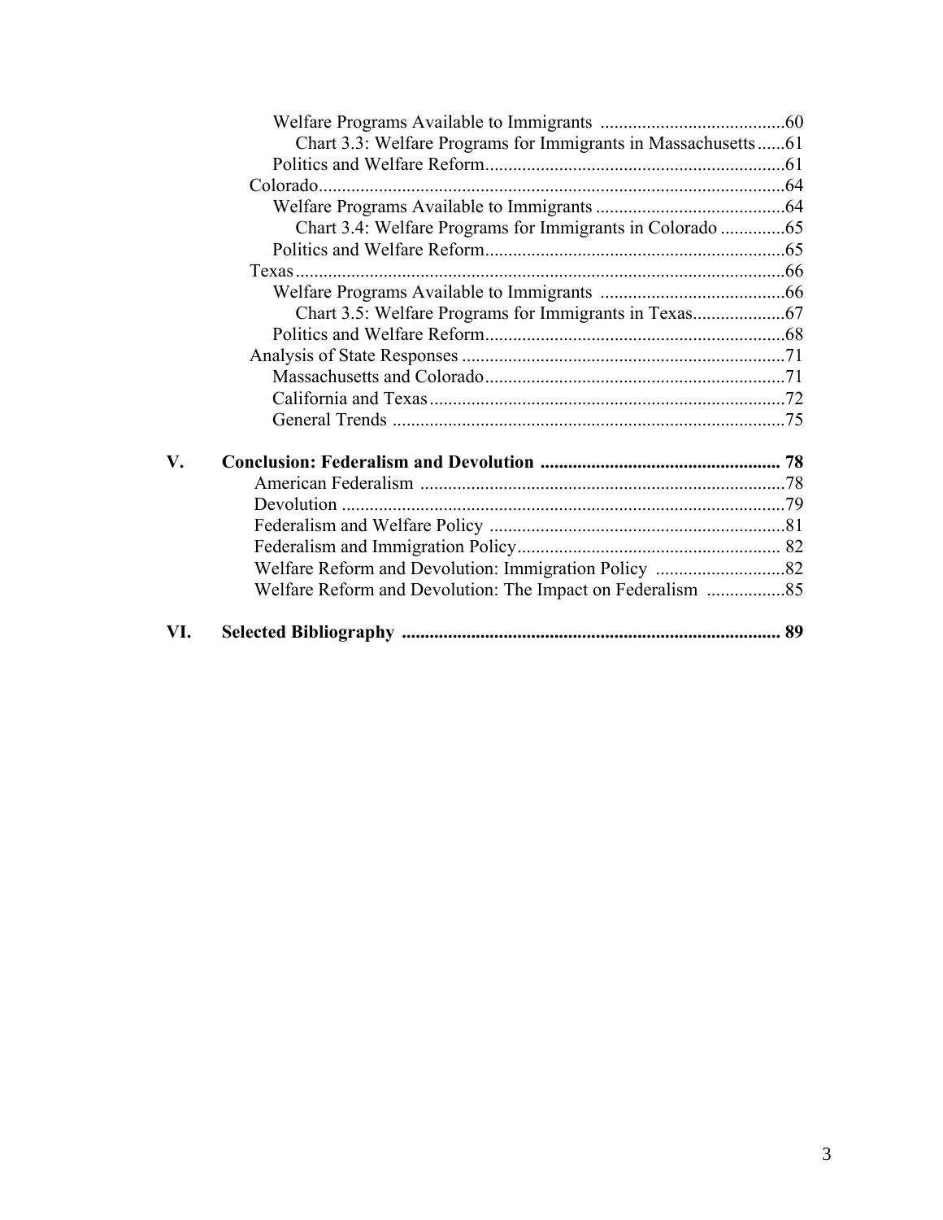Welfare Programs Available to Immigrants ........................................60
Chart 3.3: Welfare Programs for Immigrants in Massachusetts......61
Politics and Welfare Reform.................................................................61
Colorado......................................................................................................64
Welfare Programs Available to Immigrants .........................................64
Chart 3.4: Welfare Programs for Immigrants in Colorado ..............65
Politics and Welfare Reform.................................................................65
Texas...........................................................................................................66
Welfare Programs Available to Immigrants ........................................66
Chart 3.5: Welfare Programs for Immigrants in Texas....................67
Politics and Welfare Reform.................................................................68
Analysis of State Responses ......................................................................71
Massachusetts and Colorado.................................................................71
California and Texas.............................................................................72
General Trends .....................................................................................75

**V. Conclusion: Federalism and Devolution .................................................... 78**
American Federalism ...............................................................................78
Devolution ................................................................................................79
Federalism and Welfare Policy ................................................................81
Federalism and Immigration Policy......................................................... 82
Welfare Reform and Devolution: Immigration Policy ............................82
Welfare Reform and Devolution: The Impact on Federalism .................85

**VI. Selected Bibliography .................................................................................. 89**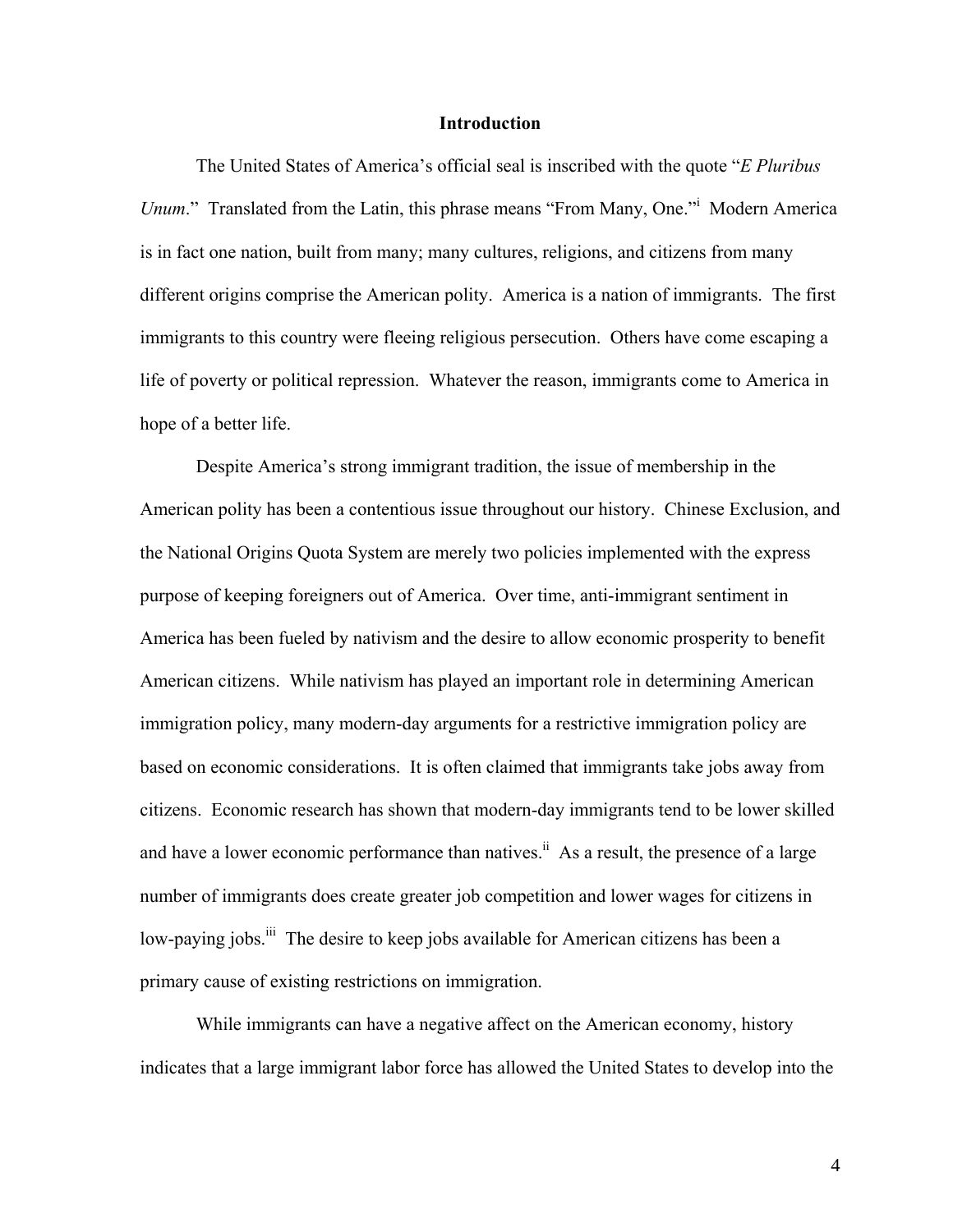# Introduction

The United States of America's official seal is inscribed with the quote "*E Pluribus Unum*." Translated from the Latin, this phrase means "From Many, One."[i] Modern America is in fact one nation, built from many; many cultures, religions, and citizens from many different origins comprise the American polity. America is a nation of immigrants. The first immigrants to this country were fleeing religious persecution. Others have come escaping a life of poverty or political repression. Whatever the reason, immigrants come to America in hope of a better life.

Despite America's strong immigrant tradition, the issue of membership in the American polity has been a contentious issue throughout our history. Chinese Exclusion, and the National Origins Quota System are merely two policies implemented with the express purpose of keeping foreigners out of America. Over time, anti-immigrant sentiment in America has been fueled by nativism and the desire to allow economic prosperity to benefit American citizens. While nativism has played an important role in determining American immigration policy, many modern-day arguments for a restrictive immigration policy are based on economic considerations. It is often claimed that immigrants take jobs away from citizens. Economic research has shown that modern-day immigrants tend to be lower skilled and have a lower economic performance than natives.[ii] As a result, the presence of a large number of immigrants does create greater job competition and lower wages for citizens in low-paying jobs.[iii] The desire to keep jobs available for American citizens has been a primary cause of existing restrictions on immigration.

While immigrants can have a negative affect on the American economy, history indicates that a large immigrant labor force has allowed the United States to develop into the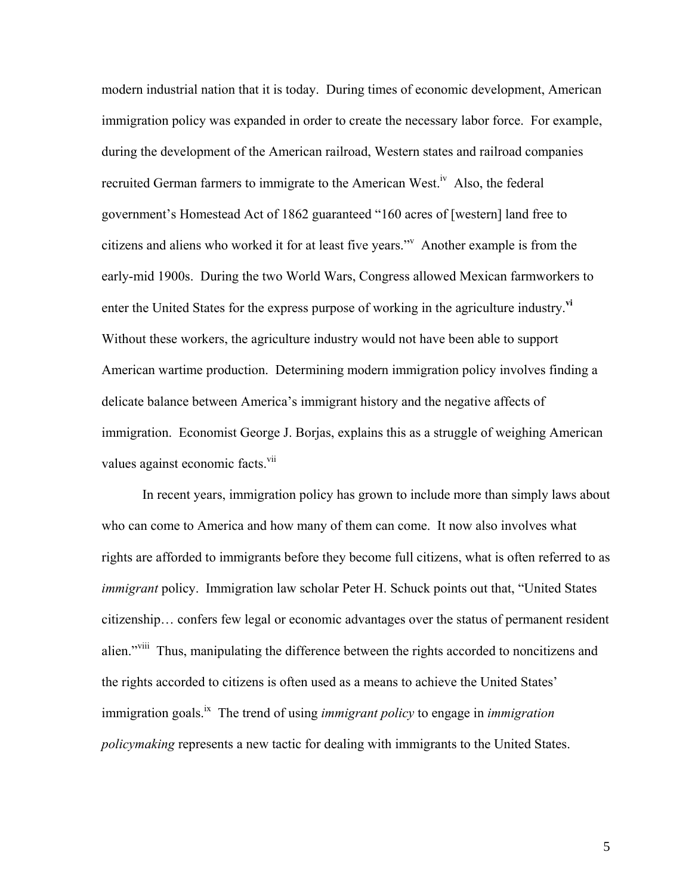modern industrial nation that it is today. During times of economic development, American immigration policy was expanded in order to create the necessary labor force. For example, during the development of the American railroad, Western states and railroad companies recruited German farmers to immigrate to the American West.[iv] Also, the federal government's Homestead Act of 1862 guaranteed "160 acres of [western] land free to citizens and aliens who worked it for at least five years."[v] Another example is from the early-mid 1900s. During the two World Wars, Congress allowed Mexican farmworkers to enter the United States for the express purpose of working in the agriculture industry.[vi] Without these workers, the agriculture industry would not have been able to support American wartime production. Determining modern immigration policy involves finding a delicate balance between America's immigrant history and the negative affects of immigration. Economist George J. Borjas, explains this as a struggle of weighing American values against economic facts.[vii]

In recent years, immigration policy has grown to include more than simply laws about who can come to America and how many of them can come. It now also involves what rights are afforded to immigrants before they become full citizens, what is often referred to as *immigrant* policy. Immigration law scholar Peter H. Schuck points out that, "United States citizenship… confers few legal or economic advantages over the status of permanent resident alien."[viii] Thus, manipulating the difference between the rights accorded to noncitizens and the rights accorded to citizens is often used as a means to achieve the United States' immigration goals.[ix] The trend of using *immigrant policy* to engage in *immigration policymaking* represents a new tactic for dealing with immigrants to the United States.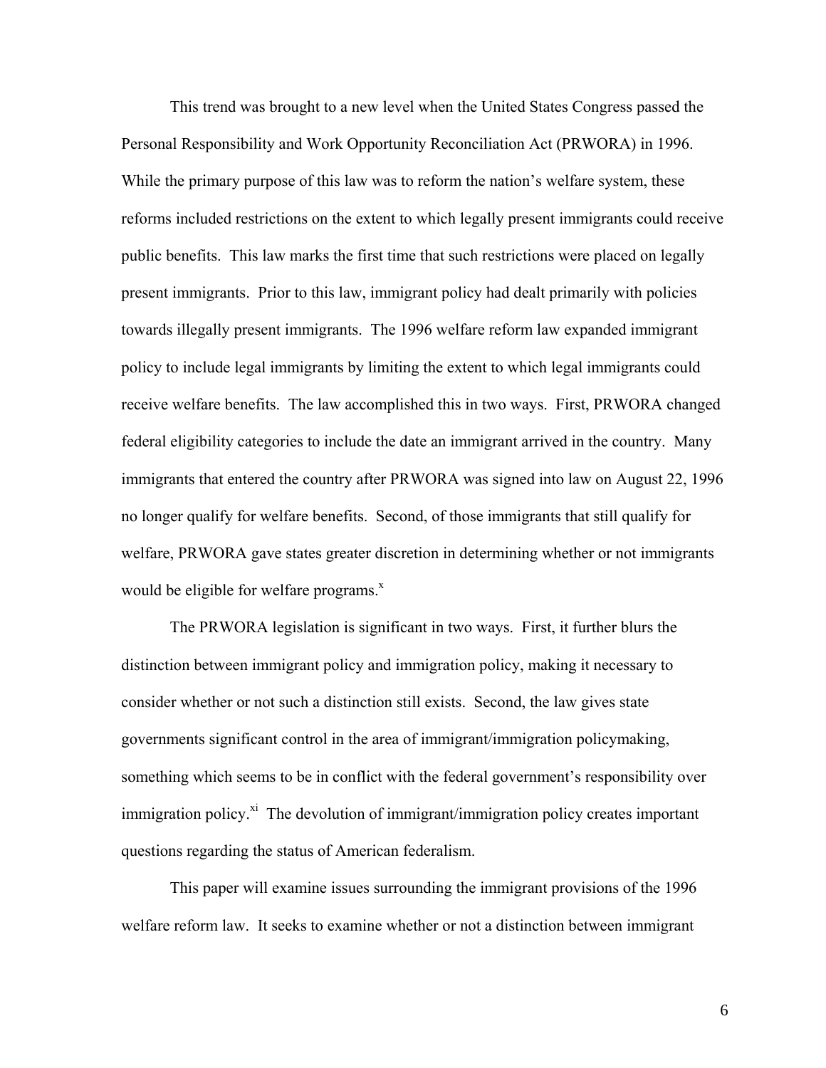This trend was brought to a new level when the United States Congress passed the Personal Responsibility and Work Opportunity Reconciliation Act (PRWORA) in 1996. While the primary purpose of this law was to reform the nation's welfare system, these reforms included restrictions on the extent to which legally present immigrants could receive public benefits. This law marks the first time that such restrictions were placed on legally present immigrants. Prior to this law, immigrant policy had dealt primarily with policies towards illegally present immigrants. The 1996 welfare reform law expanded immigrant policy to include legal immigrants by limiting the extent to which legal immigrants could receive welfare benefits. The law accomplished this in two ways. First, PRWORA changed federal eligibility categories to include the date an immigrant arrived in the country. Many immigrants that entered the country after PRWORA was signed into law on August 22, 1996 no longer qualify for welfare benefits. Second, of those immigrants that still qualify for welfare, PRWORA gave states greater discretion in determining whether or not immigrants would be eligible for welfare programs.[x]

The PRWORA legislation is significant in two ways. First, it further blurs the distinction between immigrant policy and immigration policy, making it necessary to consider whether or not such a distinction still exists. Second, the law gives state governments significant control in the area of immigrant/immigration policymaking, something which seems to be in conflict with the federal government's responsibility over immigration policy.[xi] The devolution of immigrant/immigration policy creates important questions regarding the status of American federalism.

This paper will examine issues surrounding the immigrant provisions of the 1996 welfare reform law. It seeks to examine whether or not a distinction between immigrant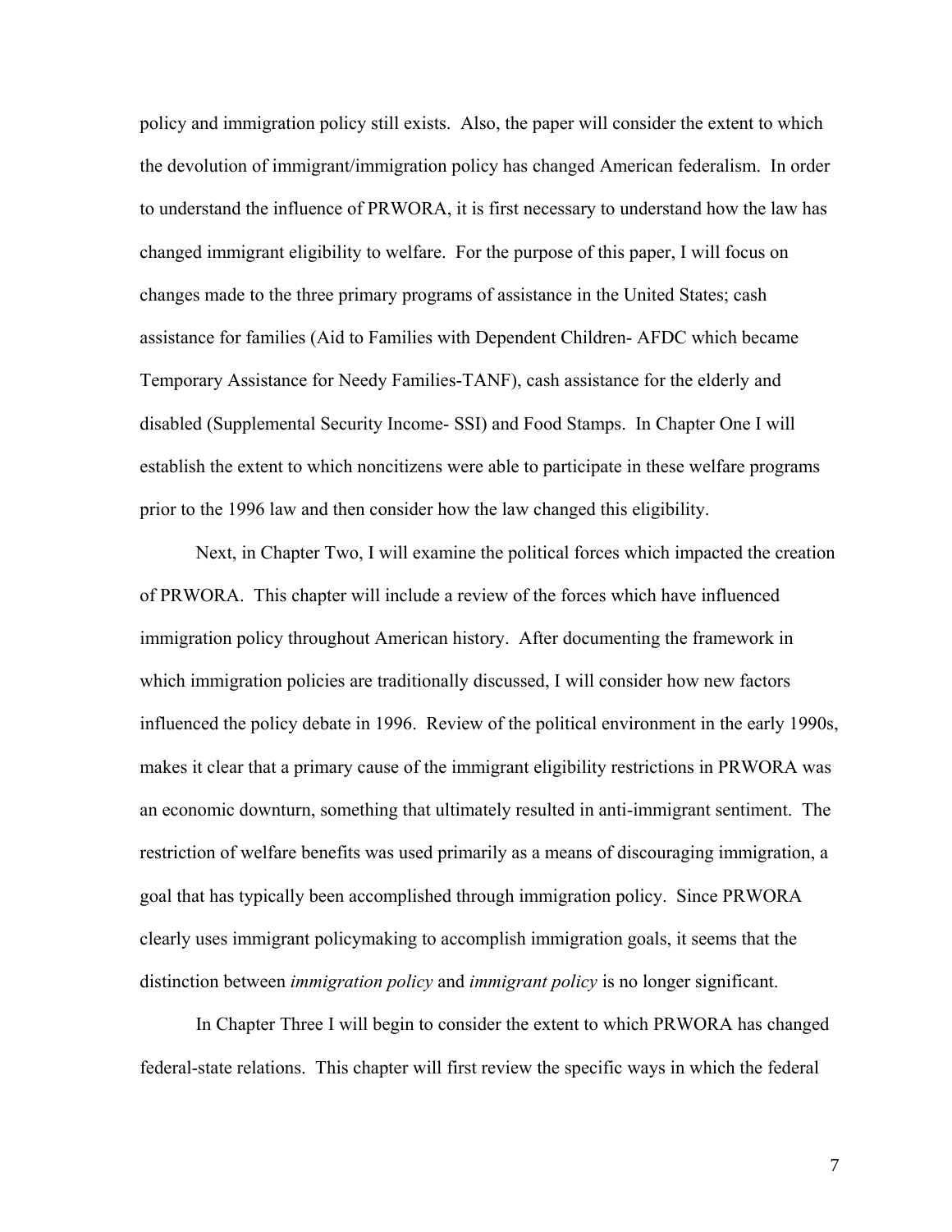policy and immigration policy still exists. Also, the paper will consider the extent to which the devolution of immigrant/immigration policy has changed American federalism. In order to understand the influence of PRWORA, it is first necessary to understand how the law has changed immigrant eligibility to welfare. For the purpose of this paper, I will focus on changes made to the three primary programs of assistance in the United States; cash assistance for families (Aid to Families with Dependent Children- AFDC which became Temporary Assistance for Needy Families-TANF), cash assistance for the elderly and disabled (Supplemental Security Income- SSI) and Food Stamps. In Chapter One I will establish the extent to which noncitizens were able to participate in these welfare programs prior to the 1996 law and then consider how the law changed this eligibility.

Next, in Chapter Two, I will examine the political forces which impacted the creation of PRWORA. This chapter will include a review of the forces which have influenced immigration policy throughout American history. After documenting the framework in which immigration policies are traditionally discussed, I will consider how new factors influenced the policy debate in 1996. Review of the political environment in the early 1990s, makes it clear that a primary cause of the immigrant eligibility restrictions in PRWORA was an economic downturn, something that ultimately resulted in anti-immigrant sentiment. The restriction of welfare benefits was used primarily as a means of discouraging immigration, a goal that has typically been accomplished through immigration policy. Since PRWORA clearly uses immigrant policymaking to accomplish immigration goals, it seems that the distinction between *immigration policy* and *immigrant policy* is no longer significant.

In Chapter Three I will begin to consider the extent to which PRWORA has changed federal-state relations. This chapter will first review the specific ways in which the federal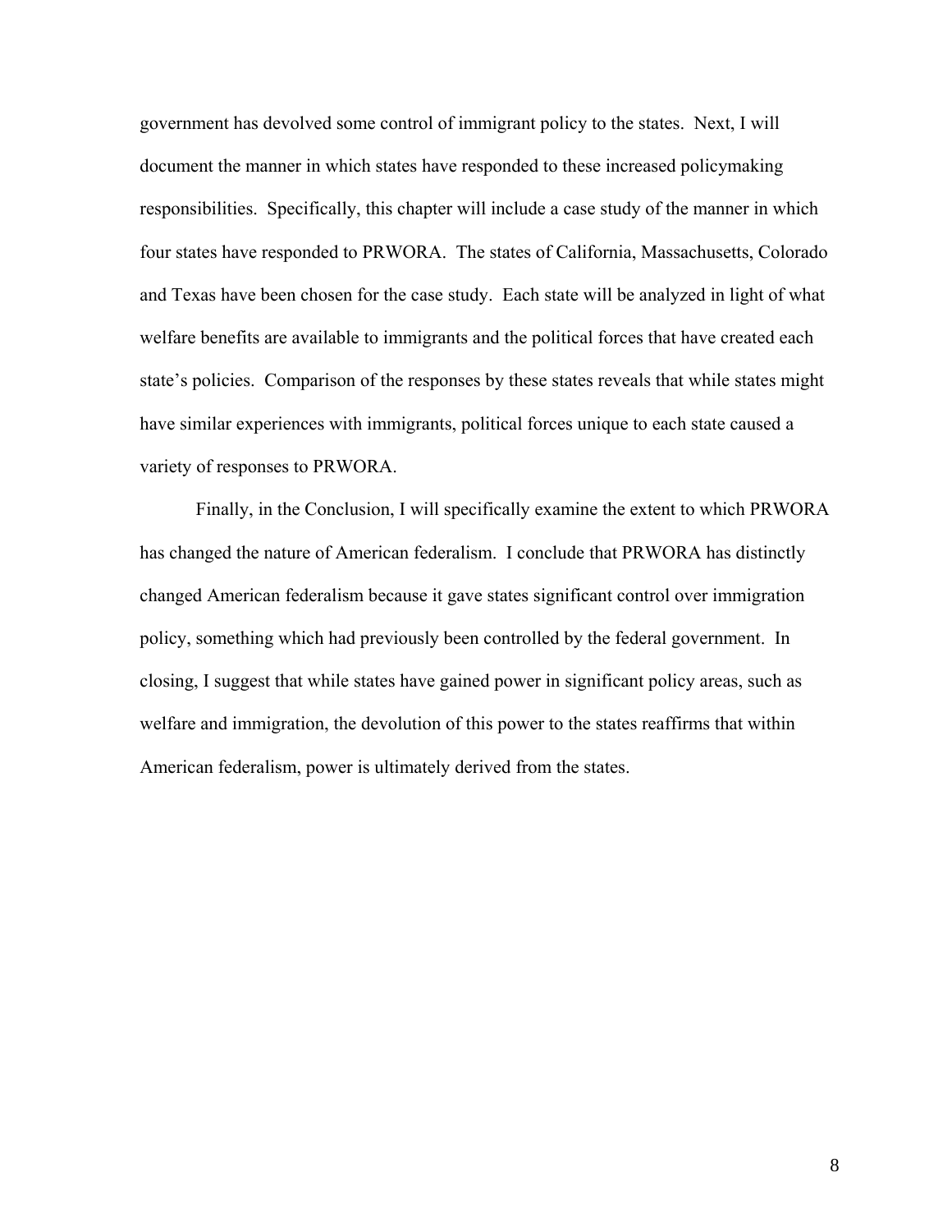government has devolved some control of immigrant policy to the states. Next, I will document the manner in which states have responded to these increased policymaking responsibilities. Specifically, this chapter will include a case study of the manner in which four states have responded to PRWORA. The states of California, Massachusetts, Colorado and Texas have been chosen for the case study. Each state will be analyzed in light of what welfare benefits are available to immigrants and the political forces that have created each state's policies. Comparison of the responses by these states reveals that while states might have similar experiences with immigrants, political forces unique to each state caused a variety of responses to PRWORA.

Finally, in the Conclusion, I will specifically examine the extent to which PRWORA has changed the nature of American federalism. I conclude that PRWORA has distinctly changed American federalism because it gave states significant control over immigration policy, something which had previously been controlled by the federal government. In closing, I suggest that while states have gained power in significant policy areas, such as welfare and immigration, the devolution of this power to the states reaffirms that within American federalism, power is ultimately derived from the states.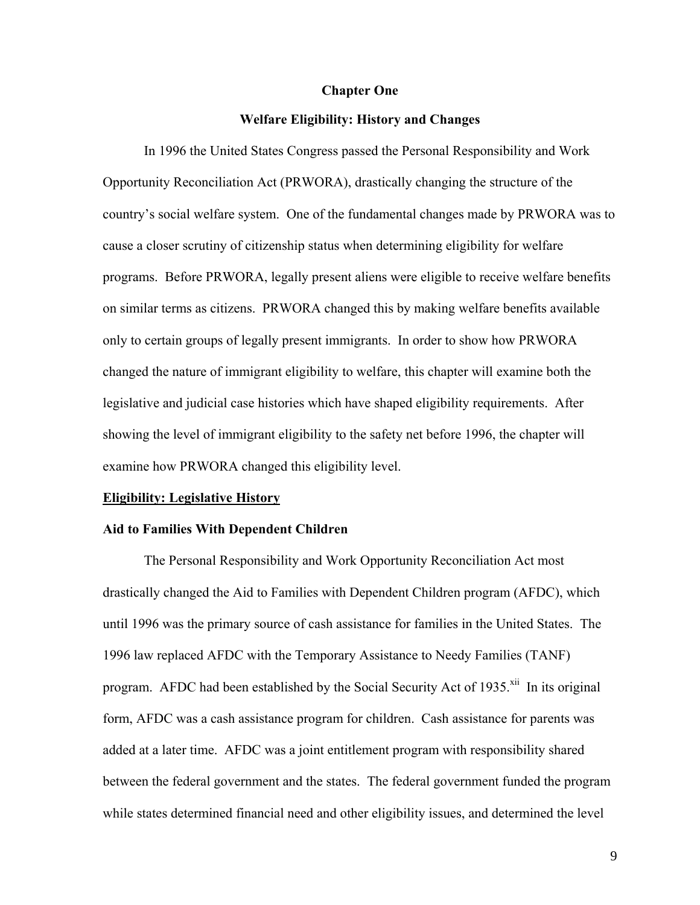# Chapter One

## Welfare Eligibility: History and Changes

In 1996 the United States Congress passed the Personal Responsibility and Work Opportunity Reconciliation Act (PRWORA), drastically changing the structure of the country's social welfare system. One of the fundamental changes made by PRWORA was to cause a closer scrutiny of citizenship status when determining eligibility for welfare programs. Before PRWORA, legally present aliens were eligible to receive welfare benefits on similar terms as citizens. PRWORA changed this by making welfare benefits available only to certain groups of legally present immigrants. In order to show how PRWORA changed the nature of immigrant eligibility to welfare, this chapter will examine both the legislative and judicial case histories which have shaped eligibility requirements. After showing the level of immigrant eligibility to the safety net before 1996, the chapter will examine how PRWORA changed this eligibility level.

### <u>Eligibility: Legislative History</u>

#### Aid to Families With Dependent Children

The Personal Responsibility and Work Opportunity Reconciliation Act most drastically changed the Aid to Families with Dependent Children program (AFDC), which until 1996 was the primary source of cash assistance for families in the United States. The 1996 law replaced AFDC with the Temporary Assistance to Needy Families (TANF) program. AFDC had been established by the Social Security Act of 1935.[xii] In its original form, AFDC was a cash assistance program for children. Cash assistance for parents was added at a later time. AFDC was a joint entitlement program with responsibility shared between the federal government and the states. The federal government funded the program while states determined financial need and other eligibility issues, and determined the level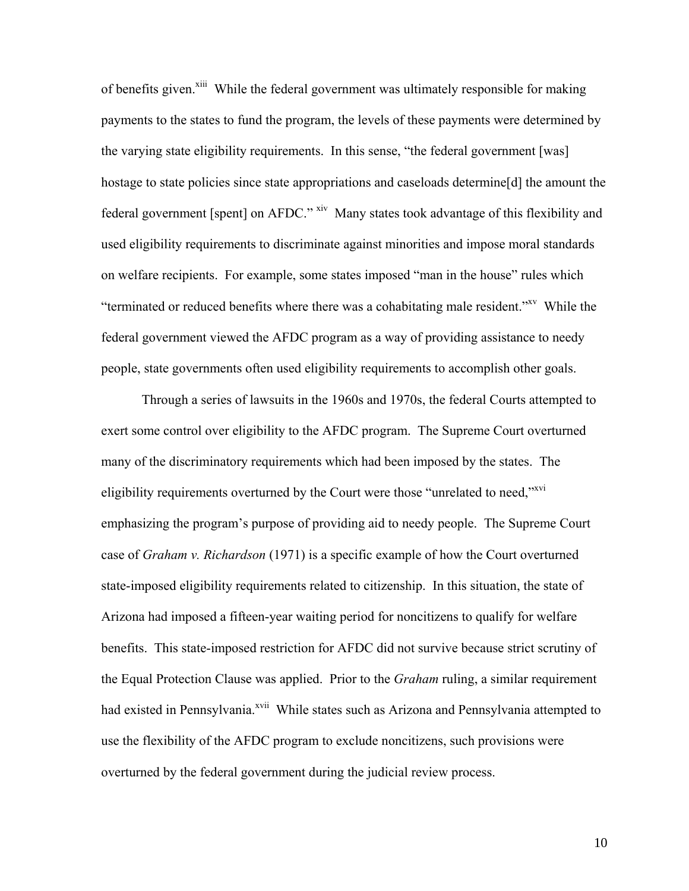of benefits given.[xiii] While the federal government was ultimately responsible for making payments to the states to fund the program, the levels of these payments were determined by the varying state eligibility requirements. In this sense, "the federal government [was] hostage to state policies since state appropriations and caseloads determine[d] the amount the federal government [spent] on AFDC." [xiv] Many states took advantage of this flexibility and used eligibility requirements to discriminate against minorities and impose moral standards on welfare recipients. For example, some states imposed "man in the house" rules which "terminated or reduced benefits where there was a cohabitating male resident."[xv] While the federal government viewed the AFDC program as a way of providing assistance to needy people, state governments often used eligibility requirements to accomplish other goals.

Through a series of lawsuits in the 1960s and 1970s, the federal Courts attempted to exert some control over eligibility to the AFDC program. The Supreme Court overturned many of the discriminatory requirements which had been imposed by the states. The eligibility requirements overturned by the Court were those "unrelated to need,"[xvi] emphasizing the program's purpose of providing aid to needy people. The Supreme Court case of *Graham v. Richardson* (1971) is a specific example of how the Court overturned state-imposed eligibility requirements related to citizenship. In this situation, the state of Arizona had imposed a fifteen-year waiting period for noncitizens to qualify for welfare benefits. This state-imposed restriction for AFDC did not survive because strict scrutiny of the Equal Protection Clause was applied. Prior to the *Graham* ruling, a similar requirement had existed in Pennsylvania.[xvii] While states such as Arizona and Pennsylvania attempted to use the flexibility of the AFDC program to exclude noncitizens, such provisions were overturned by the federal government during the judicial review process.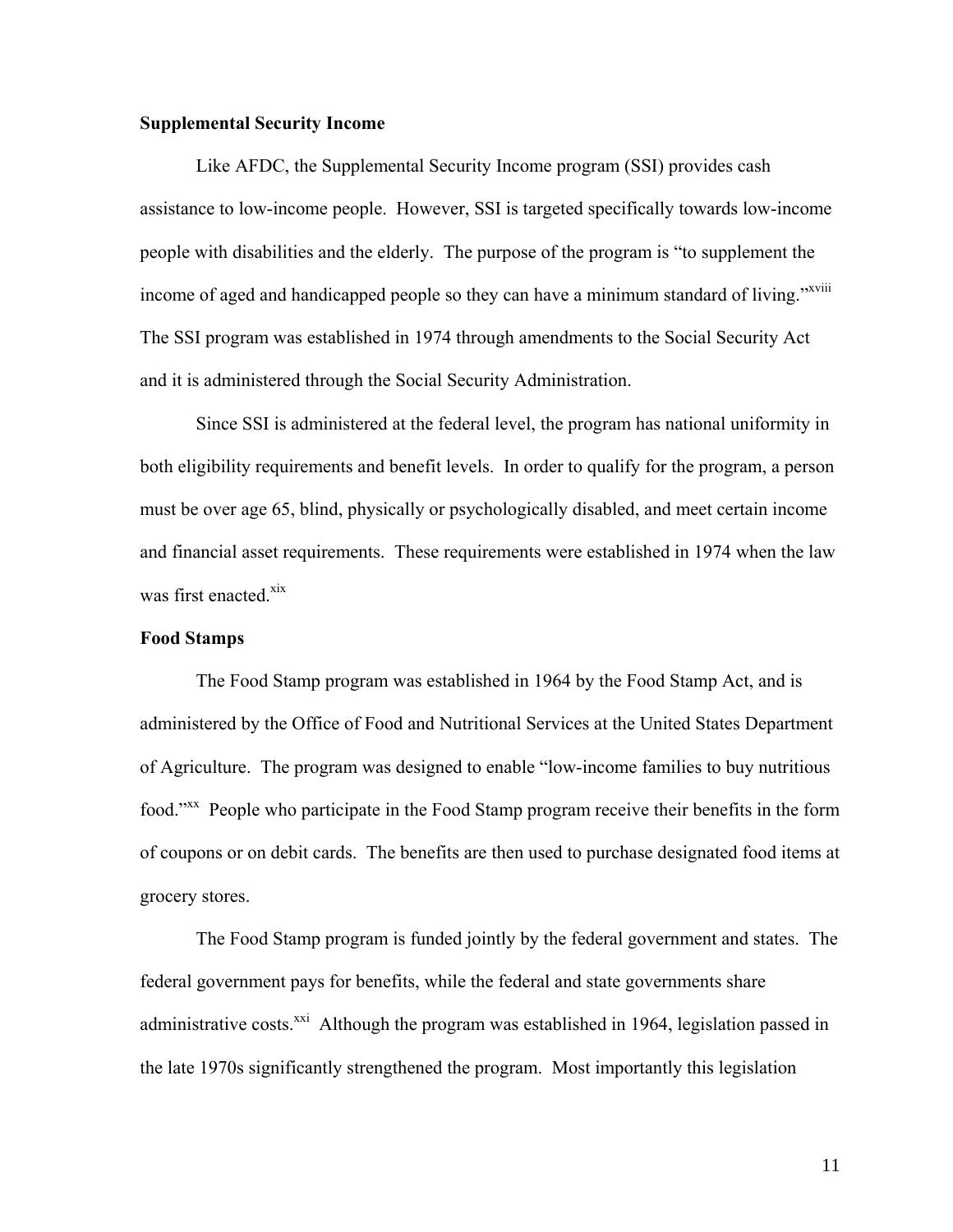**Supplemental Security Income**

Like AFDC, the Supplemental Security Income program (SSI) provides cash assistance to low-income people. However, SSI is targeted specifically towards low-income people with disabilities and the elderly. The purpose of the program is "to supplement the income of aged and handicapped people so they can have a minimum standard of living."[xviii] The SSI program was established in 1974 through amendments to the Social Security Act and it is administered through the Social Security Administration.

Since SSI is administered at the federal level, the program has national uniformity in both eligibility requirements and benefit levels. In order to qualify for the program, a person must be over age 65, blind, physically or psychologically disabled, and meet certain income and financial asset requirements. These requirements were established in 1974 when the law was first enacted.[xix]

**Food Stamps**

The Food Stamp program was established in 1964 by the Food Stamp Act, and is administered by the Office of Food and Nutritional Services at the United States Department of Agriculture. The program was designed to enable "low-income families to buy nutritious food."[xx] People who participate in the Food Stamp program receive their benefits in the form of coupons or on debit cards. The benefits are then used to purchase designated food items at grocery stores.

The Food Stamp program is funded jointly by the federal government and states. The federal government pays for benefits, while the federal and state governments share administrative costs.[xxi] Although the program was established in 1964, legislation passed in the late 1970s significantly strengthened the program. Most importantly this legislation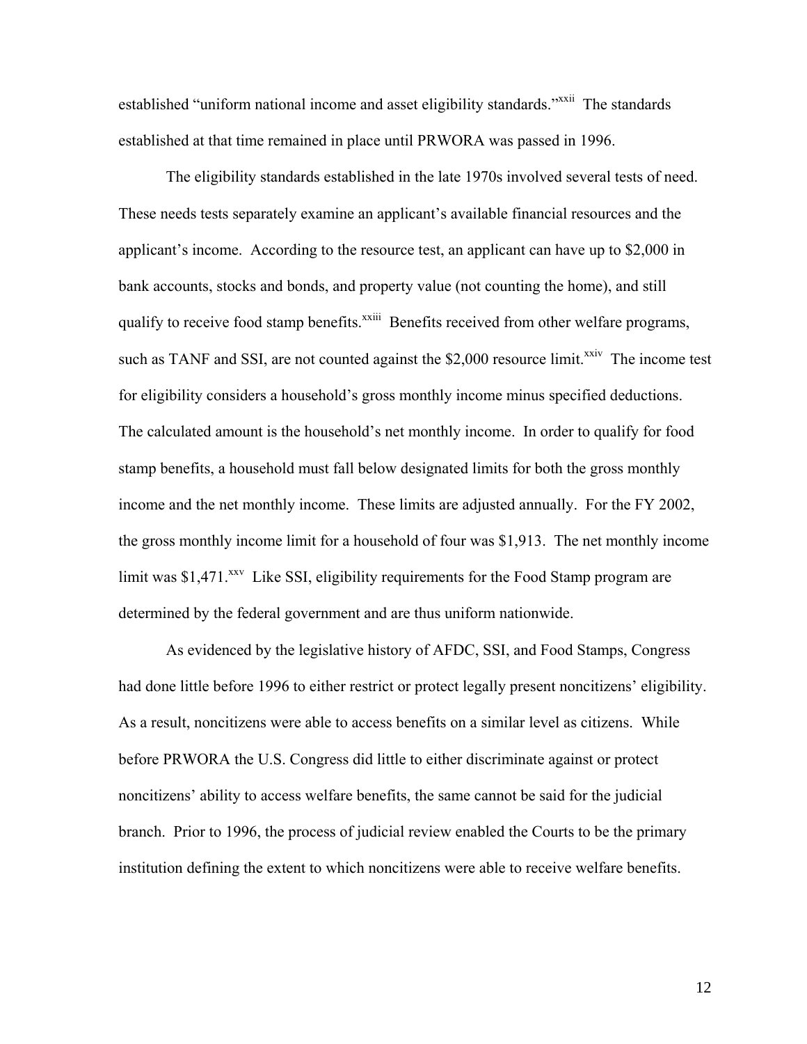established "uniform national income and asset eligibility standards."[xxii] The standards established at that time remained in place until PRWORA was passed in 1996.

The eligibility standards established in the late 1970s involved several tests of need. These needs tests separately examine an applicant's available financial resources and the applicant's income. According to the resource test, an applicant can have up to $2,000 in bank accounts, stocks and bonds, and property value (not counting the home), and still qualify to receive food stamp benefits.[xxiii] Benefits received from other welfare programs, such as TANF and SSI, are not counted against the $2,000 resource limit.[xxiv] The income test for eligibility considers a household's gross monthly income minus specified deductions. The calculated amount is the household's net monthly income. In order to qualify for food stamp benefits, a household must fall below designated limits for both the gross monthly income and the net monthly income. These limits are adjusted annually. For the FY 2002, the gross monthly income limit for a household of four was $1,913. The net monthly income limit was $1,471.[xxv] Like SSI, eligibility requirements for the Food Stamp program are determined by the federal government and are thus uniform nationwide.

As evidenced by the legislative history of AFDC, SSI, and Food Stamps, Congress had done little before 1996 to either restrict or protect legally present noncitizens' eligibility. As a result, noncitizens were able to access benefits on a similar level as citizens. While before PRWORA the U.S. Congress did little to either discriminate against or protect noncitizens' ability to access welfare benefits, the same cannot be said for the judicial branch. Prior to 1996, the process of judicial review enabled the Courts to be the primary institution defining the extent to which noncitizens were able to receive welfare benefits.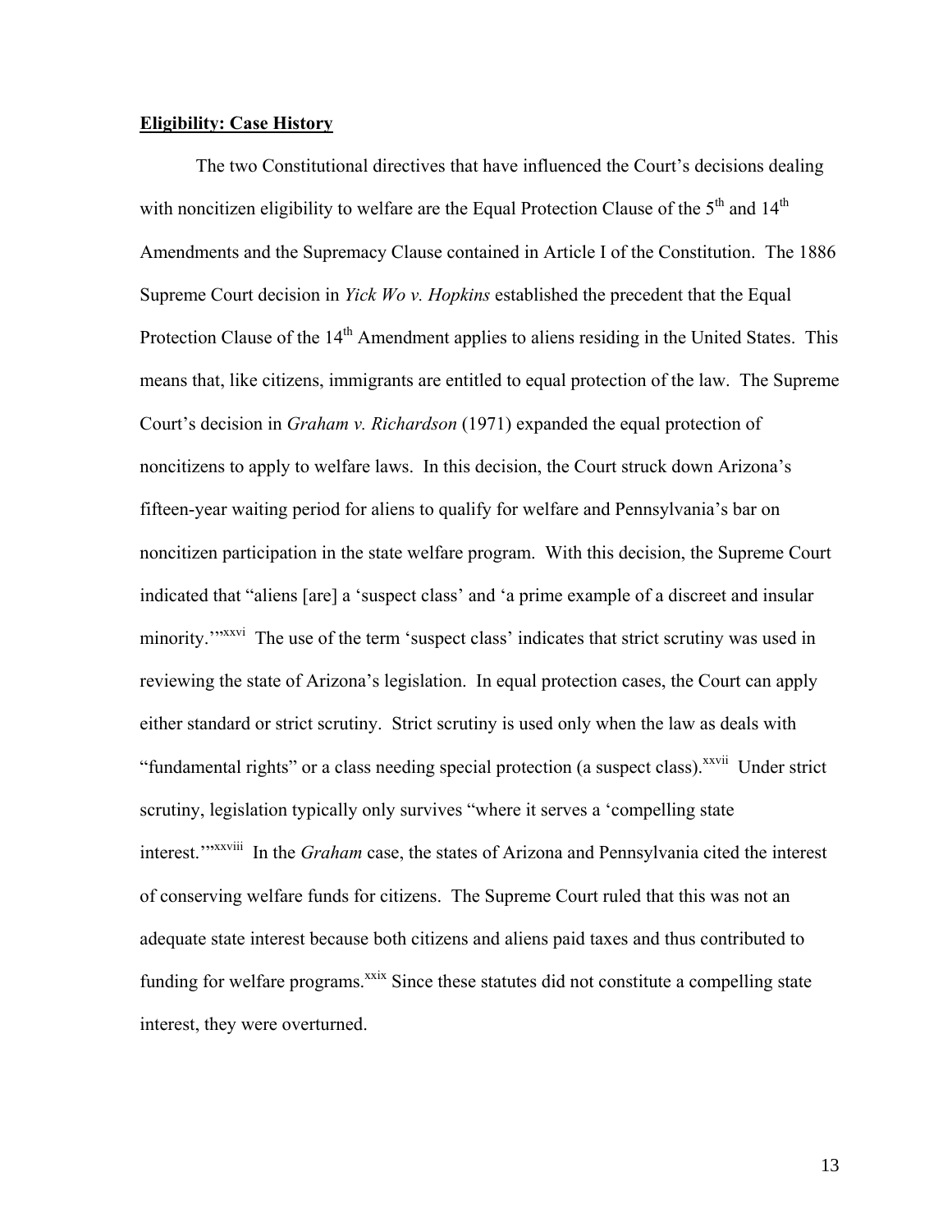**Eligibility: Case History**

The two Constitutional directives that have influenced the Court's decisions dealing with noncitizen eligibility to welfare are the Equal Protection Clause of the 5th and 14th Amendments and the Supremacy Clause contained in Article I of the Constitution. The 1886 Supreme Court decision in *Yick Wo v. Hopkins* established the precedent that the Equal Protection Clause of the 14th Amendment applies to aliens residing in the United States. This means that, like citizens, immigrants are entitled to equal protection of the law. The Supreme Court's decision in *Graham v. Richardson* (1971) expanded the equal protection of noncitizens to apply to welfare laws. In this decision, the Court struck down Arizona's fifteen-year waiting period for aliens to qualify for welfare and Pennsylvania's bar on noncitizen participation in the state welfare program. With this decision, the Supreme Court indicated that "aliens [are] a 'suspect class' and 'a prime example of a discreet and insular minority.'"[xxvi] The use of the term 'suspect class' indicates that strict scrutiny was used in reviewing the state of Arizona's legislation. In equal protection cases, the Court can apply either standard or strict scrutiny. Strict scrutiny is used only when the law as deals with "fundamental rights" or a class needing special protection (a suspect class).[xxvii] Under strict scrutiny, legislation typically only survives "where it serves a 'compelling state interest.'"[xxviii] In the *Graham* case, the states of Arizona and Pennsylvania cited the interest of conserving welfare funds for citizens. The Supreme Court ruled that this was not an adequate state interest because both citizens and aliens paid taxes and thus contributed to funding for welfare programs.[xxix] Since these statutes did not constitute a compelling state interest, they were overturned.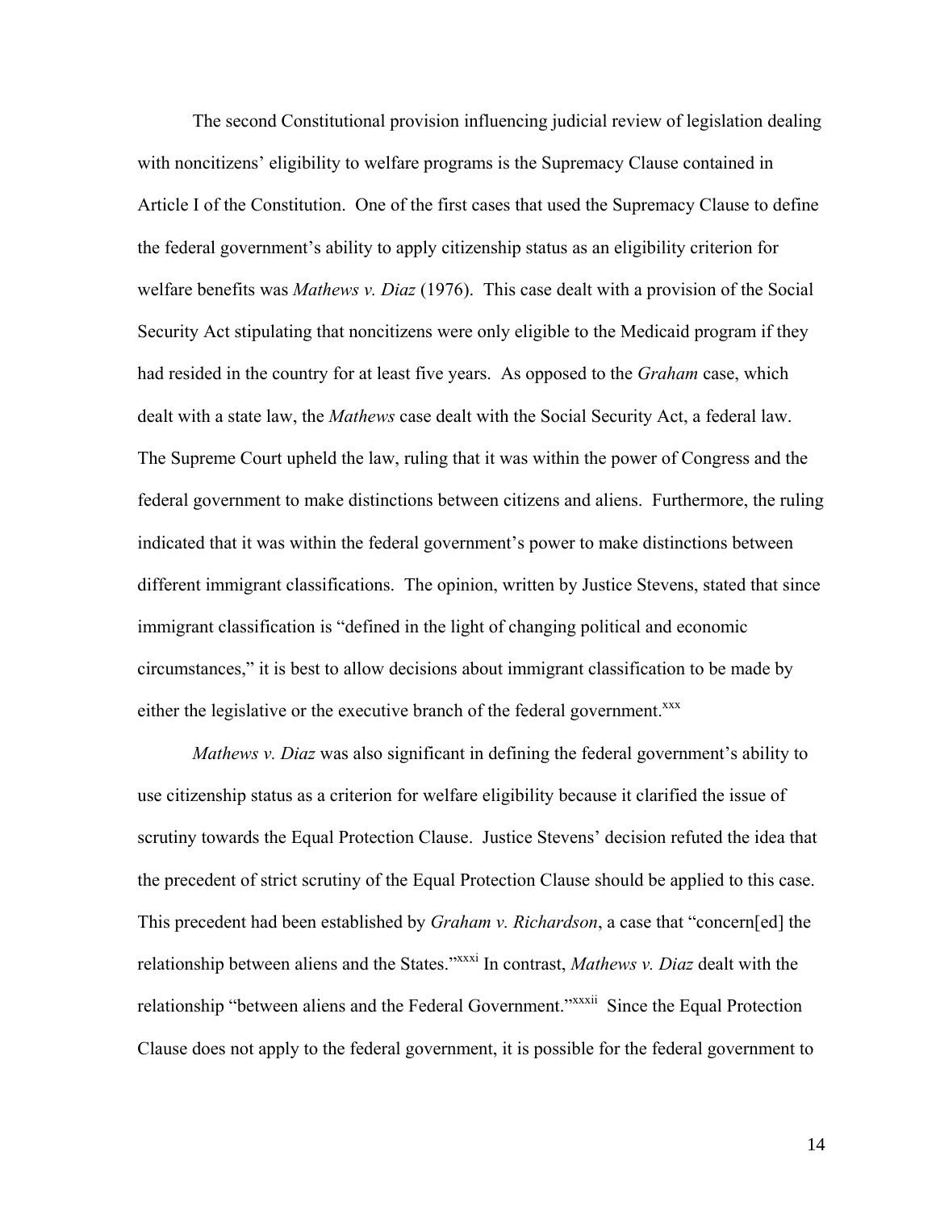The second Constitutional provision influencing judicial review of legislation dealing with noncitizens' eligibility to welfare programs is the Supremacy Clause contained in Article I of the Constitution. One of the first cases that used the Supremacy Clause to define the federal government's ability to apply citizenship status as an eligibility criterion for welfare benefits was *Mathews v. Diaz* (1976). This case dealt with a provision of the Social Security Act stipulating that noncitizens were only eligible to the Medicaid program if they had resided in the country for at least five years. As opposed to the *Graham* case, which dealt with a state law, the *Mathews* case dealt with the Social Security Act, a federal law. The Supreme Court upheld the law, ruling that it was within the power of Congress and the federal government to make distinctions between citizens and aliens. Furthermore, the ruling indicated that it was within the federal government's power to make distinctions between different immigrant classifications. The opinion, written by Justice Stevens, stated that since immigrant classification is "defined in the light of changing political and economic circumstances," it is best to allow decisions about immigrant classification to be made by either the legislative or the executive branch of the federal government.[xxx]

*Mathews v. Diaz* was also significant in defining the federal government's ability to use citizenship status as a criterion for welfare eligibility because it clarified the issue of scrutiny towards the Equal Protection Clause. Justice Stevens' decision refuted the idea that the precedent of strict scrutiny of the Equal Protection Clause should be applied to this case. This precedent had been established by *Graham v. Richardson*, a case that "concern[ed] the relationship between aliens and the States."[xxxi] In contrast, *Mathews v. Diaz* dealt with the relationship "between aliens and the Federal Government."[xxxii] Since the Equal Protection Clause does not apply to the federal government, it is possible for the federal government to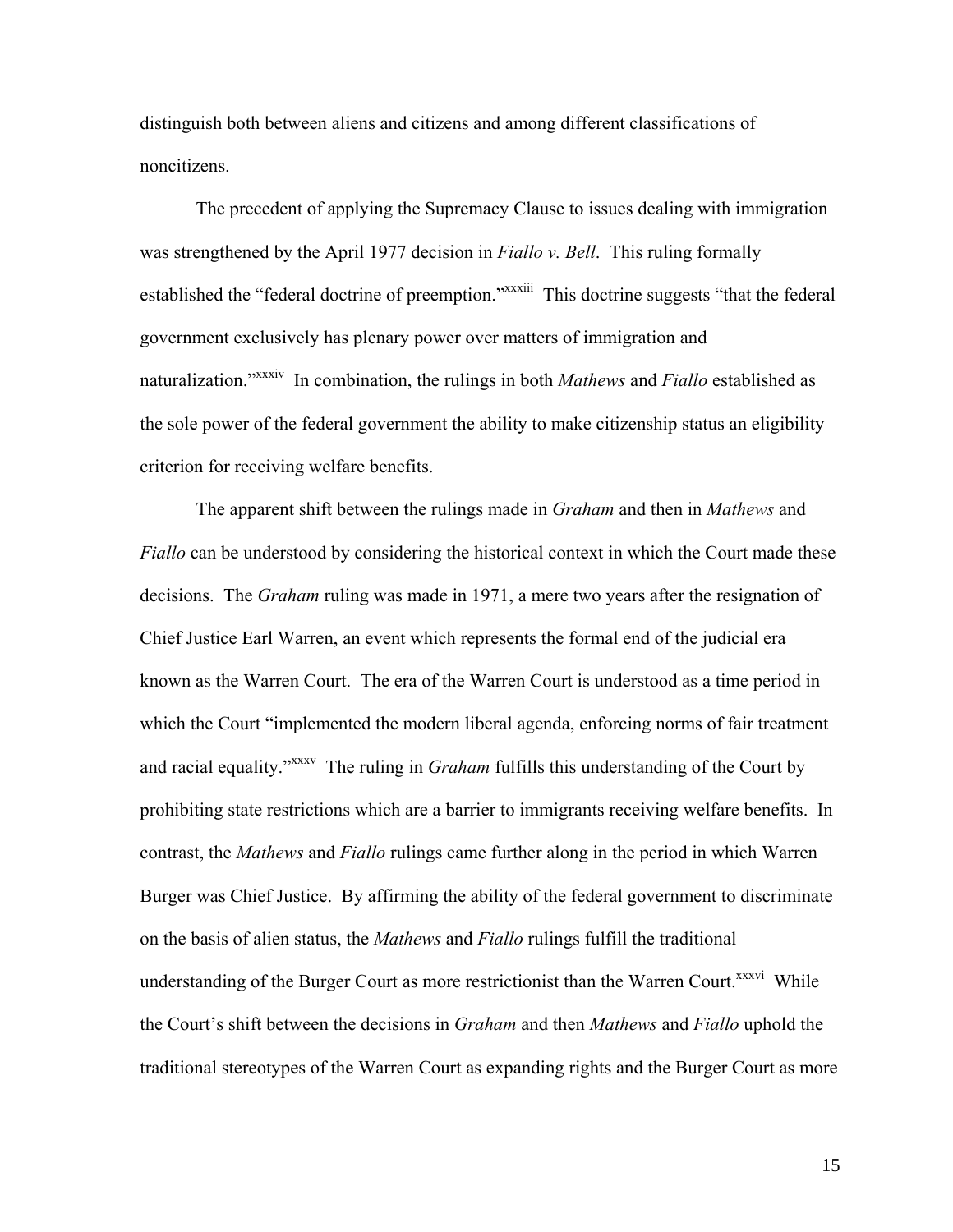distinguish both between aliens and citizens and among different classifications of noncitizens.

The precedent of applying the Supremacy Clause to issues dealing with immigration was strengthened by the April 1977 decision in *Fiallo v. Bell*. This ruling formally established the "federal doctrine of preemption."[xxxiii] This doctrine suggests "that the federal government exclusively has plenary power over matters of immigration and naturalization."[xxxiv] In combination, the rulings in both *Mathews* and *Fiallo* established as the sole power of the federal government the ability to make citizenship status an eligibility criterion for receiving welfare benefits.

The apparent shift between the rulings made in *Graham* and then in *Mathews* and *Fiallo* can be understood by considering the historical context in which the Court made these decisions. The *Graham* ruling was made in 1971, a mere two years after the resignation of Chief Justice Earl Warren, an event which represents the formal end of the judicial era known as the Warren Court. The era of the Warren Court is understood as a time period in which the Court "implemented the modern liberal agenda, enforcing norms of fair treatment and racial equality."[xxxv] The ruling in *Graham* fulfills this understanding of the Court by prohibiting state restrictions which are a barrier to immigrants receiving welfare benefits. In contrast, the *Mathews* and *Fiallo* rulings came further along in the period in which Warren Burger was Chief Justice. By affirming the ability of the federal government to discriminate on the basis of alien status, the *Mathews* and *Fiallo* rulings fulfill the traditional understanding of the Burger Court as more restrictionist than the Warren Court.[xxxvi] While the Court's shift between the decisions in *Graham* and then *Mathews* and *Fiallo* uphold the traditional stereotypes of the Warren Court as expanding rights and the Burger Court as more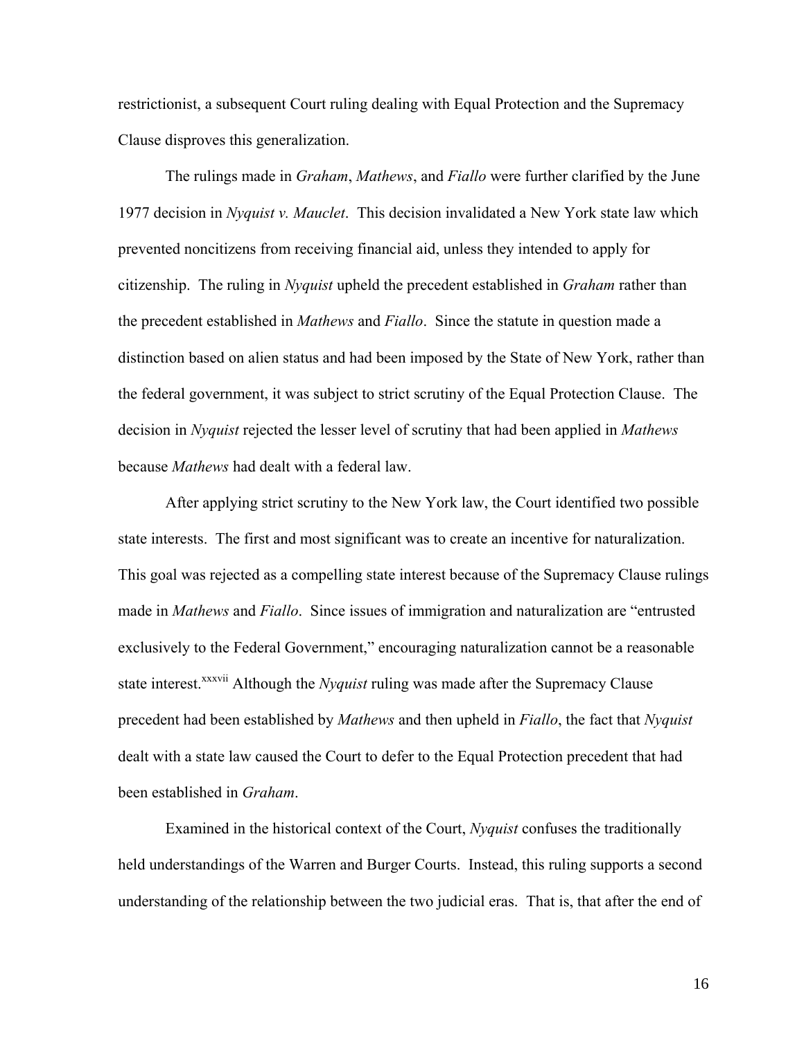restrictionist, a subsequent Court ruling dealing with Equal Protection and the Supremacy Clause disproves this generalization.

The rulings made in *Graham*, *Mathews*, and *Fiallo* were further clarified by the June 1977 decision in *Nyquist v. Mauclet*. This decision invalidated a New York state law which prevented noncitizens from receiving financial aid, unless they intended to apply for citizenship. The ruling in *Nyquist* upheld the precedent established in *Graham* rather than the precedent established in *Mathews* and *Fiallo*. Since the statute in question made a distinction based on alien status and had been imposed by the State of New York, rather than the federal government, it was subject to strict scrutiny of the Equal Protection Clause. The decision in *Nyquist* rejected the lesser level of scrutiny that had been applied in *Mathews* because *Mathews* had dealt with a federal law.

After applying strict scrutiny to the New York law, the Court identified two possible state interests. The first and most significant was to create an incentive for naturalization. This goal was rejected as a compelling state interest because of the Supremacy Clause rulings made in *Mathews* and *Fiallo*. Since issues of immigration and naturalization are "entrusted exclusively to the Federal Government," encouraging naturalization cannot be a reasonable state interest.[xxxvii] Although the *Nyquist* ruling was made after the Supremacy Clause precedent had been established by *Mathews* and then upheld in *Fiallo*, the fact that *Nyquist* dealt with a state law caused the Court to defer to the Equal Protection precedent that had been established in *Graham*.

Examined in the historical context of the Court, *Nyquist* confuses the traditionally held understandings of the Warren and Burger Courts. Instead, this ruling supports a second understanding of the relationship between the two judicial eras. That is, that after the end of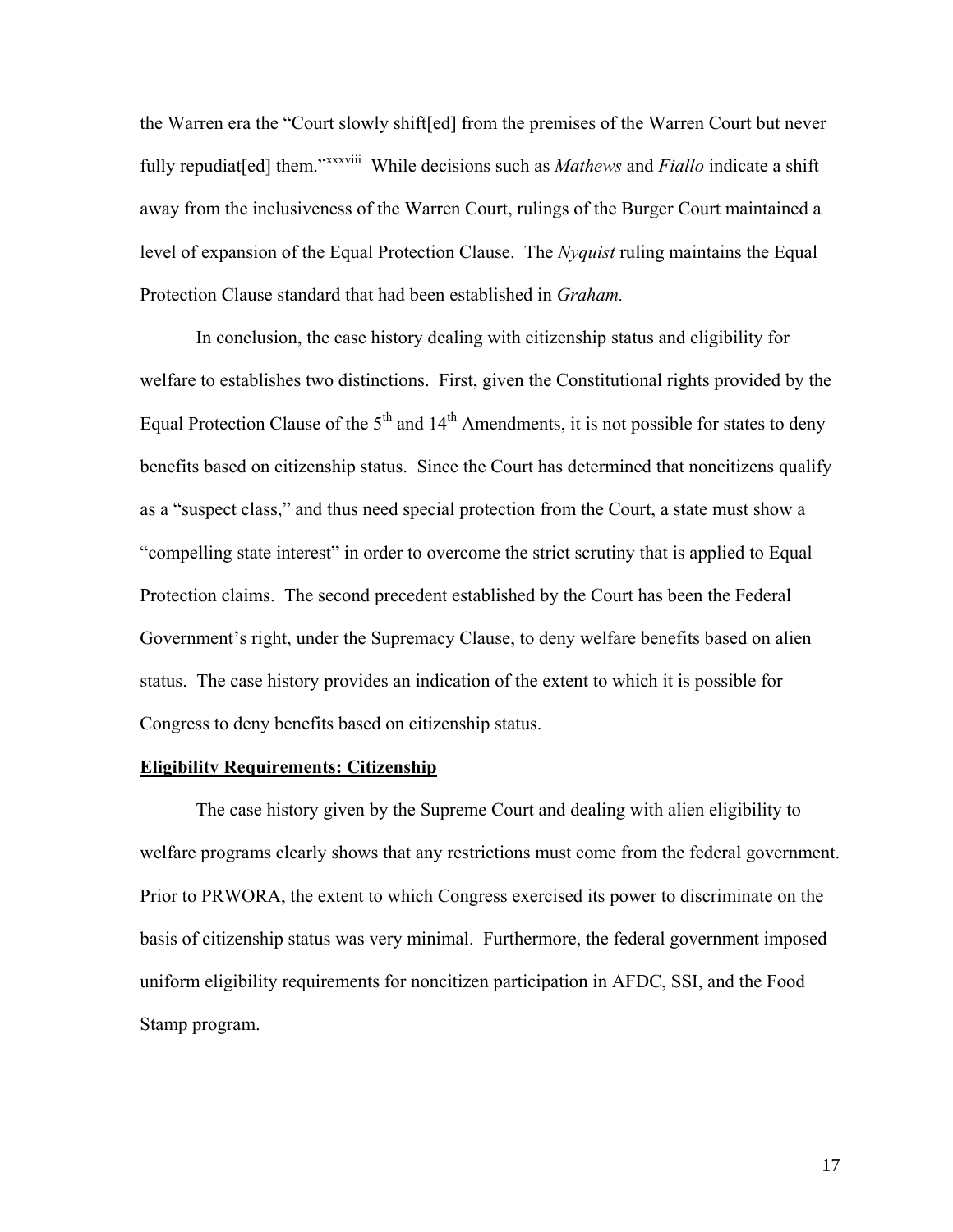the Warren era the "Court slowly shift[ed] from the premises of the Warren Court but never fully repudiat[ed] them."[xxxviii] While decisions such as *Mathews* and *Fiallo* indicate a shift away from the inclusiveness of the Warren Court, rulings of the Burger Court maintained a level of expansion of the Equal Protection Clause. The *Nyquist* ruling maintains the Equal Protection Clause standard that had been established in *Graham.*

In conclusion, the case history dealing with citizenship status and eligibility for welfare to establishes two distinctions. First, given the Constitutional rights provided by the Equal Protection Clause of the 5th and 14th Amendments, it is not possible for states to deny benefits based on citizenship status. Since the Court has determined that noncitizens qualify as a "suspect class," and thus need special protection from the Court, a state must show a "compelling state interest" in order to overcome the strict scrutiny that is applied to Equal Protection claims. The second precedent established by the Court has been the Federal Government's right, under the Supremacy Clause, to deny welfare benefits based on alien status. The case history provides an indication of the extent to which it is possible for Congress to deny benefits based on citizenship status.

**Eligibility Requirements: Citizenship**

The case history given by the Supreme Court and dealing with alien eligibility to welfare programs clearly shows that any restrictions must come from the federal government. Prior to PRWORA, the extent to which Congress exercised its power to discriminate on the basis of citizenship status was very minimal. Furthermore, the federal government imposed uniform eligibility requirements for noncitizen participation in AFDC, SSI, and the Food Stamp program.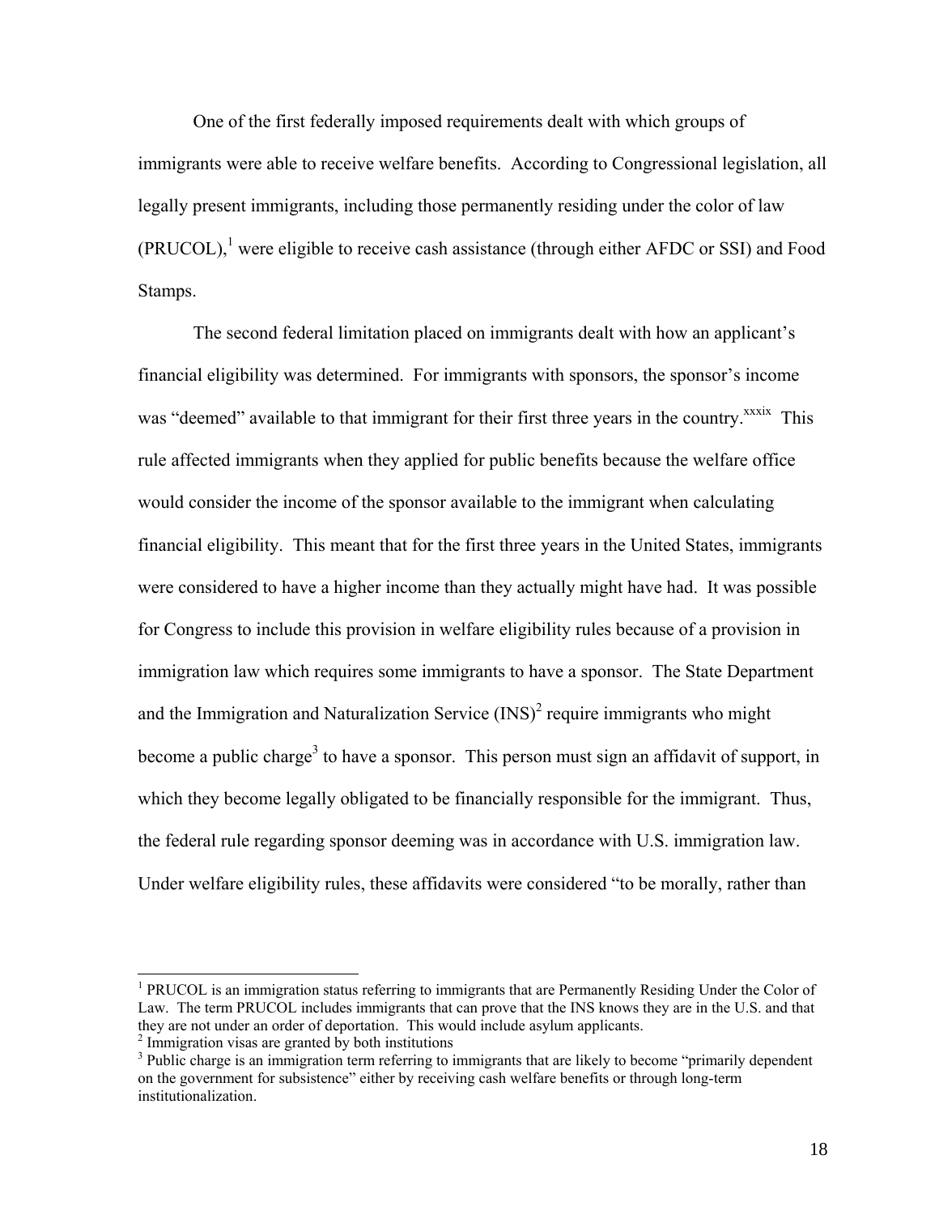One of the first federally imposed requirements dealt with which groups of immigrants were able to receive welfare benefits. According to Congressional legislation, all legally present immigrants, including those permanently residing under the color of law (PRUCOL),[1] were eligible to receive cash assistance (through either AFDC or SSI) and Food Stamps.

The second federal limitation placed on immigrants dealt with how an applicant's financial eligibility was determined. For immigrants with sponsors, the sponsor's income was "deemed" available to that immigrant for their first three years in the country.[xxxix] This rule affected immigrants when they applied for public benefits because the welfare office would consider the income of the sponsor available to the immigrant when calculating financial eligibility. This meant that for the first three years in the United States, immigrants were considered to have a higher income than they actually might have had. It was possible for Congress to include this provision in welfare eligibility rules because of a provision in immigration law which requires some immigrants to have a sponsor. The State Department and the Immigration and Naturalization Service (INS)[2] require immigrants who might become a public charge[3] to have a sponsor. This person must sign an affidavit of support, in which they become legally obligated to be financially responsible for the immigrant. Thus, the federal rule regarding sponsor deeming was in accordance with U.S. immigration law. Under welfare eligibility rules, these affidavits were considered "to be morally, rather than

---

[1] PRUCOL is an immigration status referring to immigrants that are Permanently Residing Under the Color of Law. The term PRUCOL includes immigrants that can prove that the INS knows they are in the U.S. and that they are not under an order of deportation. This would include asylum applicants.

[2] Immigration visas are granted by both institutions

[3] Public charge is an immigration term referring to immigrants that are likely to become "primarily dependent on the government for subsistence" either by receiving cash welfare benefits or through long-term institutionalization.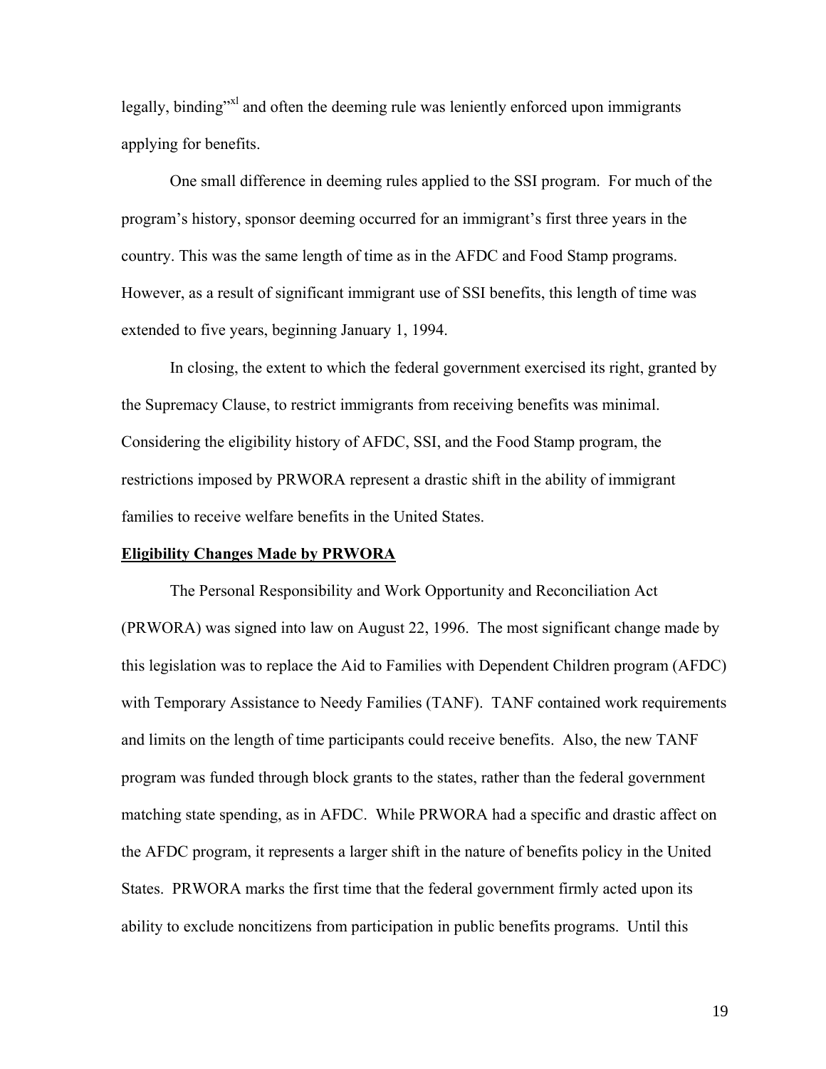legally, binding"[xl] and often the deeming rule was leniently enforced upon immigrants applying for benefits.

One small difference in deeming rules applied to the SSI program. For much of the program's history, sponsor deeming occurred for an immigrant's first three years in the country. This was the same length of time as in the AFDC and Food Stamp programs. However, as a result of significant immigrant use of SSI benefits, this length of time was extended to five years, beginning January 1, 1994.

In closing, the extent to which the federal government exercised its right, granted by the Supremacy Clause, to restrict immigrants from receiving benefits was minimal. Considering the eligibility history of AFDC, SSI, and the Food Stamp program, the restrictions imposed by PRWORA represent a drastic shift in the ability of immigrant families to receive welfare benefits in the United States.

**Eligibility Changes Made by PRWORA**

The Personal Responsibility and Work Opportunity and Reconciliation Act (PRWORA) was signed into law on August 22, 1996. The most significant change made by this legislation was to replace the Aid to Families with Dependent Children program (AFDC) with Temporary Assistance to Needy Families (TANF). TANF contained work requirements and limits on the length of time participants could receive benefits. Also, the new TANF program was funded through block grants to the states, rather than the federal government matching state spending, as in AFDC. While PRWORA had a specific and drastic affect on the AFDC program, it represents a larger shift in the nature of benefits policy in the United States. PRWORA marks the first time that the federal government firmly acted upon its ability to exclude noncitizens from participation in public benefits programs. Until this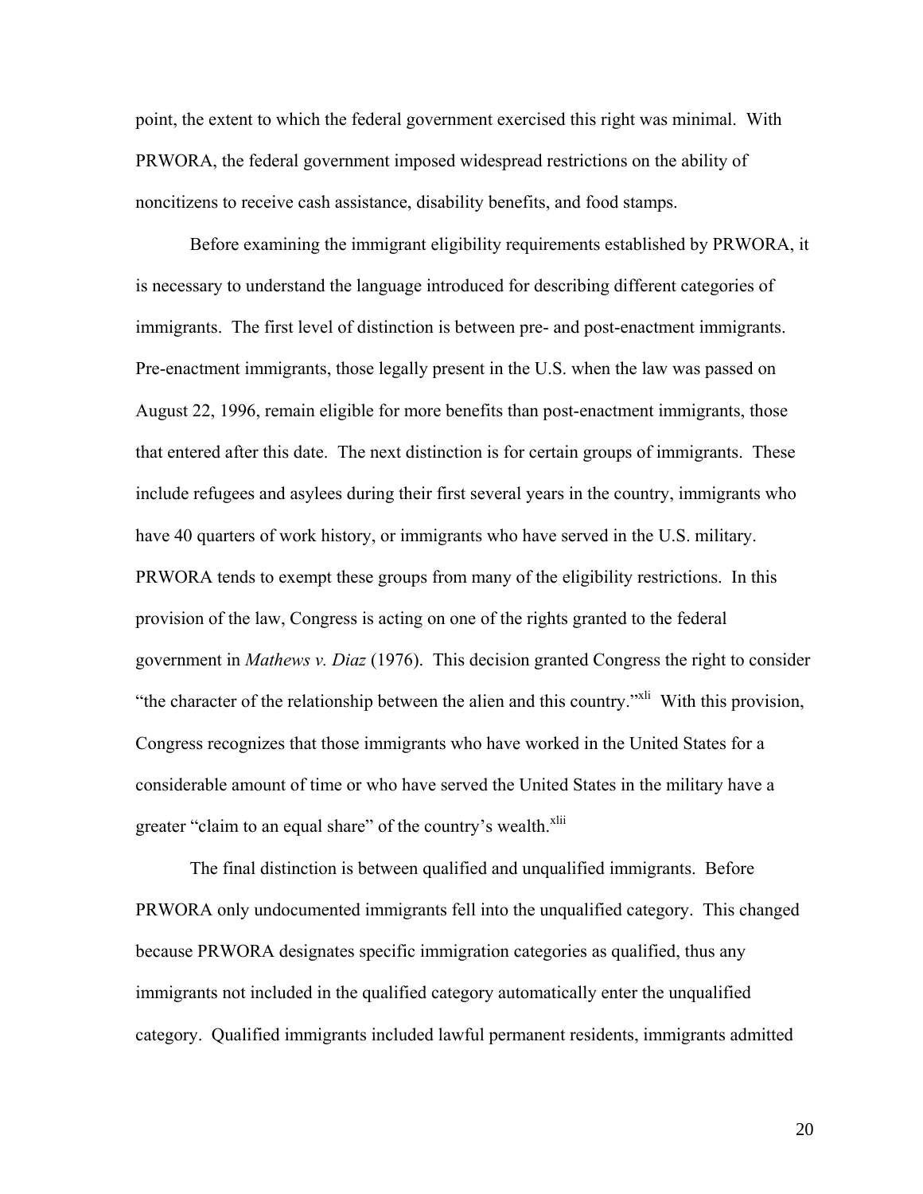point, the extent to which the federal government exercised this right was minimal. With PRWORA, the federal government imposed widespread restrictions on the ability of noncitizens to receive cash assistance, disability benefits, and food stamps.

Before examining the immigrant eligibility requirements established by PRWORA, it is necessary to understand the language introduced for describing different categories of immigrants. The first level of distinction is between pre- and post-enactment immigrants. Pre-enactment immigrants, those legally present in the U.S. when the law was passed on August 22, 1996, remain eligible for more benefits than post-enactment immigrants, those that entered after this date. The next distinction is for certain groups of immigrants. These include refugees and asylees during their first several years in the country, immigrants who have 40 quarters of work history, or immigrants who have served in the U.S. military. PRWORA tends to exempt these groups from many of the eligibility restrictions. In this provision of the law, Congress is acting on one of the rights granted to the federal government in *Mathews v. Diaz* (1976). This decision granted Congress the right to consider "the character of the relationship between the alien and this country."[xli] With this provision, Congress recognizes that those immigrants who have worked in the United States for a considerable amount of time or who have served the United States in the military have a greater "claim to an equal share" of the country's wealth.[xlii]

The final distinction is between qualified and unqualified immigrants. Before PRWORA only undocumented immigrants fell into the unqualified category. This changed because PRWORA designates specific immigration categories as qualified, thus any immigrants not included in the qualified category automatically enter the unqualified category. Qualified immigrants included lawful permanent residents, immigrants admitted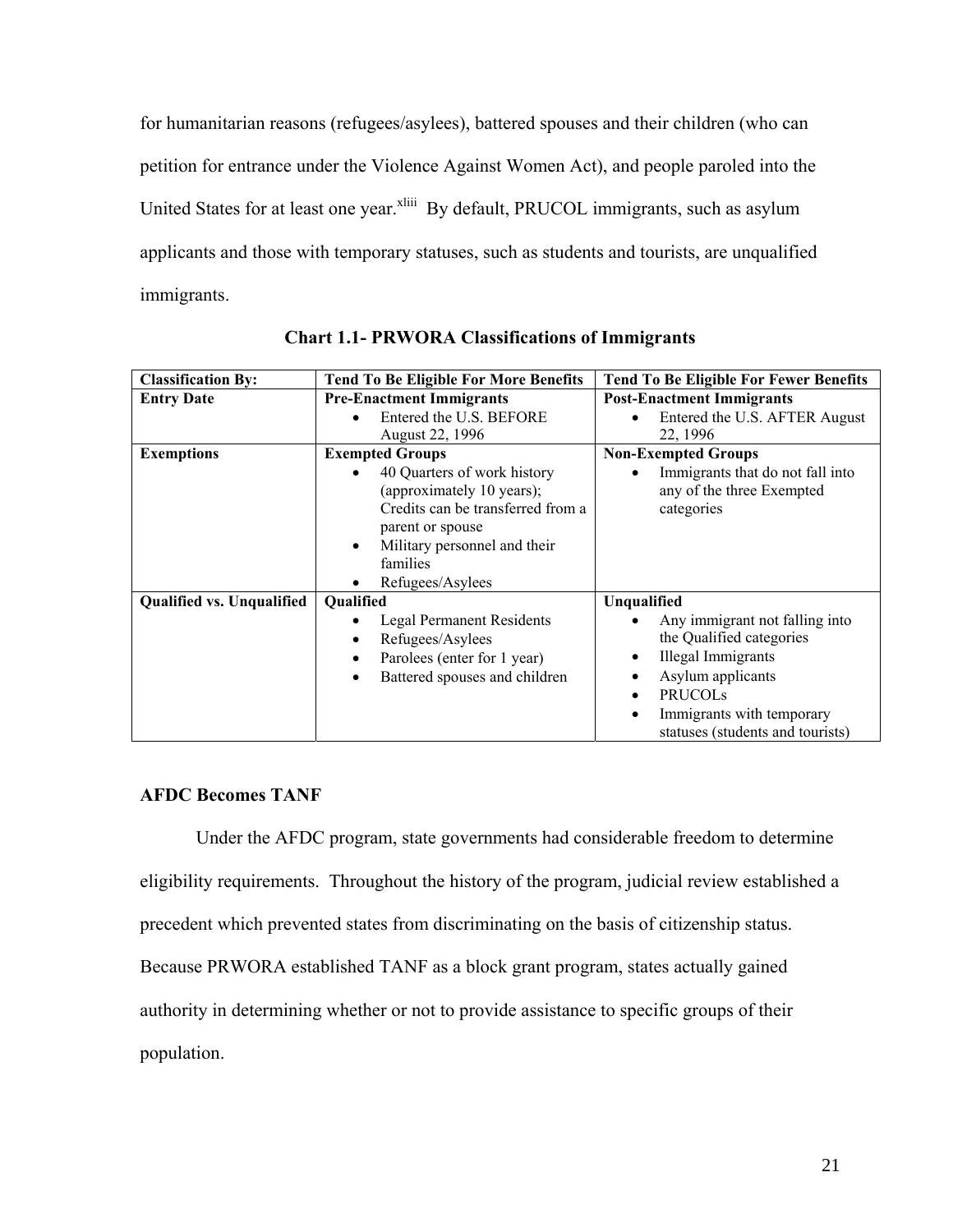for humanitarian reasons (refugees/asylees), battered spouses and their children (who can petition for entrance under the Violence Against Women Act), and people paroled into the United States for at least one year.[xliii] By default, PRUCOL immigrants, such as asylum applicants and those with temporary statuses, such as students and tourists, are unqualified immigrants.

**Chart 1.1- PRWORA Classifications of Immigrants**

| Classification By: | Tend To Be Eligible For More Benefits | Tend To Be Eligible For Fewer Benefits |
|---|---|---|
| **Entry Date** | **Pre-Enactment Immigrants**<br>• Entered the U.S. BEFORE August 22, 1996 | **Post-Enactment Immigrants**<br>• Entered the U.S. AFTER August 22, 1996 |
| **Exemptions** | **Exempted Groups**<br>• 40 Quarters of work history (approximately 10 years); Credits can be transferred from a parent or spouse<br>• Military personnel and their families<br>• Refugees/Asylees | **Non-Exempted Groups**<br>• Immigrants that do not fall into any of the three Exempted categories |
| **Qualified vs. Unqualified** | **Qualified**<br>• Legal Permanent Residents<br>• Refugees/Asylees<br>• Parolees (enter for 1 year)<br>• Battered spouses and children | **Unqualified**<br>• Any immigrant not falling into the Qualified categories<br>• Illegal Immigrants<br>• Asylum applicants<br>• PRUCOLs<br>• Immigrants with temporary statuses (students and tourists) |

### AFDC Becomes TANF

Under the AFDC program, state governments had considerable freedom to determine eligibility requirements. Throughout the history of the program, judicial review established a precedent which prevented states from discriminating on the basis of citizenship status. Because PRWORA established TANF as a block grant program, states actually gained authority in determining whether or not to provide assistance to specific groups of their population.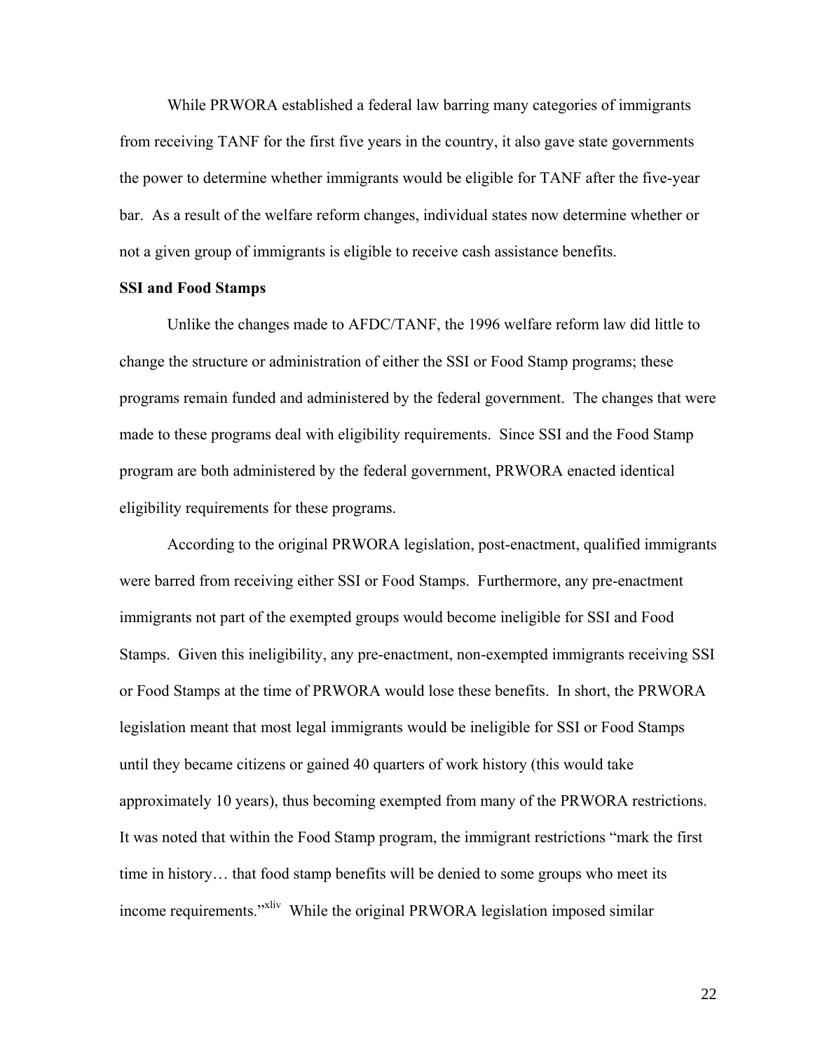While PRWORA established a federal law barring many categories of immigrants from receiving TANF for the first five years in the country, it also gave state governments the power to determine whether immigrants would be eligible for TANF after the five-year bar. As a result of the welfare reform changes, individual states now determine whether or not a given group of immigrants is eligible to receive cash assistance benefits.

**SSI and Food Stamps**

Unlike the changes made to AFDC/TANF, the 1996 welfare reform law did little to change the structure or administration of either the SSI or Food Stamp programs; these programs remain funded and administered by the federal government. The changes that were made to these programs deal with eligibility requirements. Since SSI and the Food Stamp program are both administered by the federal government, PRWORA enacted identical eligibility requirements for these programs.

According to the original PRWORA legislation, post-enactment, qualified immigrants were barred from receiving either SSI or Food Stamps. Furthermore, any pre-enactment immigrants not part of the exempted groups would become ineligible for SSI and Food Stamps. Given this ineligibility, any pre-enactment, non-exempted immigrants receiving SSI or Food Stamps at the time of PRWORA would lose these benefits. In short, the PRWORA legislation meant that most legal immigrants would be ineligible for SSI or Food Stamps until they became citizens or gained 40 quarters of work history (this would take approximately 10 years), thus becoming exempted from many of the PRWORA restrictions. It was noted that within the Food Stamp program, the immigrant restrictions "mark the first time in history… that food stamp benefits will be denied to some groups who meet its income requirements."[xliv] While the original PRWORA legislation imposed similar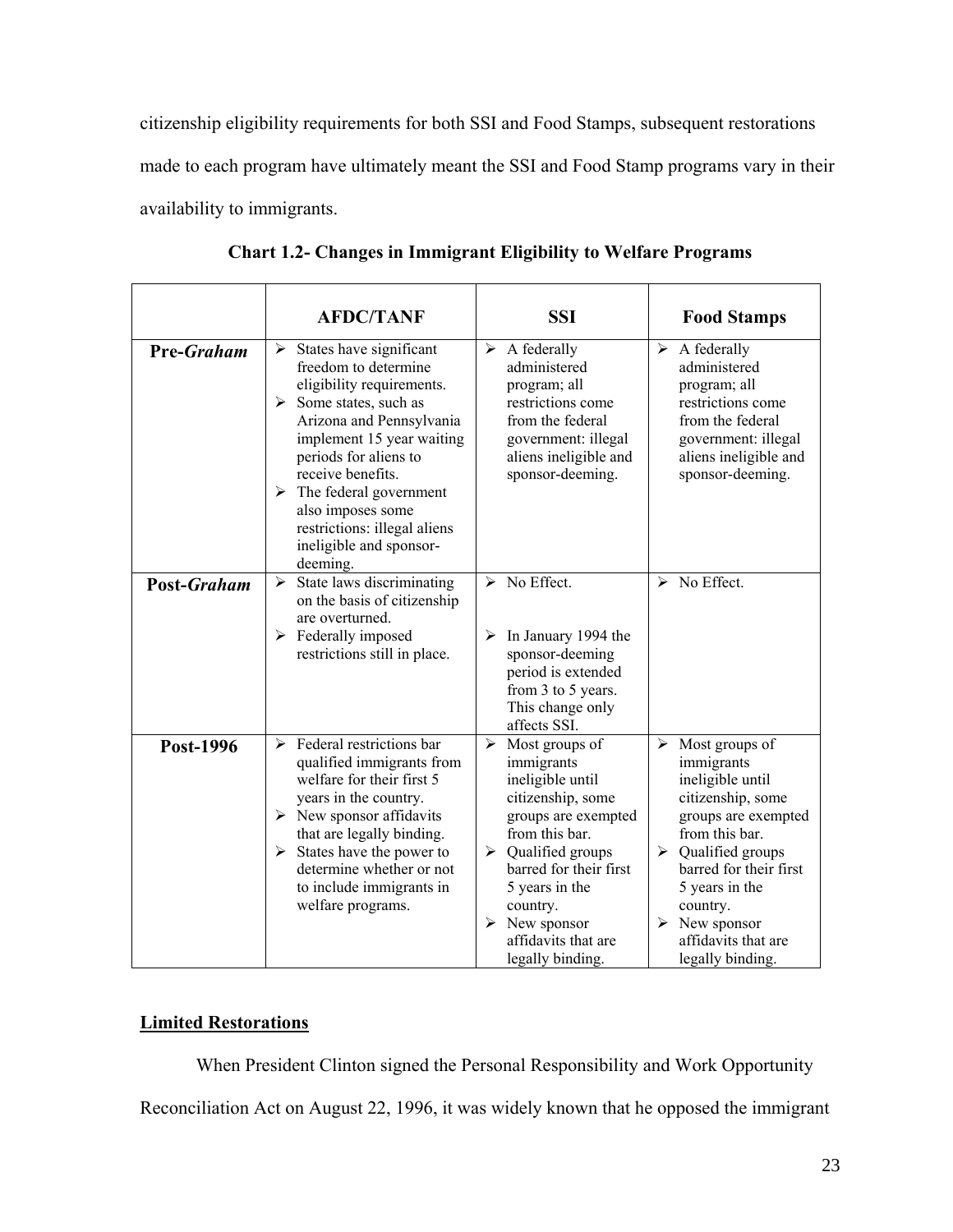citizenship eligibility requirements for both SSI and Food Stamps, subsequent restorations made to each program have ultimately meant the SSI and Food Stamp programs vary in their availability to immigrants.

**Chart 1.2- Changes in Immigrant Eligibility to Welfare Programs**

| | AFDC/TANF | SSI | Food Stamps |
|---|---|---|---|
| **Pre-*Graham*** | ➢ States have significant freedom to determine eligibility requirements.<br>➢ Some states, such as Arizona and Pennsylvania implement 15 year waiting periods for aliens to receive benefits.<br>➢ The federal government also imposes some restrictions: illegal aliens ineligible and sponsor-deeming. | ➢ A federally administered program; all restrictions come from the federal government: illegal aliens ineligible and sponsor-deeming. | ➢ A federally administered program; all restrictions come from the federal government: illegal aliens ineligible and sponsor-deeming. |
| **Post-*Graham*** | ➢ State laws discriminating on the basis of citizenship are overturned.<br>➢ Federally imposed restrictions still in place. | ➢ No Effect.<br>➢ In January 1994 the sponsor-deeming period is extended from 3 to 5 years. This change only affects SSI. | ➢ No Effect. |
| **Post-1996** | ➢ Federal restrictions bar qualified immigrants from welfare for their first 5 years in the country.<br>➢ New sponsor affidavits that are legally binding.<br>➢ States have the power to determine whether or not to include immigrants in welfare programs. | ➢ Most groups of immigrants ineligible until citizenship, some groups are exempted from this bar.<br>➢ Qualified groups barred for their first 5 years in the country.<br>➢ New sponsor affidavits that are legally binding. | ➢ Most groups of immigrants ineligible until citizenship, some groups are exempted from this bar.<br>➢ Qualified groups barred for their first 5 years in the country.<br>➢ New sponsor affidavits that are legally binding. |

## Limited Restorations

When President Clinton signed the Personal Responsibility and Work Opportunity Reconciliation Act on August 22, 1996, it was widely known that he opposed the immigrant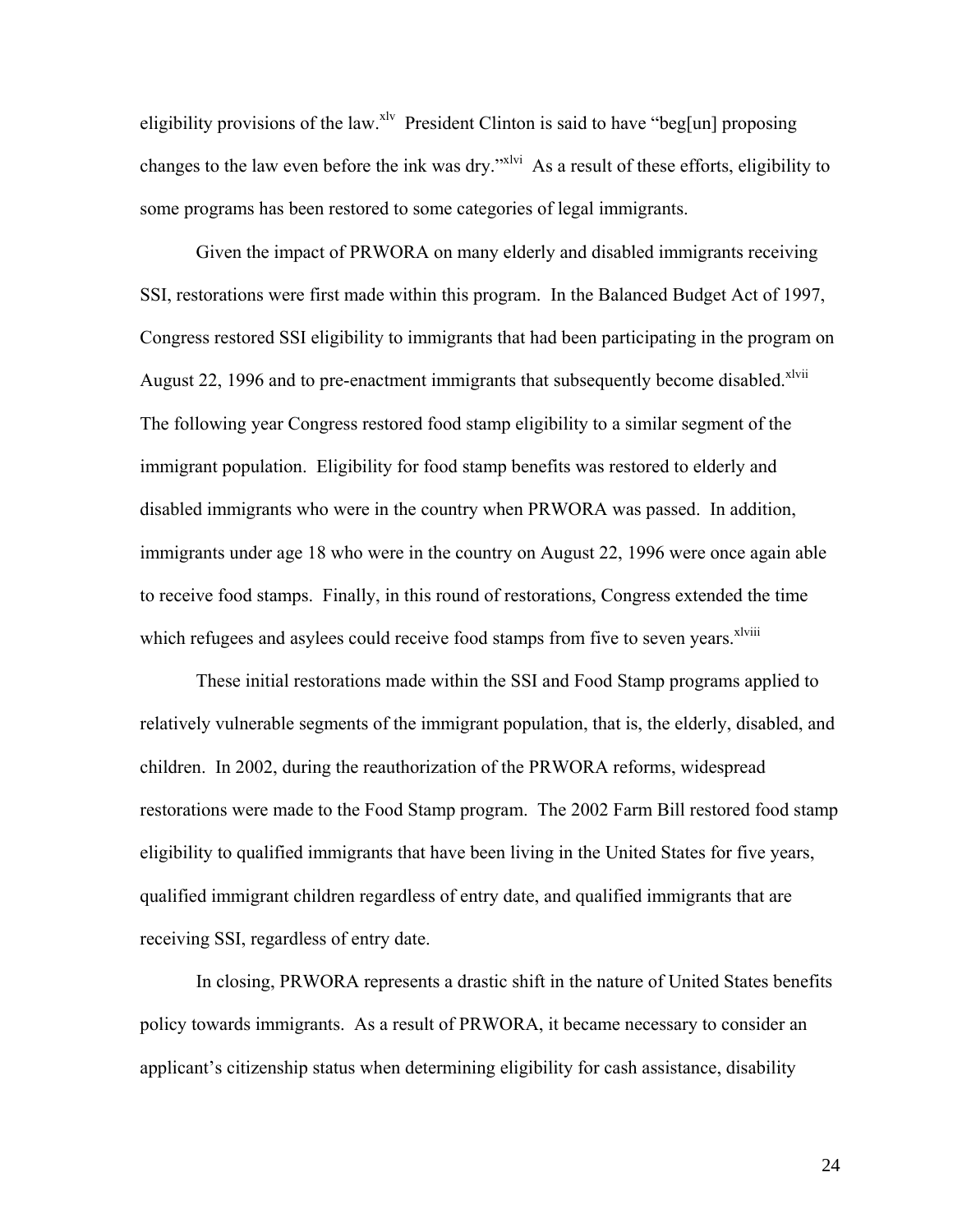eligibility provisions of the law.[xlv] President Clinton is said to have "beg[un] proposing changes to the law even before the ink was dry."[xlvi] As a result of these efforts, eligibility to some programs has been restored to some categories of legal immigrants.

Given the impact of PRWORA on many elderly and disabled immigrants receiving SSI, restorations were first made within this program. In the Balanced Budget Act of 1997, Congress restored SSI eligibility to immigrants that had been participating in the program on August 22, 1996 and to pre-enactment immigrants that subsequently become disabled.[xlvii] The following year Congress restored food stamp eligibility to a similar segment of the immigrant population. Eligibility for food stamp benefits was restored to elderly and disabled immigrants who were in the country when PRWORA was passed. In addition, immigrants under age 18 who were in the country on August 22, 1996 were once again able to receive food stamps. Finally, in this round of restorations, Congress extended the time which refugees and asylees could receive food stamps from five to seven years.[xlviii]

These initial restorations made within the SSI and Food Stamp programs applied to relatively vulnerable segments of the immigrant population, that is, the elderly, disabled, and children. In 2002, during the reauthorization of the PRWORA reforms, widespread restorations were made to the Food Stamp program. The 2002 Farm Bill restored food stamp eligibility to qualified immigrants that have been living in the United States for five years, qualified immigrant children regardless of entry date, and qualified immigrants that are receiving SSI, regardless of entry date.

In closing, PRWORA represents a drastic shift in the nature of United States benefits policy towards immigrants. As a result of PRWORA, it became necessary to consider an applicant's citizenship status when determining eligibility for cash assistance, disability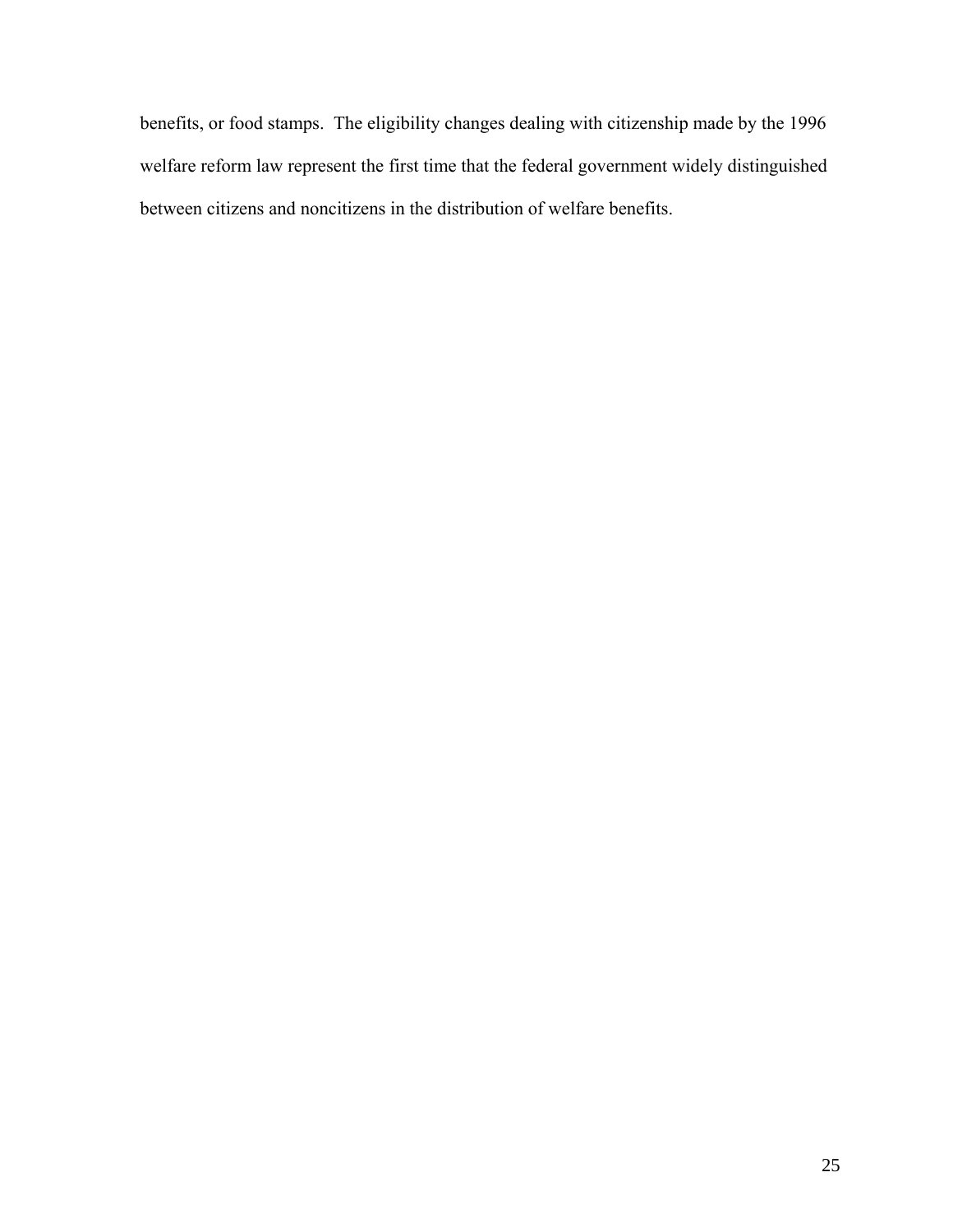benefits, or food stamps. The eligibility changes dealing with citizenship made by the 1996 welfare reform law represent the first time that the federal government widely distinguished between citizens and noncitizens in the distribution of welfare benefits.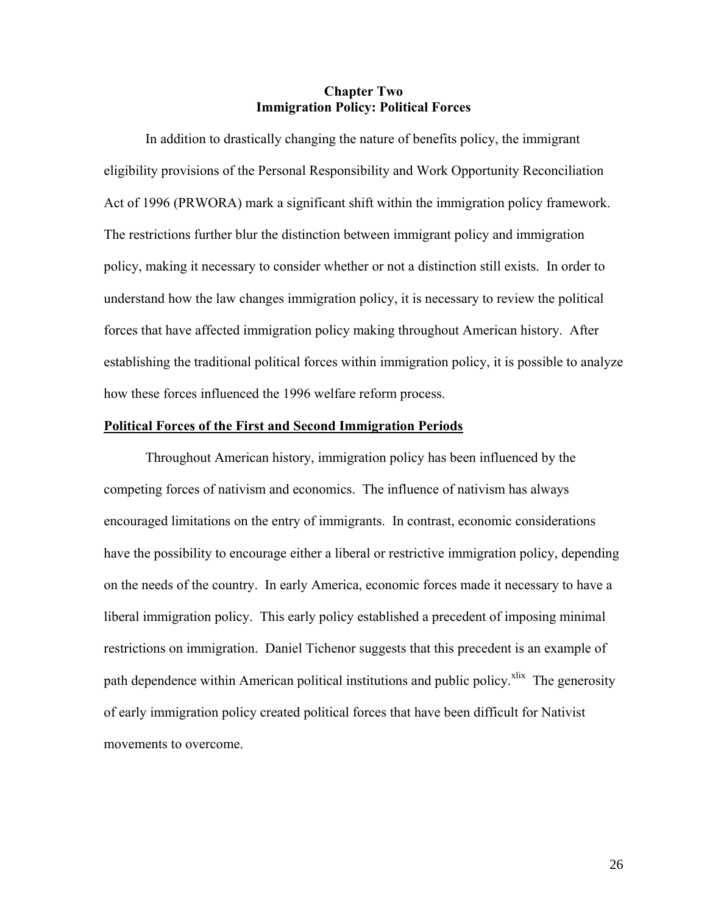# Chapter Two
## Immigration Policy: Political Forces

In addition to drastically changing the nature of benefits policy, the immigrant eligibility provisions of the Personal Responsibility and Work Opportunity Reconciliation Act of 1996 (PRWORA) mark a significant shift within the immigration policy framework. The restrictions further blur the distinction between immigrant policy and immigration policy, making it necessary to consider whether or not a distinction still exists. In order to understand how the law changes immigration policy, it is necessary to review the political forces that have affected immigration policy making throughout American history. After establishing the traditional political forces within immigration policy, it is possible to analyze how these forces influenced the 1996 welfare reform process.

### Political Forces of the First and Second Immigration Periods

Throughout American history, immigration policy has been influenced by the competing forces of nativism and economics. The influence of nativism has always encouraged limitations on the entry of immigrants. In contrast, economic considerations have the possibility to encourage either a liberal or restrictive immigration policy, depending on the needs of the country. In early America, economic forces made it necessary to have a liberal immigration policy. This early policy established a precedent of imposing minimal restrictions on immigration. Daniel Tichenor suggests that this precedent is an example of path dependence within American political institutions and public policy.[xlix] The generosity of early immigration policy created political forces that have been difficult for Nativist movements to overcome.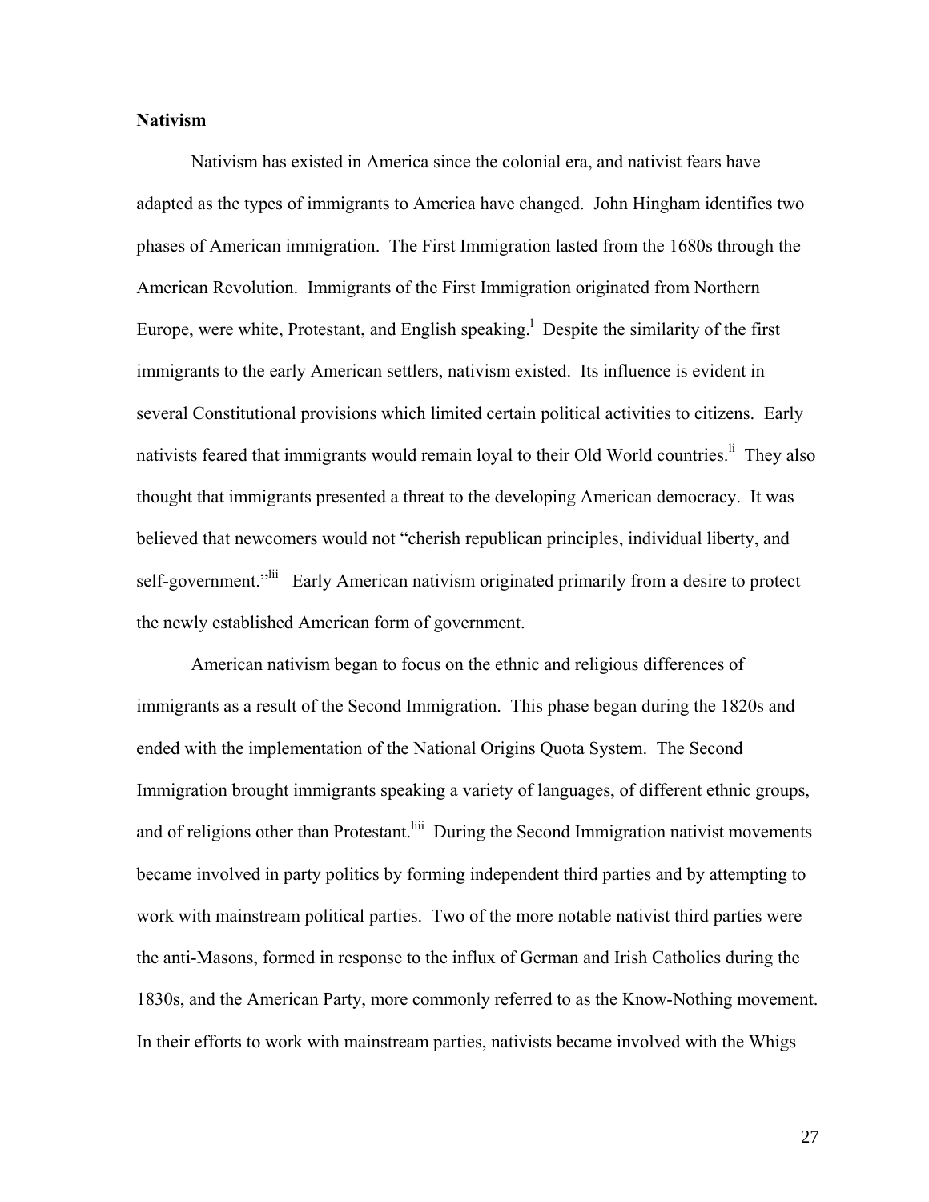**Nativism**

Nativism has existed in America since the colonial era, and nativist fears have adapted as the types of immigrants to America have changed. John Hingham identifies two phases of American immigration. The First Immigration lasted from the 1680s through the American Revolution. Immigrants of the First Immigration originated from Northern Europe, were white, Protestant, and English speaking.[l] Despite the similarity of the first immigrants to the early American settlers, nativism existed. Its influence is evident in several Constitutional provisions which limited certain political activities to citizens. Early nativists feared that immigrants would remain loyal to their Old World countries.[li] They also thought that immigrants presented a threat to the developing American democracy. It was believed that newcomers would not "cherish republican principles, individual liberty, and self-government."[lii] Early American nativism originated primarily from a desire to protect the newly established American form of government.

American nativism began to focus on the ethnic and religious differences of immigrants as a result of the Second Immigration. This phase began during the 1820s and ended with the implementation of the National Origins Quota System. The Second Immigration brought immigrants speaking a variety of languages, of different ethnic groups, and of religions other than Protestant.[liii] During the Second Immigration nativist movements became involved in party politics by forming independent third parties and by attempting to work with mainstream political parties. Two of the more notable nativist third parties were the anti-Masons, formed in response to the influx of German and Irish Catholics during the 1830s, and the American Party, more commonly referred to as the Know-Nothing movement. In their efforts to work with mainstream parties, nativists became involved with the Whigs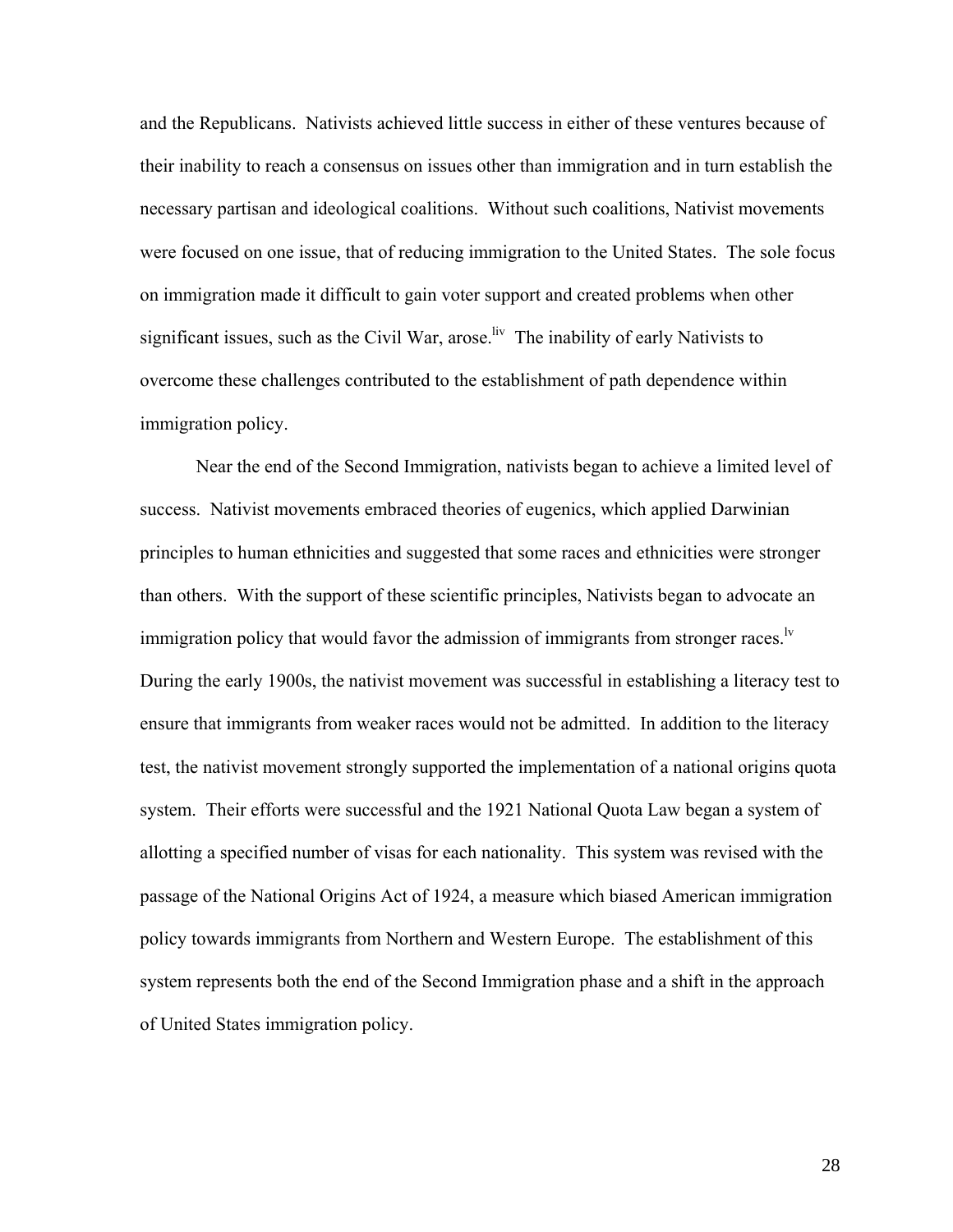and the Republicans. Nativists achieved little success in either of these ventures because of their inability to reach a consensus on issues other than immigration and in turn establish the necessary partisan and ideological coalitions. Without such coalitions, Nativist movements were focused on one issue, that of reducing immigration to the United States. The sole focus on immigration made it difficult to gain voter support and created problems when other significant issues, such as the Civil War, arose.[liv] The inability of early Nativists to overcome these challenges contributed to the establishment of path dependence within immigration policy.

Near the end of the Second Immigration, nativists began to achieve a limited level of success. Nativist movements embraced theories of eugenics, which applied Darwinian principles to human ethnicities and suggested that some races and ethnicities were stronger than others. With the support of these scientific principles, Nativists began to advocate an immigration policy that would favor the admission of immigrants from stronger races.[lv] During the early 1900s, the nativist movement was successful in establishing a literacy test to ensure that immigrants from weaker races would not be admitted. In addition to the literacy test, the nativist movement strongly supported the implementation of a national origins quota system. Their efforts were successful and the 1921 National Quota Law began a system of allotting a specified number of visas for each nationality. This system was revised with the passage of the National Origins Act of 1924, a measure which biased American immigration policy towards immigrants from Northern and Western Europe. The establishment of this system represents both the end of the Second Immigration phase and a shift in the approach of United States immigration policy.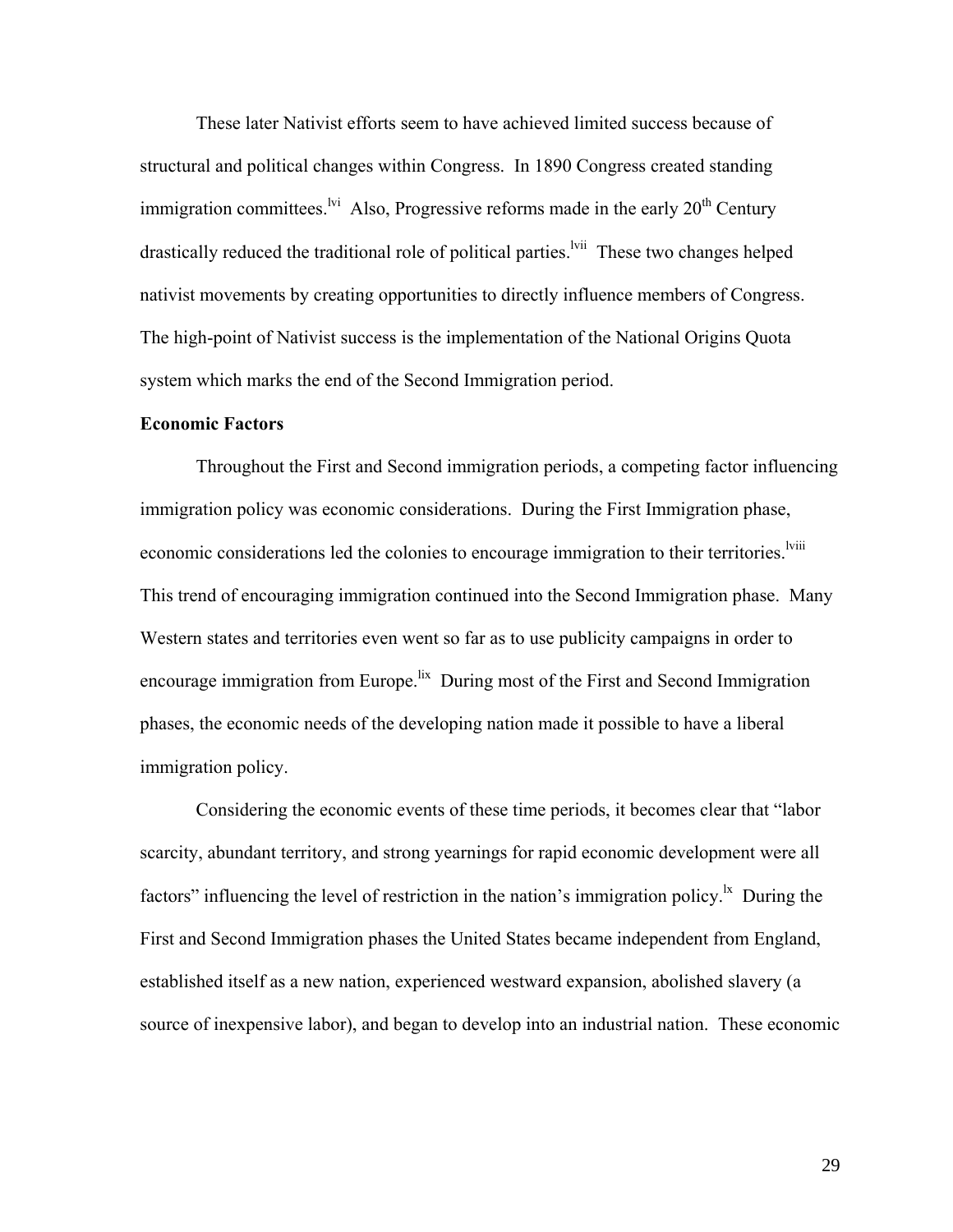These later Nativist efforts seem to have achieved limited success because of structural and political changes within Congress. In 1890 Congress created standing immigration committees.[lvi] Also, Progressive reforms made in the early 20th Century drastically reduced the traditional role of political parties.[lvii] These two changes helped nativist movements by creating opportunities to directly influence members of Congress. The high-point of Nativist success is the implementation of the National Origins Quota system which marks the end of the Second Immigration period.

**Economic Factors**

Throughout the First and Second immigration periods, a competing factor influencing immigration policy was economic considerations. During the First Immigration phase, economic considerations led the colonies to encourage immigration to their territories.[lviii] This trend of encouraging immigration continued into the Second Immigration phase. Many Western states and territories even went so far as to use publicity campaigns in order to encourage immigration from Europe.[lix] During most of the First and Second Immigration phases, the economic needs of the developing nation made it possible to have a liberal immigration policy.

Considering the economic events of these time periods, it becomes clear that "labor scarcity, abundant territory, and strong yearnings for rapid economic development were all factors" influencing the level of restriction in the nation's immigration policy.[lx] During the First and Second Immigration phases the United States became independent from England, established itself as a new nation, experienced westward expansion, abolished slavery (a source of inexpensive labor), and began to develop into an industrial nation. These economic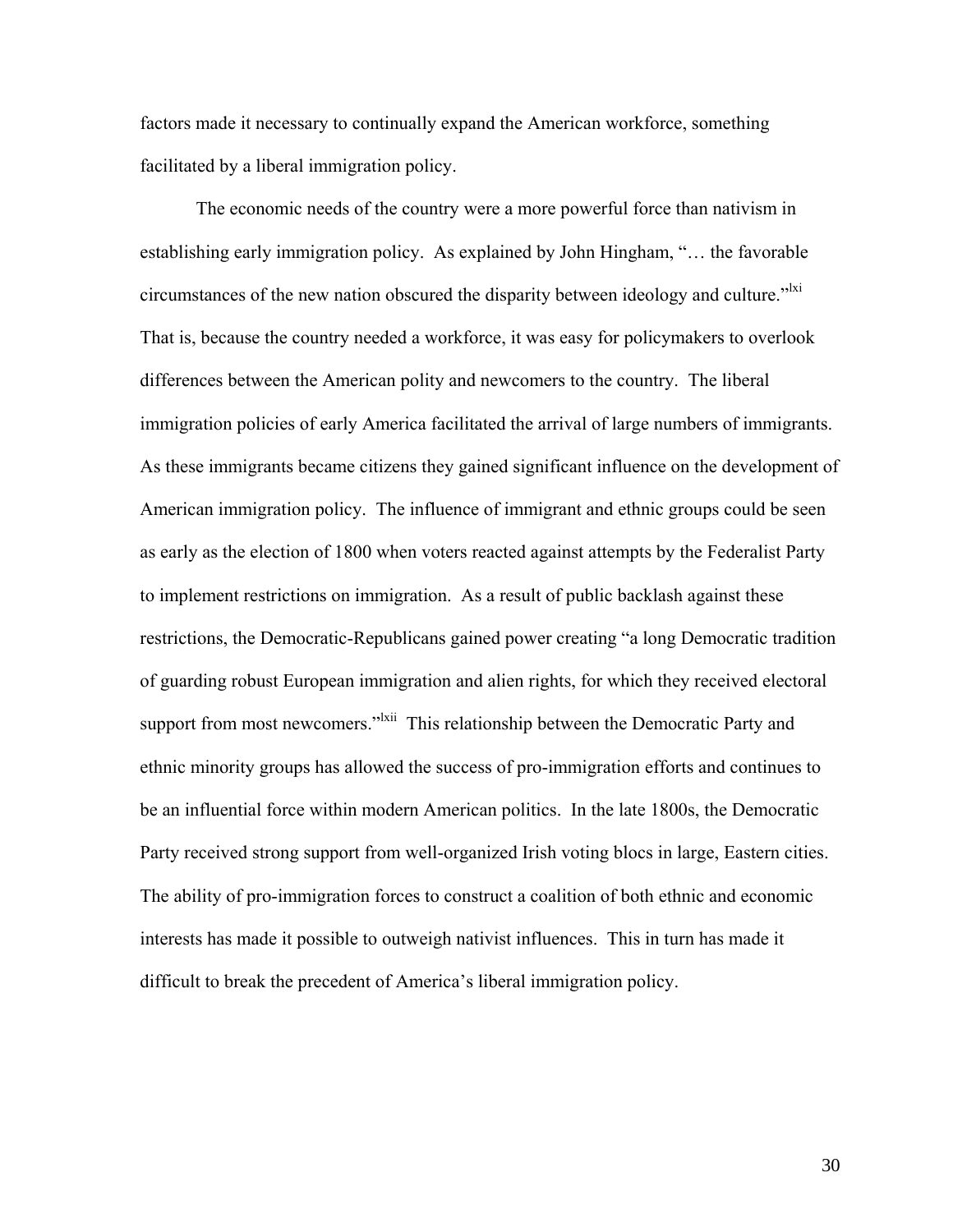factors made it necessary to continually expand the American workforce, something facilitated by a liberal immigration policy.

The economic needs of the country were a more powerful force than nativism in establishing early immigration policy. As explained by John Hingham, "… the favorable circumstances of the new nation obscured the disparity between ideology and culture."[lxi] That is, because the country needed a workforce, it was easy for policymakers to overlook differences between the American polity and newcomers to the country. The liberal immigration policies of early America facilitated the arrival of large numbers of immigrants. As these immigrants became citizens they gained significant influence on the development of American immigration policy. The influence of immigrant and ethnic groups could be seen as early as the election of 1800 when voters reacted against attempts by the Federalist Party to implement restrictions on immigration. As a result of public backlash against these restrictions, the Democratic-Republicans gained power creating "a long Democratic tradition of guarding robust European immigration and alien rights, for which they received electoral support from most newcomers."[lxii] This relationship between the Democratic Party and ethnic minority groups has allowed the success of pro-immigration efforts and continues to be an influential force within modern American politics. In the late 1800s, the Democratic Party received strong support from well-organized Irish voting blocs in large, Eastern cities. The ability of pro-immigration forces to construct a coalition of both ethnic and economic interests has made it possible to outweigh nativist influences. This in turn has made it difficult to break the precedent of America's liberal immigration policy.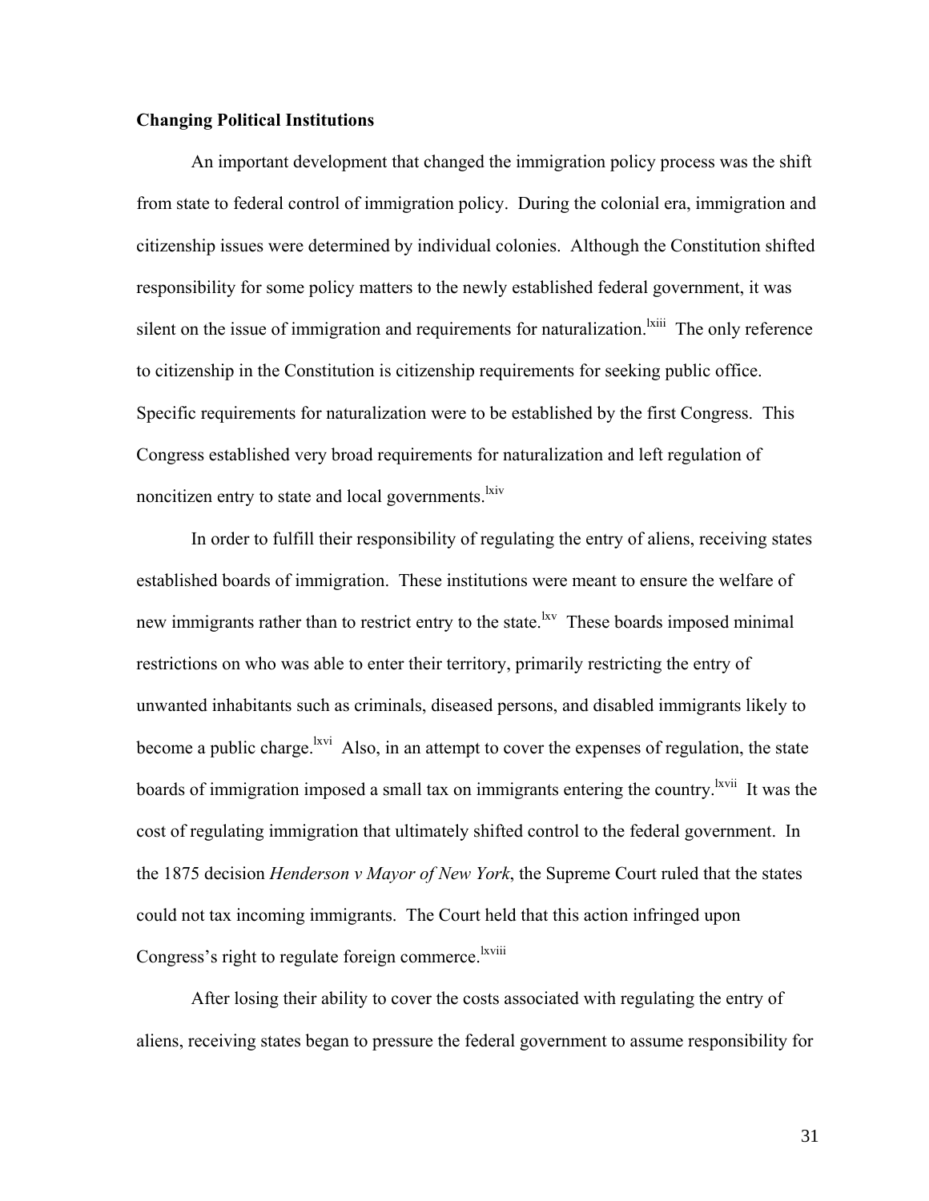**Changing Political Institutions**

An important development that changed the immigration policy process was the shift from state to federal control of immigration policy. During the colonial era, immigration and citizenship issues were determined by individual colonies. Although the Constitution shifted responsibility for some policy matters to the newly established federal government, it was silent on the issue of immigration and requirements for naturalization.[lxiii] The only reference to citizenship in the Constitution is citizenship requirements for seeking public office. Specific requirements for naturalization were to be established by the first Congress. This Congress established very broad requirements for naturalization and left regulation of noncitizen entry to state and local governments.[lxiv]

In order to fulfill their responsibility of regulating the entry of aliens, receiving states established boards of immigration. These institutions were meant to ensure the welfare of new immigrants rather than to restrict entry to the state.[lxv] These boards imposed minimal restrictions on who was able to enter their territory, primarily restricting the entry of unwanted inhabitants such as criminals, diseased persons, and disabled immigrants likely to become a public charge.[lxvi] Also, in an attempt to cover the expenses of regulation, the state boards of immigration imposed a small tax on immigrants entering the country.[lxvii] It was the cost of regulating immigration that ultimately shifted control to the federal government. In the 1875 decision *Henderson v Mayor of New York*, the Supreme Court ruled that the states could not tax incoming immigrants. The Court held that this action infringed upon Congress's right to regulate foreign commerce.[lxviii]

After losing their ability to cover the costs associated with regulating the entry of aliens, receiving states began to pressure the federal government to assume responsibility for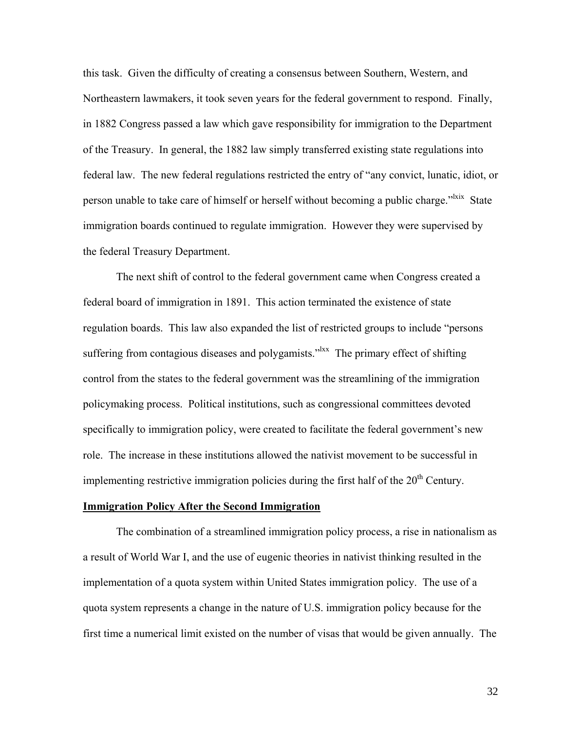this task. Given the difficulty of creating a consensus between Southern, Western, and Northeastern lawmakers, it took seven years for the federal government to respond. Finally, in 1882 Congress passed a law which gave responsibility for immigration to the Department of the Treasury. In general, the 1882 law simply transferred existing state regulations into federal law. The new federal regulations restricted the entry of "any convict, lunatic, idiot, or person unable to take care of himself or herself without becoming a public charge."[lxix] State immigration boards continued to regulate immigration. However they were supervised by the federal Treasury Department.

The next shift of control to the federal government came when Congress created a federal board of immigration in 1891. This action terminated the existence of state regulation boards. This law also expanded the list of restricted groups to include "persons suffering from contagious diseases and polygamists."[lxx] The primary effect of shifting control from the states to the federal government was the streamlining of the immigration policymaking process. Political institutions, such as congressional committees devoted specifically to immigration policy, were created to facilitate the federal government's new role. The increase in these institutions allowed the nativist movement to be successful in implementing restrictive immigration policies during the first half of the 20th Century.

**Immigration Policy After the Second Immigration**

The combination of a streamlined immigration policy process, a rise in nationalism as a result of World War I, and the use of eugenic theories in nativist thinking resulted in the implementation of a quota system within United States immigration policy. The use of a quota system represents a change in the nature of U.S. immigration policy because for the first time a numerical limit existed on the number of visas that would be given annually. The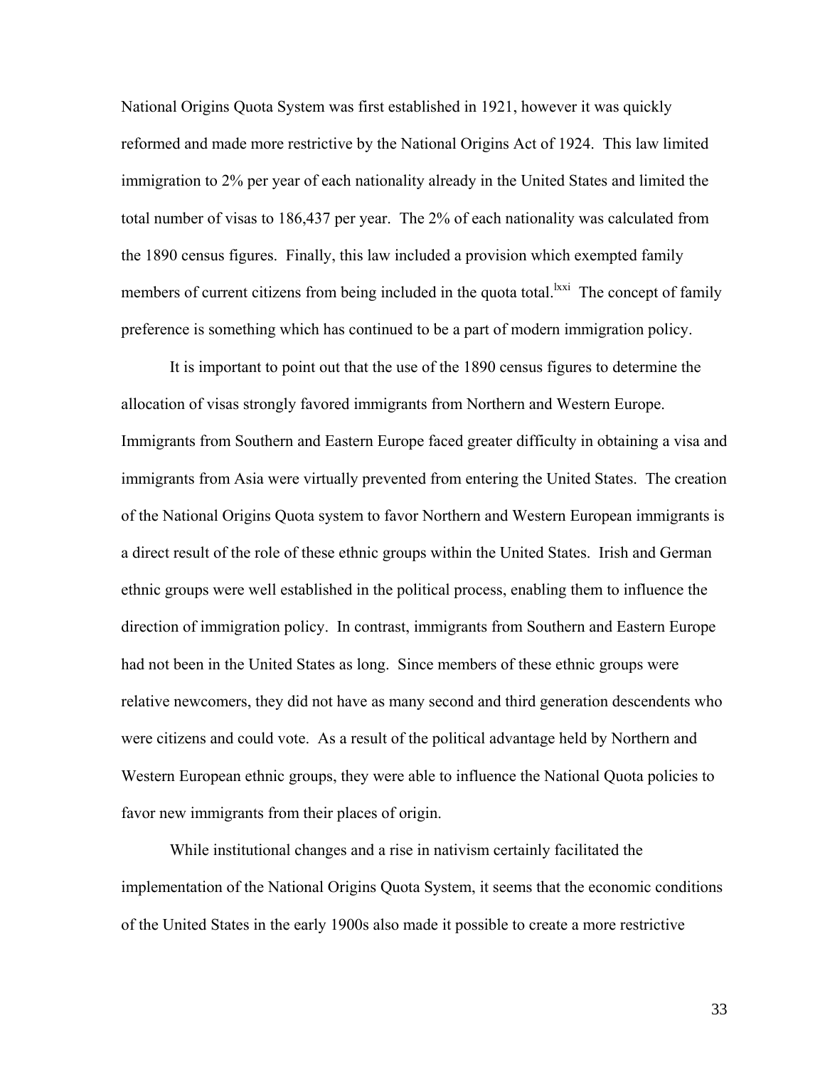National Origins Quota System was first established in 1921, however it was quickly reformed and made more restrictive by the National Origins Act of 1924. This law limited immigration to 2% per year of each nationality already in the United States and limited the total number of visas to 186,437 per year. The 2% of each nationality was calculated from the 1890 census figures. Finally, this law included a provision which exempted family members of current citizens from being included in the quota total.[lxxi] The concept of family preference is something which has continued to be a part of modern immigration policy.

It is important to point out that the use of the 1890 census figures to determine the allocation of visas strongly favored immigrants from Northern and Western Europe. Immigrants from Southern and Eastern Europe faced greater difficulty in obtaining a visa and immigrants from Asia were virtually prevented from entering the United States. The creation of the National Origins Quota system to favor Northern and Western European immigrants is a direct result of the role of these ethnic groups within the United States. Irish and German ethnic groups were well established in the political process, enabling them to influence the direction of immigration policy. In contrast, immigrants from Southern and Eastern Europe had not been in the United States as long. Since members of these ethnic groups were relative newcomers, they did not have as many second and third generation descendents who were citizens and could vote. As a result of the political advantage held by Northern and Western European ethnic groups, they were able to influence the National Quota policies to favor new immigrants from their places of origin.

While institutional changes and a rise in nativism certainly facilitated the implementation of the National Origins Quota System, it seems that the economic conditions of the United States in the early 1900s also made it possible to create a more restrictive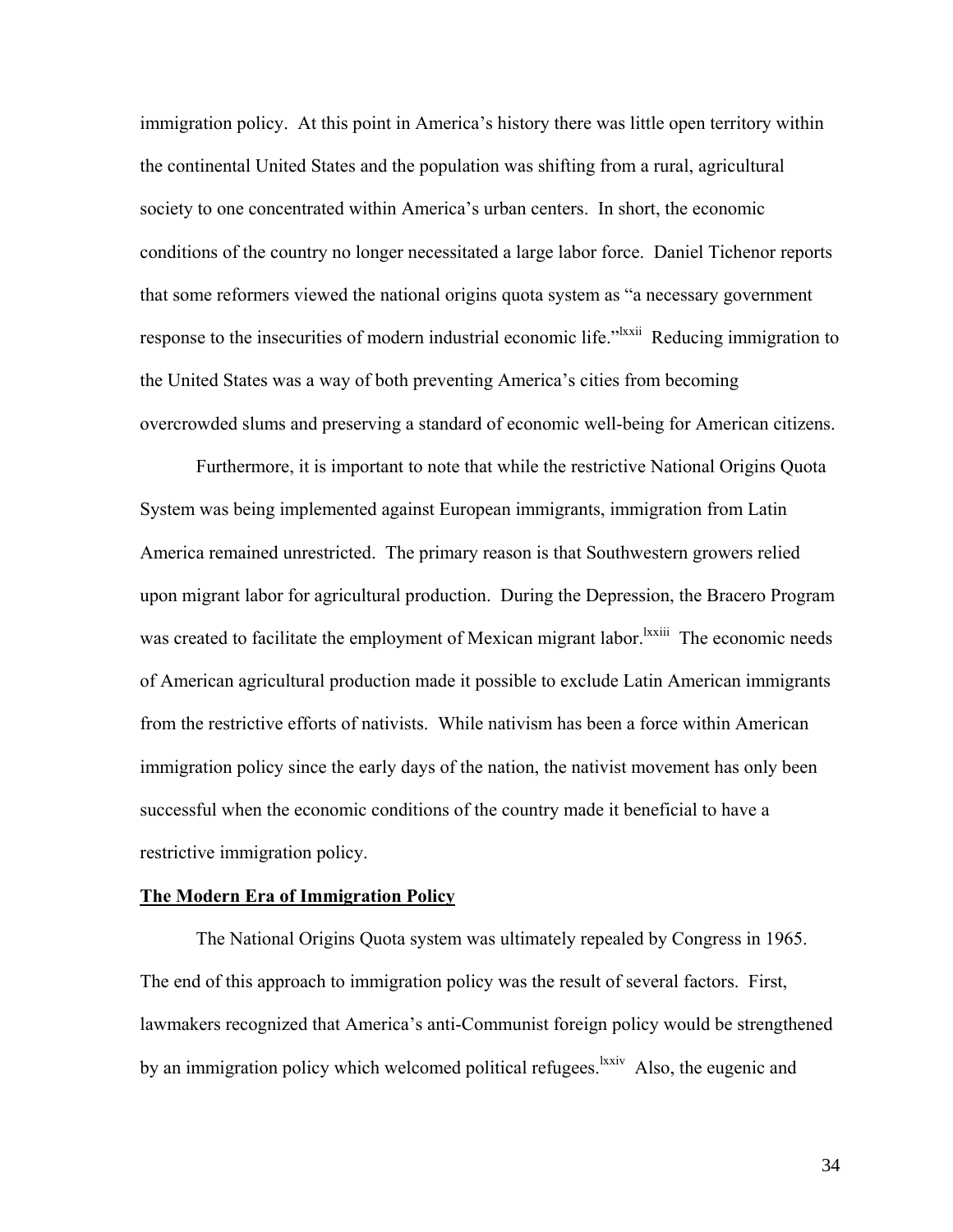immigration policy. At this point in America's history there was little open territory within the continental United States and the population was shifting from a rural, agricultural society to one concentrated within America's urban centers. In short, the economic conditions of the country no longer necessitated a large labor force. Daniel Tichenor reports that some reformers viewed the national origins quota system as "a necessary government response to the insecurities of modern industrial economic life."[lxxii] Reducing immigration to the United States was a way of both preventing America's cities from becoming overcrowded slums and preserving a standard of economic well-being for American citizens.

Furthermore, it is important to note that while the restrictive National Origins Quota System was being implemented against European immigrants, immigration from Latin America remained unrestricted. The primary reason is that Southwestern growers relied upon migrant labor for agricultural production. During the Depression, the Bracero Program was created to facilitate the employment of Mexican migrant labor.[lxxiii] The economic needs of American agricultural production made it possible to exclude Latin American immigrants from the restrictive efforts of nativists. While nativism has been a force within American immigration policy since the early days of the nation, the nativist movement has only been successful when the economic conditions of the country made it beneficial to have a restrictive immigration policy.

**<u>The Modern Era of Immigration Policy</u>**

The National Origins Quota system was ultimately repealed by Congress in 1965. The end of this approach to immigration policy was the result of several factors. First, lawmakers recognized that America's anti-Communist foreign policy would be strengthened by an immigration policy which welcomed political refugees.[lxxiv] Also, the eugenic and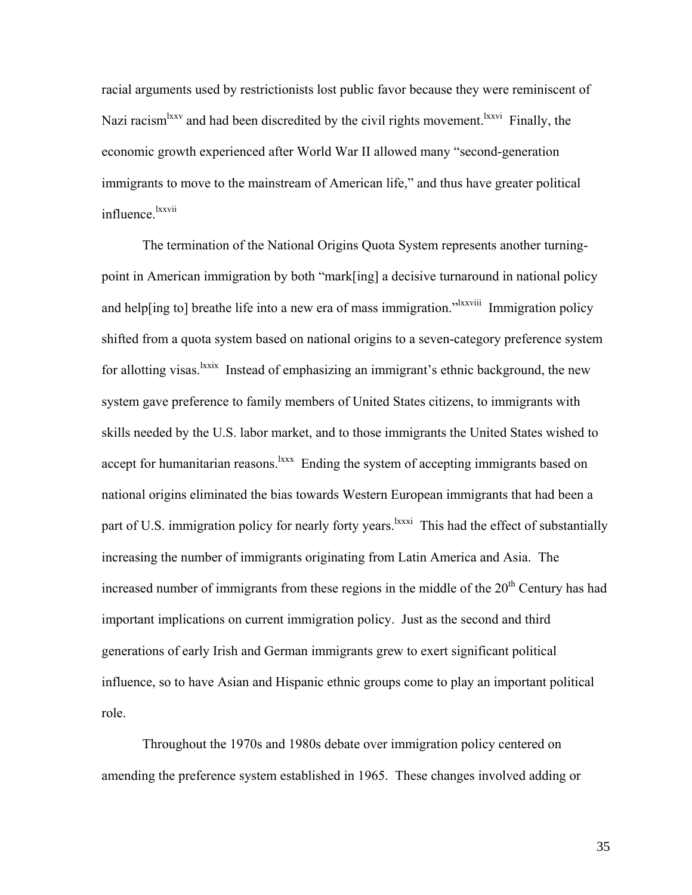racial arguments used by restrictionists lost public favor because they were reminiscent of Nazi racism[lxxv] and had been discredited by the civil rights movement.[lxxvi] Finally, the economic growth experienced after World War II allowed many "second-generation immigrants to move to the mainstream of American life," and thus have greater political influence.[lxxvii]

The termination of the National Origins Quota System represents another turning-point in American immigration by both "mark[ing] a decisive turnaround in national policy and help[ing to] breathe life into a new era of mass immigration."[lxxviii] Immigration policy shifted from a quota system based on national origins to a seven-category preference system for allotting visas.[lxxix] Instead of emphasizing an immigrant's ethnic background, the new system gave preference to family members of United States citizens, to immigrants with skills needed by the U.S. labor market, and to those immigrants the United States wished to accept for humanitarian reasons.[lxxx] Ending the system of accepting immigrants based on national origins eliminated the bias towards Western European immigrants that had been a part of U.S. immigration policy for nearly forty years.[lxxxi] This had the effect of substantially increasing the number of immigrants originating from Latin America and Asia. The increased number of immigrants from these regions in the middle of the 20th Century has had important implications on current immigration policy. Just as the second and third generations of early Irish and German immigrants grew to exert significant political influence, so to have Asian and Hispanic ethnic groups come to play an important political role.

Throughout the 1970s and 1980s debate over immigration policy centered on amending the preference system established in 1965. These changes involved adding or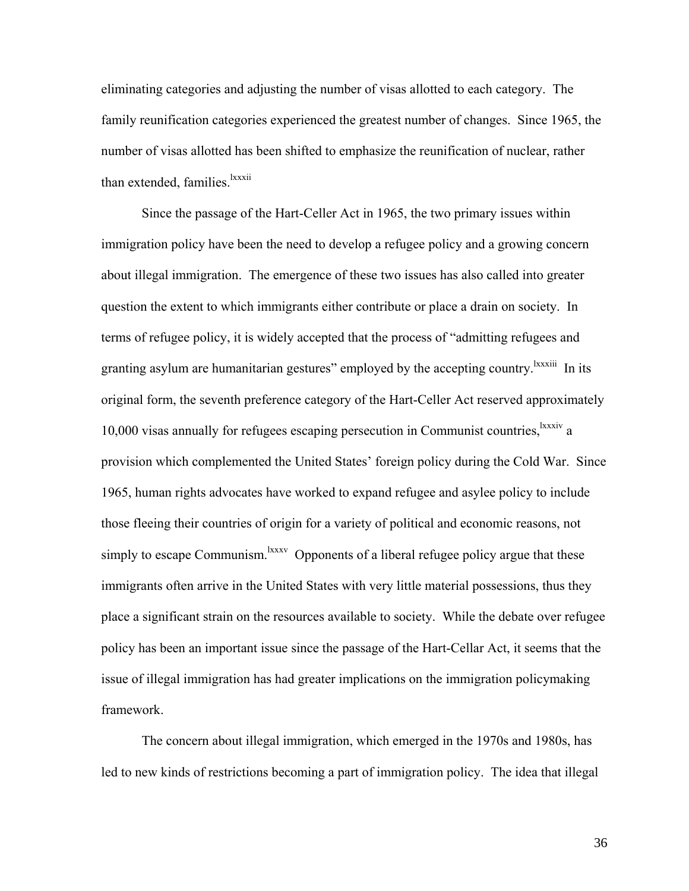eliminating categories and adjusting the number of visas allotted to each category. The family reunification categories experienced the greatest number of changes. Since 1965, the number of visas allotted has been shifted to emphasize the reunification of nuclear, rather than extended, families.[lxxxii]

Since the passage of the Hart-Celler Act in 1965, the two primary issues within immigration policy have been the need to develop a refugee policy and a growing concern about illegal immigration. The emergence of these two issues has also called into greater question the extent to which immigrants either contribute or place a drain on society. In terms of refugee policy, it is widely accepted that the process of "admitting refugees and granting asylum are humanitarian gestures" employed by the accepting country.[lxxxiii] In its original form, the seventh preference category of the Hart-Celler Act reserved approximately 10,000 visas annually for refugees escaping persecution in Communist countries,[lxxxiv] a provision which complemented the United States' foreign policy during the Cold War. Since 1965, human rights advocates have worked to expand refugee and asylee policy to include those fleeing their countries of origin for a variety of political and economic reasons, not simply to escape Communism.[lxxxv] Opponents of a liberal refugee policy argue that these immigrants often arrive in the United States with very little material possessions, thus they place a significant strain on the resources available to society. While the debate over refugee policy has been an important issue since the passage of the Hart-Cellar Act, it seems that the issue of illegal immigration has had greater implications on the immigration policymaking framework.

The concern about illegal immigration, which emerged in the 1970s and 1980s, has led to new kinds of restrictions becoming a part of immigration policy. The idea that illegal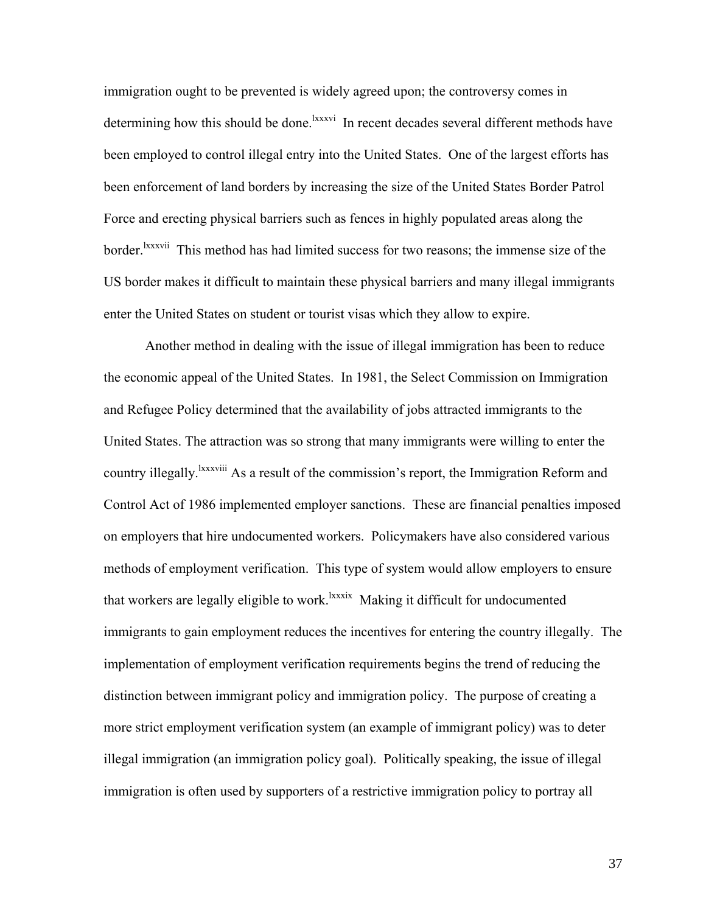immigration ought to be prevented is widely agreed upon; the controversy comes in determining how this should be done.[lxxxvi] In recent decades several different methods have been employed to control illegal entry into the United States. One of the largest efforts has been enforcement of land borders by increasing the size of the United States Border Patrol Force and erecting physical barriers such as fences in highly populated areas along the border.[lxxxvii] This method has had limited success for two reasons; the immense size of the US border makes it difficult to maintain these physical barriers and many illegal immigrants enter the United States on student or tourist visas which they allow to expire.

Another method in dealing with the issue of illegal immigration has been to reduce the economic appeal of the United States. In 1981, the Select Commission on Immigration and Refugee Policy determined that the availability of jobs attracted immigrants to the United States. The attraction was so strong that many immigrants were willing to enter the country illegally.[lxxxviii] As a result of the commission's report, the Immigration Reform and Control Act of 1986 implemented employer sanctions. These are financial penalties imposed on employers that hire undocumented workers. Policymakers have also considered various methods of employment verification. This type of system would allow employers to ensure that workers are legally eligible to work.[lxxxix] Making it difficult for undocumented immigrants to gain employment reduces the incentives for entering the country illegally. The implementation of employment verification requirements begins the trend of reducing the distinction between immigrant policy and immigration policy. The purpose of creating a more strict employment verification system (an example of immigrant policy) was to deter illegal immigration (an immigration policy goal). Politically speaking, the issue of illegal immigration is often used by supporters of a restrictive immigration policy to portray all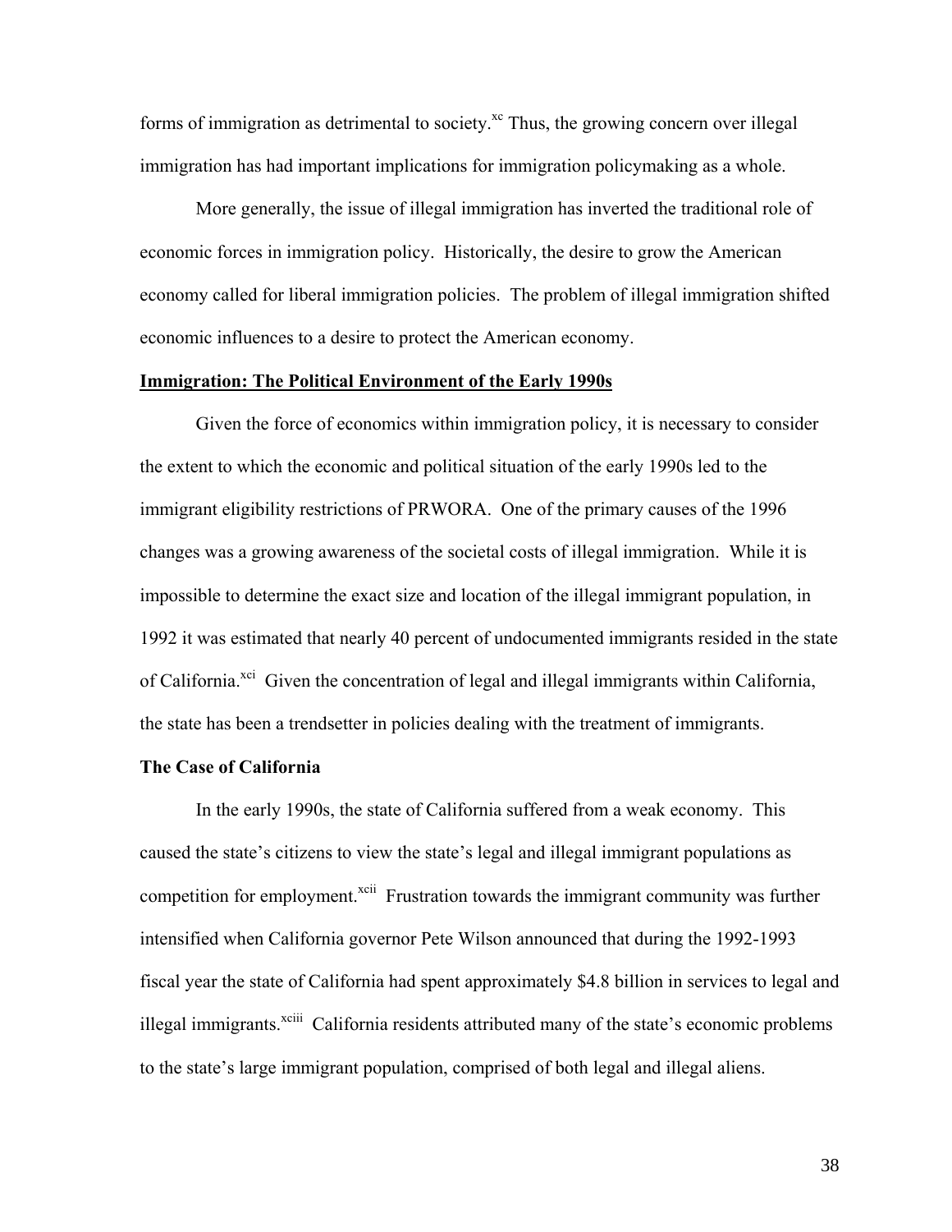forms of immigration as detrimental to society.[xc] Thus, the growing concern over illegal immigration has had important implications for immigration policymaking as a whole.

More generally, the issue of illegal immigration has inverted the traditional role of economic forces in immigration policy. Historically, the desire to grow the American economy called for liberal immigration policies. The problem of illegal immigration shifted economic influences to a desire to protect the American economy.

## Immigration: The Political Environment of the Early 1990s

Given the force of economics within immigration policy, it is necessary to consider the extent to which the economic and political situation of the early 1990s led to the immigrant eligibility restrictions of PRWORA. One of the primary causes of the 1996 changes was a growing awareness of the societal costs of illegal immigration. While it is impossible to determine the exact size and location of the illegal immigrant population, in 1992 it was estimated that nearly 40 percent of undocumented immigrants resided in the state of California.[xci] Given the concentration of legal and illegal immigrants within California, the state has been a trendsetter in policies dealing with the treatment of immigrants.

### The Case of California

In the early 1990s, the state of California suffered from a weak economy. This caused the state's citizens to view the state's legal and illegal immigrant populations as competition for employment.[xcii] Frustration towards the immigrant community was further intensified when California governor Pete Wilson announced that during the 1992-1993 fiscal year the state of California had spent approximately $4.8 billion in services to legal and illegal immigrants.[xciii] California residents attributed many of the state's economic problems to the state's large immigrant population, comprised of both legal and illegal aliens.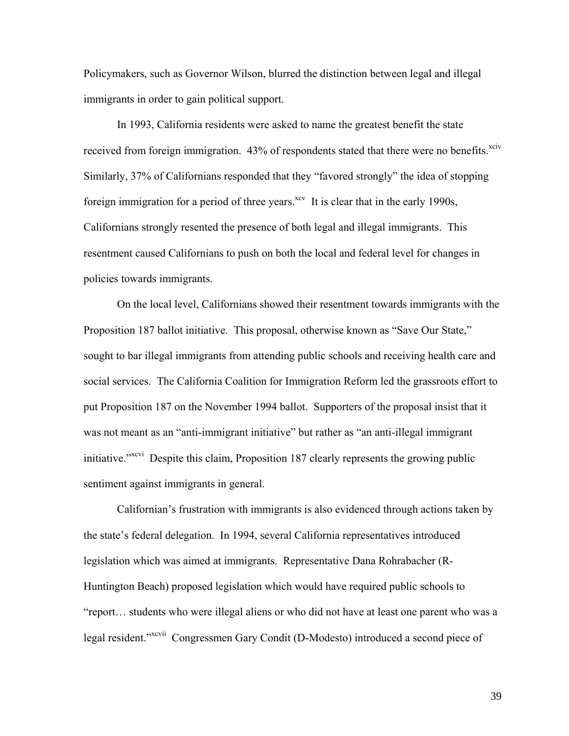Policymakers, such as Governor Wilson, blurred the distinction between legal and illegal immigrants in order to gain political support.

In 1993, California residents were asked to name the greatest benefit the state received from foreign immigration. 43% of respondents stated that there were no benefits.[xciv] Similarly, 37% of Californians responded that they "favored strongly" the idea of stopping foreign immigration for a period of three years.[xcv] It is clear that in the early 1990s, Californians strongly resented the presence of both legal and illegal immigrants. This resentment caused Californians to push on both the local and federal level for changes in policies towards immigrants.

On the local level, Californians showed their resentment towards immigrants with the Proposition 187 ballot initiative. This proposal, otherwise known as "Save Our State," sought to bar illegal immigrants from attending public schools and receiving health care and social services. The California Coalition for Immigration Reform led the grassroots effort to put Proposition 187 on the November 1994 ballot. Supporters of the proposal insist that it was not meant as an "anti-immigrant initiative" but rather as "an anti-illegal immigrant initiative."[xcvi] Despite this claim, Proposition 187 clearly represents the growing public sentiment against immigrants in general.

Californian's frustration with immigrants is also evidenced through actions taken by the state's federal delegation. In 1994, several California representatives introduced legislation which was aimed at immigrants. Representative Dana Rohrabacher (R-Huntington Beach) proposed legislation which would have required public schools to "report… students who were illegal aliens or who did not have at least one parent who was a legal resident."[xcvii] Congressmen Gary Condit (D-Modesto) introduced a second piece of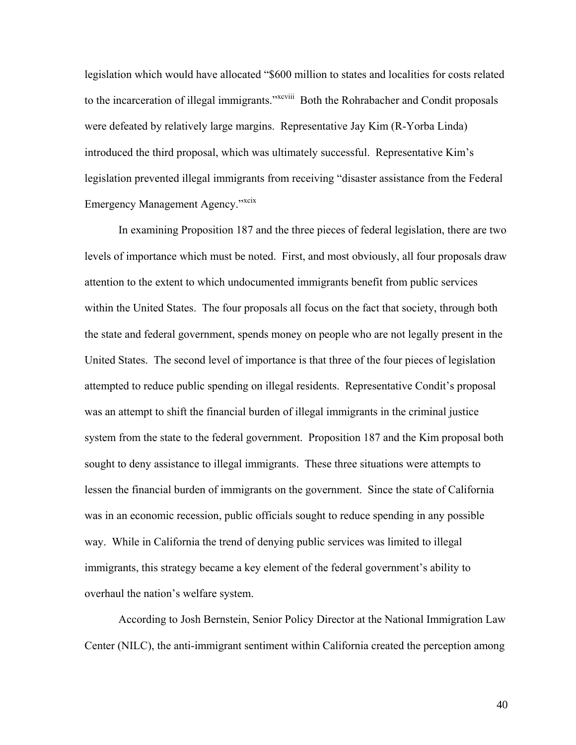legislation which would have allocated "$600 million to states and localities for costs related to the incarceration of illegal immigrants."[xcviii] Both the Rohrabacher and Condit proposals were defeated by relatively large margins. Representative Jay Kim (R-Yorba Linda) introduced the third proposal, which was ultimately successful. Representative Kim's legislation prevented illegal immigrants from receiving "disaster assistance from the Federal Emergency Management Agency."[xcix]

In examining Proposition 187 and the three pieces of federal legislation, there are two levels of importance which must be noted. First, and most obviously, all four proposals draw attention to the extent to which undocumented immigrants benefit from public services within the United States. The four proposals all focus on the fact that society, through both the state and federal government, spends money on people who are not legally present in the United States. The second level of importance is that three of the four pieces of legislation attempted to reduce public spending on illegal residents. Representative Condit's proposal was an attempt to shift the financial burden of illegal immigrants in the criminal justice system from the state to the federal government. Proposition 187 and the Kim proposal both sought to deny assistance to illegal immigrants. These three situations were attempts to lessen the financial burden of immigrants on the government. Since the state of California was in an economic recession, public officials sought to reduce spending in any possible way. While in California the trend of denying public services was limited to illegal immigrants, this strategy became a key element of the federal government's ability to overhaul the nation's welfare system.

According to Josh Bernstein, Senior Policy Director at the National Immigration Law Center (NILC), the anti-immigrant sentiment within California created the perception among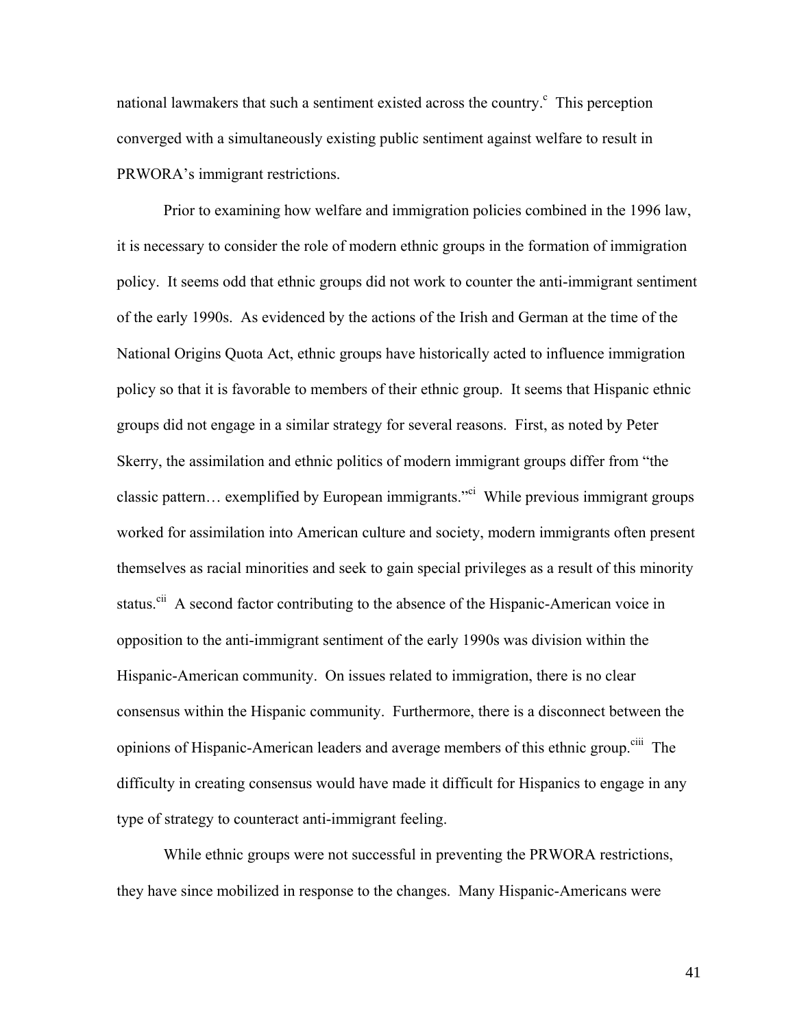national lawmakers that such a sentiment existed across the country.[c] This perception converged with a simultaneously existing public sentiment against welfare to result in PRWORA's immigrant restrictions.

Prior to examining how welfare and immigration policies combined in the 1996 law, it is necessary to consider the role of modern ethnic groups in the formation of immigration policy. It seems odd that ethnic groups did not work to counter the anti-immigrant sentiment of the early 1990s. As evidenced by the actions of the Irish and German at the time of the National Origins Quota Act, ethnic groups have historically acted to influence immigration policy so that it is favorable to members of their ethnic group. It seems that Hispanic ethnic groups did not engage in a similar strategy for several reasons. First, as noted by Peter Skerry, the assimilation and ethnic politics of modern immigrant groups differ from "the classic pattern… exemplified by European immigrants."[ci] While previous immigrant groups worked for assimilation into American culture and society, modern immigrants often present themselves as racial minorities and seek to gain special privileges as a result of this minority status.[cii] A second factor contributing to the absence of the Hispanic-American voice in opposition to the anti-immigrant sentiment of the early 1990s was division within the Hispanic-American community. On issues related to immigration, there is no clear consensus within the Hispanic community. Furthermore, there is a disconnect between the opinions of Hispanic-American leaders and average members of this ethnic group.[ciii] The difficulty in creating consensus would have made it difficult for Hispanics to engage in any type of strategy to counteract anti-immigrant feeling.

While ethnic groups were not successful in preventing the PRWORA restrictions, they have since mobilized in response to the changes. Many Hispanic-Americans were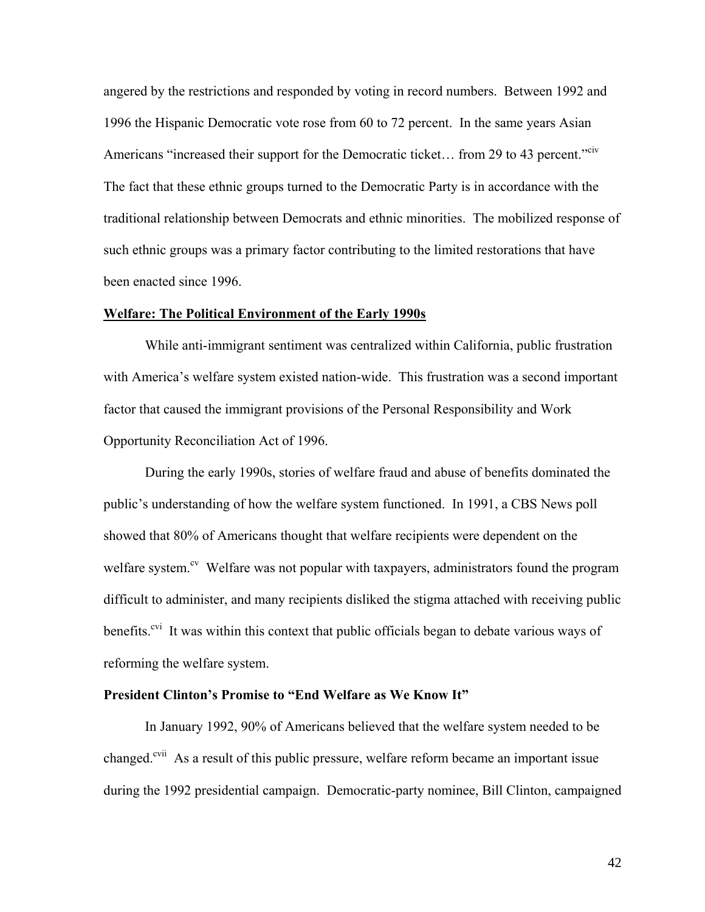angered by the restrictions and responded by voting in record numbers. Between 1992 and 1996 the Hispanic Democratic vote rose from 60 to 72 percent. In the same years Asian Americans "increased their support for the Democratic ticket… from 29 to 43 percent."[civ] The fact that these ethnic groups turned to the Democratic Party is in accordance with the traditional relationship between Democrats and ethnic minorities. The mobilized response of such ethnic groups was a primary factor contributing to the limited restorations that have been enacted since 1996.

**Welfare: The Political Environment of the Early 1990s**

While anti-immigrant sentiment was centralized within California, public frustration with America's welfare system existed nation-wide. This frustration was a second important factor that caused the immigrant provisions of the Personal Responsibility and Work Opportunity Reconciliation Act of 1996.

During the early 1990s, stories of welfare fraud and abuse of benefits dominated the public's understanding of how the welfare system functioned. In 1991, a CBS News poll showed that 80% of Americans thought that welfare recipients were dependent on the welfare system.[cv] Welfare was not popular with taxpayers, administrators found the program difficult to administer, and many recipients disliked the stigma attached with receiving public benefits.[cvi] It was within this context that public officials began to debate various ways of reforming the welfare system.

**President Clinton's Promise to "End Welfare as We Know It"**

In January 1992, 90% of Americans believed that the welfare system needed to be changed.[cvii] As a result of this public pressure, welfare reform became an important issue during the 1992 presidential campaign. Democratic-party nominee, Bill Clinton, campaigned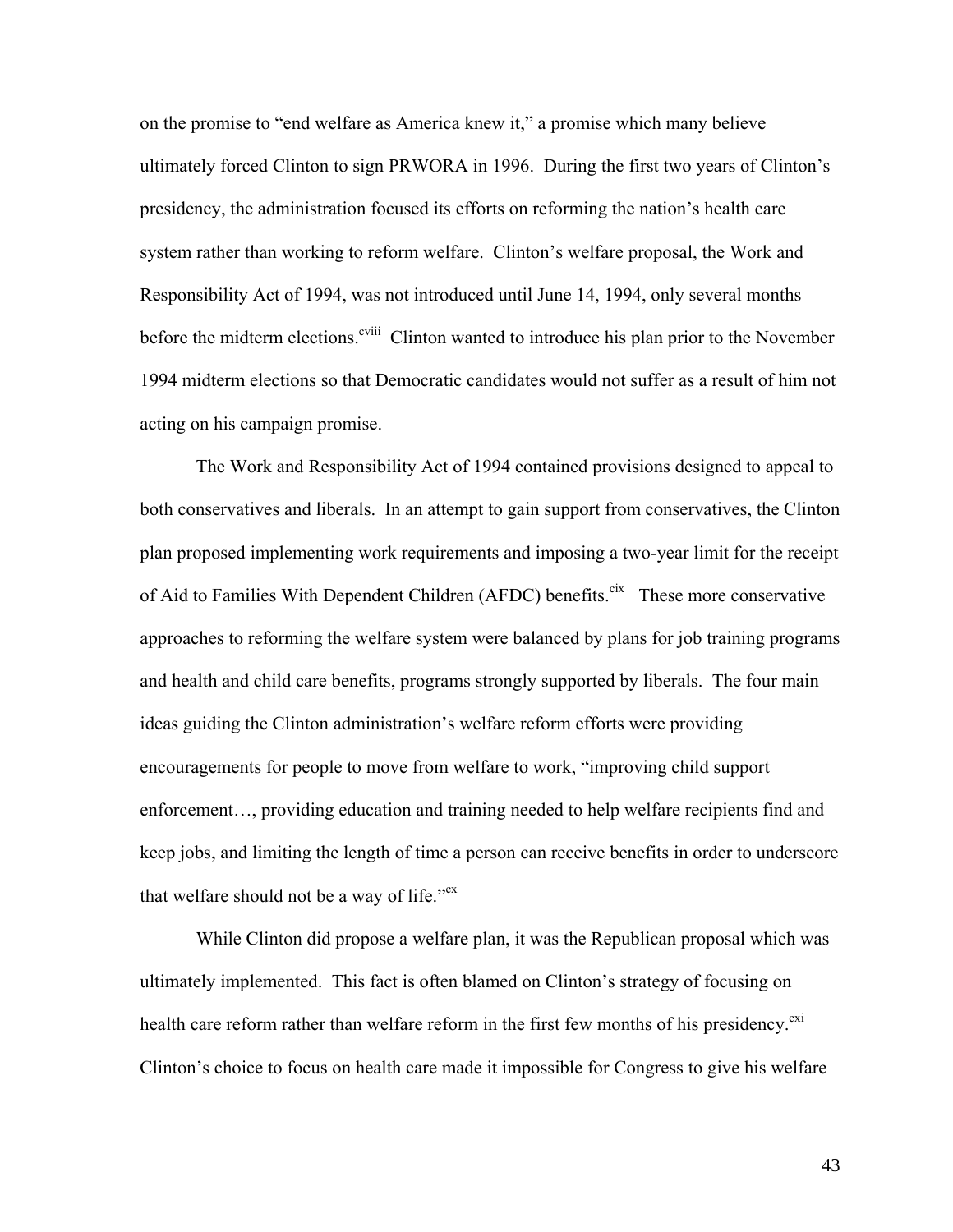on the promise to "end welfare as America knew it," a promise which many believe ultimately forced Clinton to sign PRWORA in 1996. During the first two years of Clinton's presidency, the administration focused its efforts on reforming the nation's health care system rather than working to reform welfare. Clinton's welfare proposal, the Work and Responsibility Act of 1994, was not introduced until June 14, 1994, only several months before the midterm elections.[cviii] Clinton wanted to introduce his plan prior to the November 1994 midterm elections so that Democratic candidates would not suffer as a result of him not acting on his campaign promise.

The Work and Responsibility Act of 1994 contained provisions designed to appeal to both conservatives and liberals. In an attempt to gain support from conservatives, the Clinton plan proposed implementing work requirements and imposing a two-year limit for the receipt of Aid to Families With Dependent Children (AFDC) benefits.[cix] These more conservative approaches to reforming the welfare system were balanced by plans for job training programs and health and child care benefits, programs strongly supported by liberals. The four main ideas guiding the Clinton administration's welfare reform efforts were providing encouragements for people to move from welfare to work, "improving child support enforcement…, providing education and training needed to help welfare recipients find and keep jobs, and limiting the length of time a person can receive benefits in order to underscore that welfare should not be a way of life."[cx]

While Clinton did propose a welfare plan, it was the Republican proposal which was ultimately implemented. This fact is often blamed on Clinton's strategy of focusing on health care reform rather than welfare reform in the first few months of his presidency.[cxi] Clinton's choice to focus on health care made it impossible for Congress to give his welfare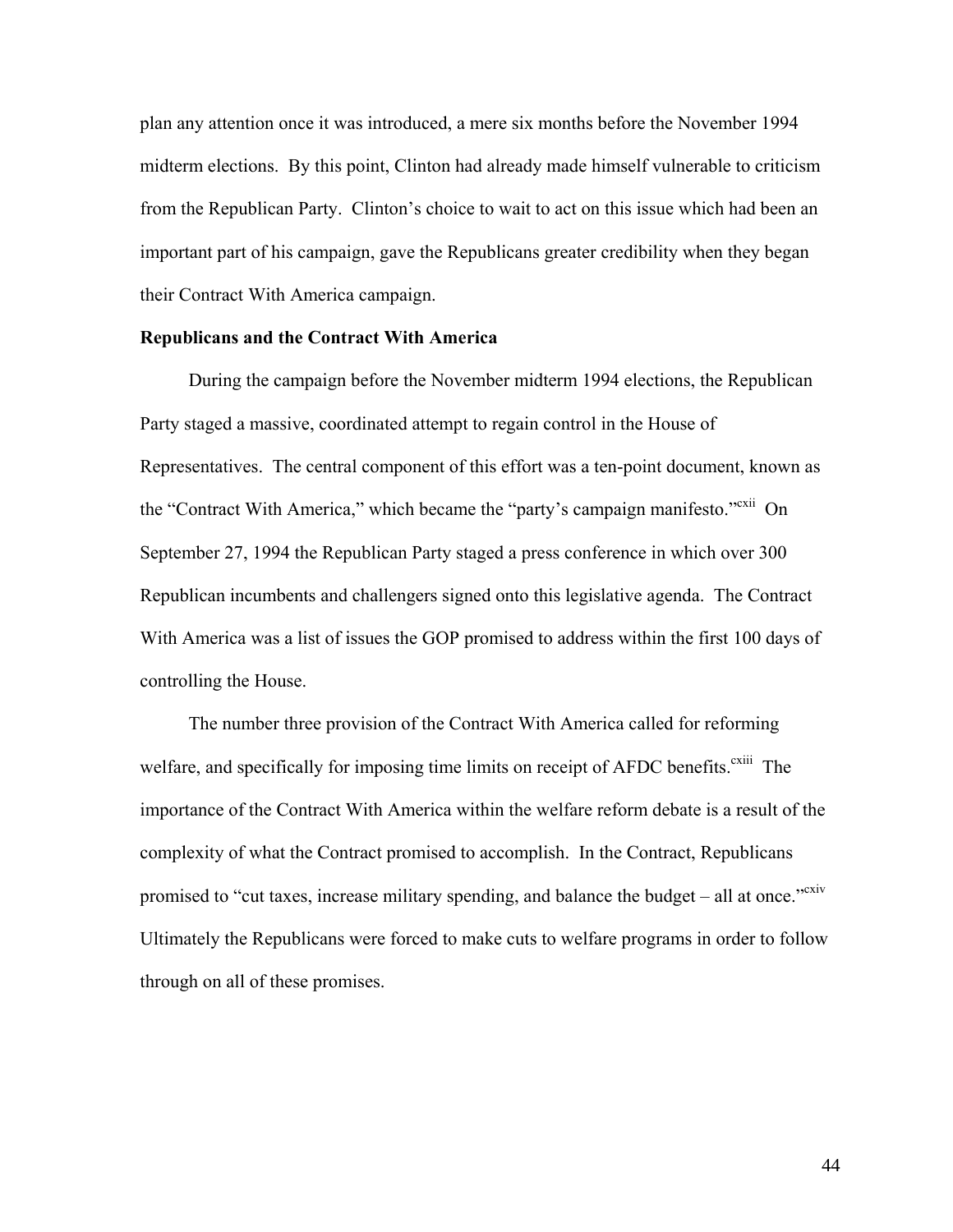plan any attention once it was introduced, a mere six months before the November 1994 midterm elections. By this point, Clinton had already made himself vulnerable to criticism from the Republican Party. Clinton's choice to wait to act on this issue which had been an important part of his campaign, gave the Republicans greater credibility when they began their Contract With America campaign.

**Republicans and the Contract With America**

During the campaign before the November midterm 1994 elections, the Republican Party staged a massive, coordinated attempt to regain control in the House of Representatives. The central component of this effort was a ten-point document, known as the "Contract With America," which became the "party's campaign manifesto."[cxii] On September 27, 1994 the Republican Party staged a press conference in which over 300 Republican incumbents and challengers signed onto this legislative agenda. The Contract With America was a list of issues the GOP promised to address within the first 100 days of controlling the House.

The number three provision of the Contract With America called for reforming welfare, and specifically for imposing time limits on receipt of AFDC benefits.[cxiii] The importance of the Contract With America within the welfare reform debate is a result of the complexity of what the Contract promised to accomplish. In the Contract, Republicans promised to "cut taxes, increase military spending, and balance the budget – all at once."[cxiv] Ultimately the Republicans were forced to make cuts to welfare programs in order to follow through on all of these promises.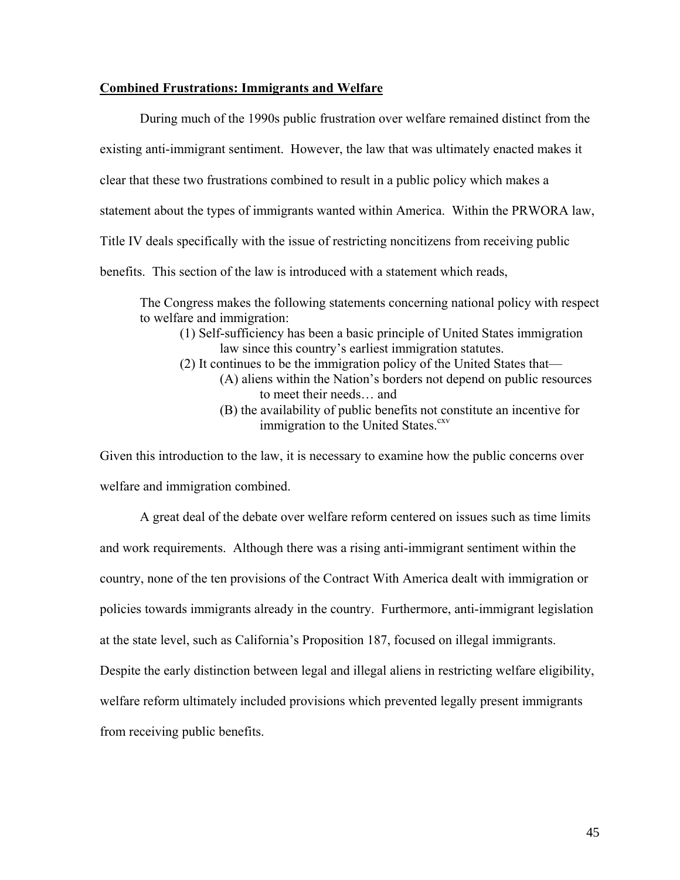**Combined Frustrations: Immigrants and Welfare**

During much of the 1990s public frustration over welfare remained distinct from the existing anti-immigrant sentiment. However, the law that was ultimately enacted makes it clear that these two frustrations combined to result in a public policy which makes a statement about the types of immigrants wanted within America. Within the PRWORA law, Title IV deals specifically with the issue of restricting noncitizens from receiving public benefits. This section of the law is introduced with a statement which reads,

> The Congress makes the following statements concerning national policy with respect to welfare and immigration:
>
> (1) Self-sufficiency has been a basic principle of United States immigration law since this country's earliest immigration statutes.
>
> (2) It continues to be the immigration policy of the United States that—
>
> (A) aliens within the Nation's borders not depend on public resources to meet their needs… and
>
> (B) the availability of public benefits not constitute an incentive for immigration to the United States.[cxv]

Given this introduction to the law, it is necessary to examine how the public concerns over welfare and immigration combined.

A great deal of the debate over welfare reform centered on issues such as time limits and work requirements. Although there was a rising anti-immigrant sentiment within the country, none of the ten provisions of the Contract With America dealt with immigration or policies towards immigrants already in the country. Furthermore, anti-immigrant legislation at the state level, such as California's Proposition 187, focused on illegal immigrants. Despite the early distinction between legal and illegal aliens in restricting welfare eligibility, welfare reform ultimately included provisions which prevented legally present immigrants from receiving public benefits.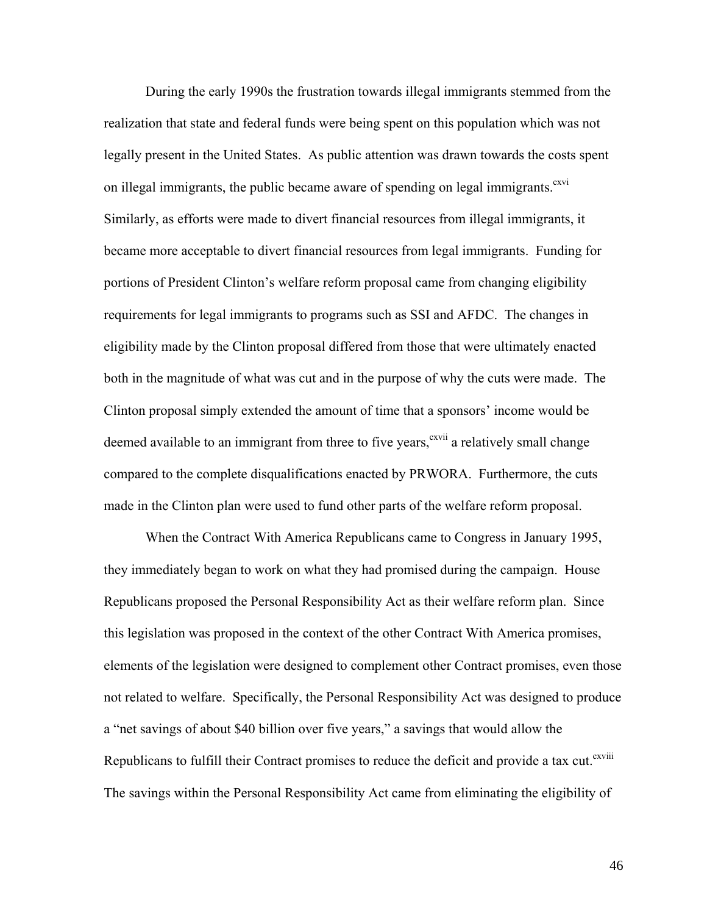During the early 1990s the frustration towards illegal immigrants stemmed from the realization that state and federal funds were being spent on this population which was not legally present in the United States. As public attention was drawn towards the costs spent on illegal immigrants, the public became aware of spending on legal immigrants.[cxvi] Similarly, as efforts were made to divert financial resources from illegal immigrants, it became more acceptable to divert financial resources from legal immigrants. Funding for portions of President Clinton's welfare reform proposal came from changing eligibility requirements for legal immigrants to programs such as SSI and AFDC. The changes in eligibility made by the Clinton proposal differed from those that were ultimately enacted both in the magnitude of what was cut and in the purpose of why the cuts were made. The Clinton proposal simply extended the amount of time that a sponsors' income would be deemed available to an immigrant from three to five years,[cxvii] a relatively small change compared to the complete disqualifications enacted by PRWORA. Furthermore, the cuts made in the Clinton plan were used to fund other parts of the welfare reform proposal.

When the Contract With America Republicans came to Congress in January 1995, they immediately began to work on what they had promised during the campaign. House Republicans proposed the Personal Responsibility Act as their welfare reform plan. Since this legislation was proposed in the context of the other Contract With America promises, elements of the legislation were designed to complement other Contract promises, even those not related to welfare. Specifically, the Personal Responsibility Act was designed to produce a "net savings of about $40 billion over five years," a savings that would allow the Republicans to fulfill their Contract promises to reduce the deficit and provide a tax cut.[cxviii] The savings within the Personal Responsibility Act came from eliminating the eligibility of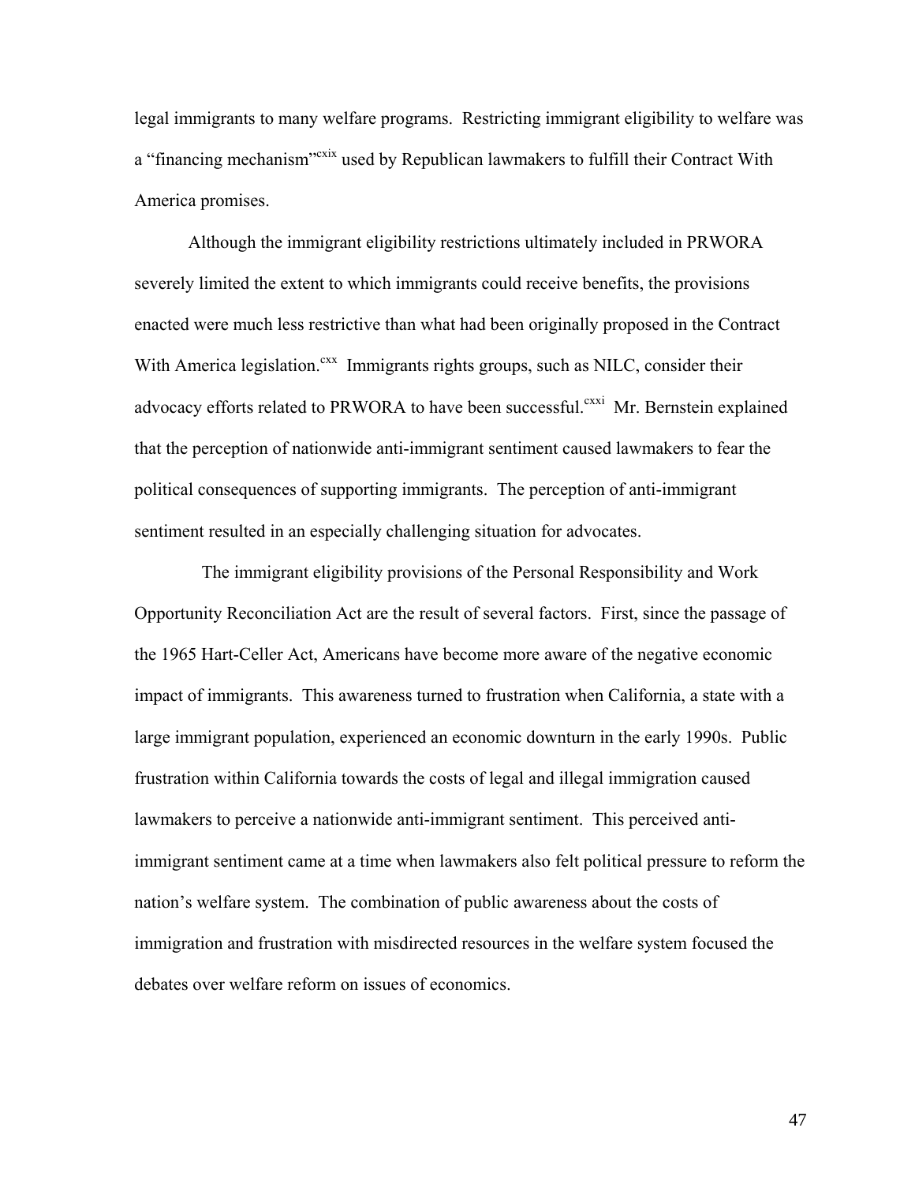legal immigrants to many welfare programs. Restricting immigrant eligibility to welfare was a "financing mechanism"[cxix] used by Republican lawmakers to fulfill their Contract With America promises.

Although the immigrant eligibility restrictions ultimately included in PRWORA severely limited the extent to which immigrants could receive benefits, the provisions enacted were much less restrictive than what had been originally proposed in the Contract With America legislation.[cxx] Immigrants rights groups, such as NILC, consider their advocacy efforts related to PRWORA to have been successful.[cxxi] Mr. Bernstein explained that the perception of nationwide anti-immigrant sentiment caused lawmakers to fear the political consequences of supporting immigrants. The perception of anti-immigrant sentiment resulted in an especially challenging situation for advocates.

The immigrant eligibility provisions of the Personal Responsibility and Work Opportunity Reconciliation Act are the result of several factors. First, since the passage of the 1965 Hart-Celler Act, Americans have become more aware of the negative economic impact of immigrants. This awareness turned to frustration when California, a state with a large immigrant population, experienced an economic downturn in the early 1990s. Public frustration within California towards the costs of legal and illegal immigration caused lawmakers to perceive a nationwide anti-immigrant sentiment. This perceived anti-immigrant sentiment came at a time when lawmakers also felt political pressure to reform the nation's welfare system. The combination of public awareness about the costs of immigration and frustration with misdirected resources in the welfare system focused the debates over welfare reform on issues of economics.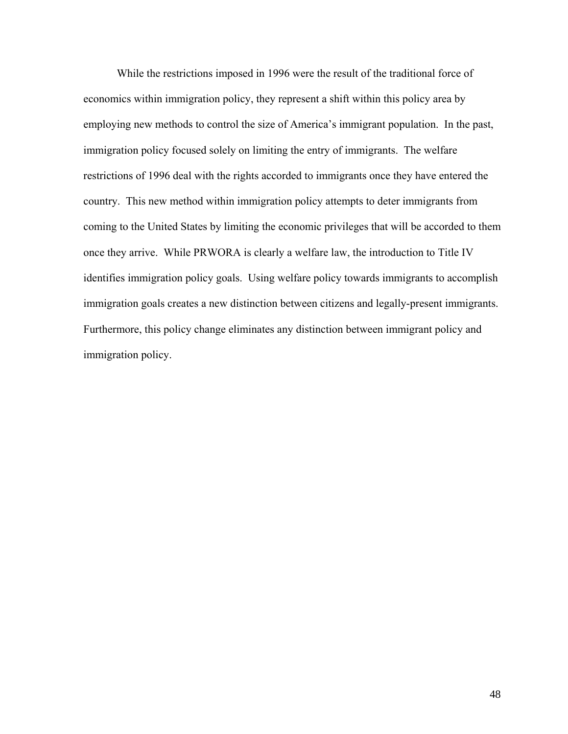While the restrictions imposed in 1996 were the result of the traditional force of economics within immigration policy, they represent a shift within this policy area by employing new methods to control the size of America's immigrant population. In the past, immigration policy focused solely on limiting the entry of immigrants. The welfare restrictions of 1996 deal with the rights accorded to immigrants once they have entered the country. This new method within immigration policy attempts to deter immigrants from coming to the United States by limiting the economic privileges that will be accorded to them once they arrive. While PRWORA is clearly a welfare law, the introduction to Title IV identifies immigration policy goals. Using welfare policy towards immigrants to accomplish immigration goals creates a new distinction between citizens and legally-present immigrants. Furthermore, this policy change eliminates any distinction between immigrant policy and immigration policy.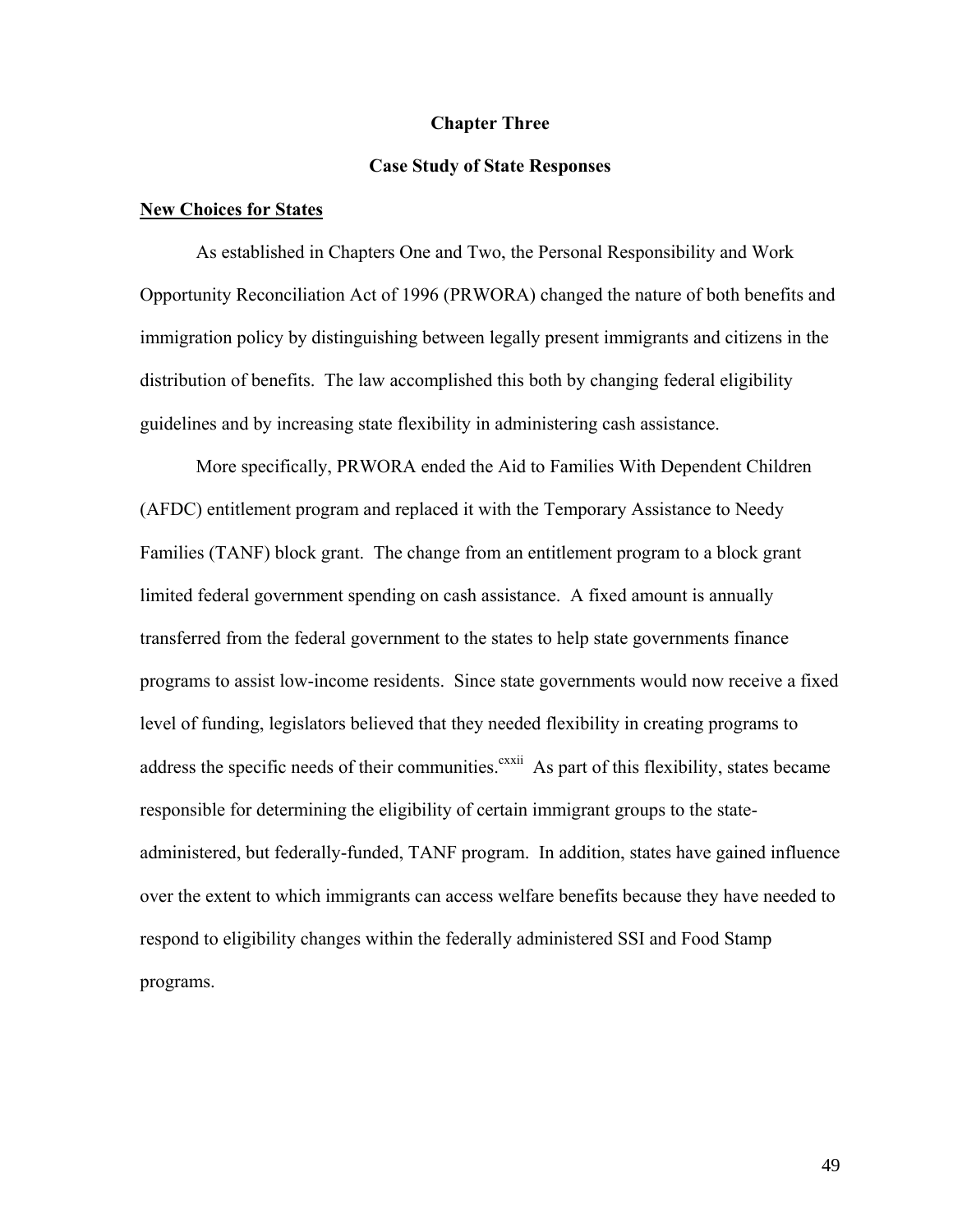# Chapter Three

## Case Study of State Responses

### New Choices for States

As established in Chapters One and Two, the Personal Responsibility and Work Opportunity Reconciliation Act of 1996 (PRWORA) changed the nature of both benefits and immigration policy by distinguishing between legally present immigrants and citizens in the distribution of benefits. The law accomplished this both by changing federal eligibility guidelines and by increasing state flexibility in administering cash assistance.

More specifically, PRWORA ended the Aid to Families With Dependent Children (AFDC) entitlement program and replaced it with the Temporary Assistance to Needy Families (TANF) block grant. The change from an entitlement program to a block grant limited federal government spending on cash assistance. A fixed amount is annually transferred from the federal government to the states to help state governments finance programs to assist low-income residents. Since state governments would now receive a fixed level of funding, legislators believed that they needed flexibility in creating programs to address the specific needs of their communities.[cxxii] As part of this flexibility, states became responsible for determining the eligibility of certain immigrant groups to the state-administered, but federally-funded, TANF program. In addition, states have gained influence over the extent to which immigrants can access welfare benefits because they have needed to respond to eligibility changes within the federally administered SSI and Food Stamp programs.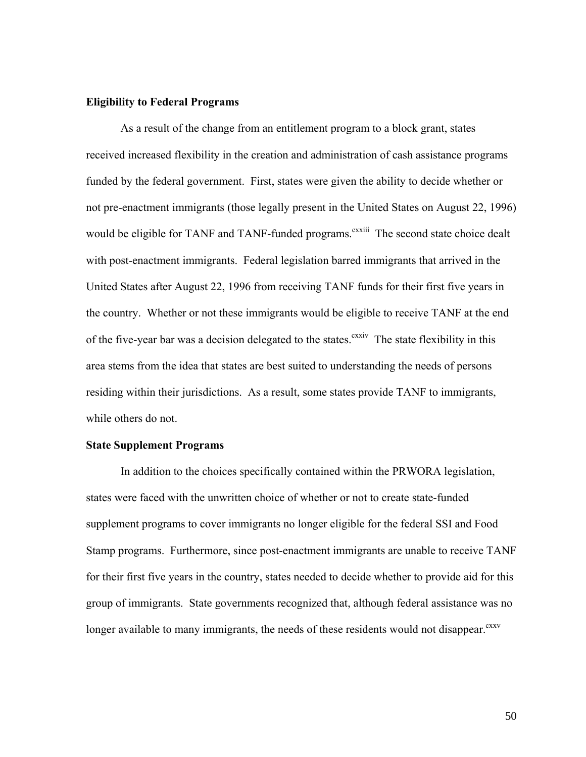**Eligibility to Federal Programs**

As a result of the change from an entitlement program to a block grant, states received increased flexibility in the creation and administration of cash assistance programs funded by the federal government. First, states were given the ability to decide whether or not pre-enactment immigrants (those legally present in the United States on August 22, 1996) would be eligible for TANF and TANF-funded programs.[cxxiii] The second state choice dealt with post-enactment immigrants. Federal legislation barred immigrants that arrived in the United States after August 22, 1996 from receiving TANF funds for their first five years in the country. Whether or not these immigrants would be eligible to receive TANF at the end of the five-year bar was a decision delegated to the states.[cxxiv] The state flexibility in this area stems from the idea that states are best suited to understanding the needs of persons residing within their jurisdictions. As a result, some states provide TANF to immigrants, while others do not.

**State Supplement Programs**

In addition to the choices specifically contained within the PRWORA legislation, states were faced with the unwritten choice of whether or not to create state-funded supplement programs to cover immigrants no longer eligible for the federal SSI and Food Stamp programs. Furthermore, since post-enactment immigrants are unable to receive TANF for their first five years in the country, states needed to decide whether to provide aid for this group of immigrants. State governments recognized that, although federal assistance was no longer available to many immigrants, the needs of these residents would not disappear.[cxxv]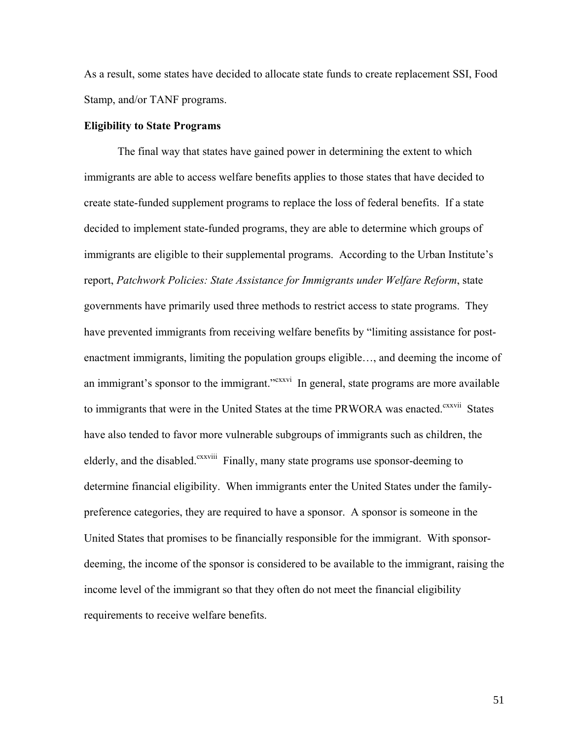As a result, some states have decided to allocate state funds to create replacement SSI, Food Stamp, and/or TANF programs.

**Eligibility to State Programs**

The final way that states have gained power in determining the extent to which immigrants are able to access welfare benefits applies to those states that have decided to create state-funded supplement programs to replace the loss of federal benefits. If a state decided to implement state-funded programs, they are able to determine which groups of immigrants are eligible to their supplemental programs. According to the Urban Institute's report, *Patchwork Policies: State Assistance for Immigrants under Welfare Reform*, state governments have primarily used three methods to restrict access to state programs. They have prevented immigrants from receiving welfare benefits by "limiting assistance for post-enactment immigrants, limiting the population groups eligible…, and deeming the income of an immigrant's sponsor to the immigrant."[cxxvi] In general, state programs are more available to immigrants that were in the United States at the time PRWORA was enacted.[cxxvii] States have also tended to favor more vulnerable subgroups of immigrants such as children, the elderly, and the disabled.[cxxviii] Finally, many state programs use sponsor-deeming to determine financial eligibility. When immigrants enter the United States under the family-preference categories, they are required to have a sponsor. A sponsor is someone in the United States that promises to be financially responsible for the immigrant. With sponsor-deeming, the income of the sponsor is considered to be available to the immigrant, raising the income level of the immigrant so that they often do not meet the financial eligibility requirements to receive welfare benefits.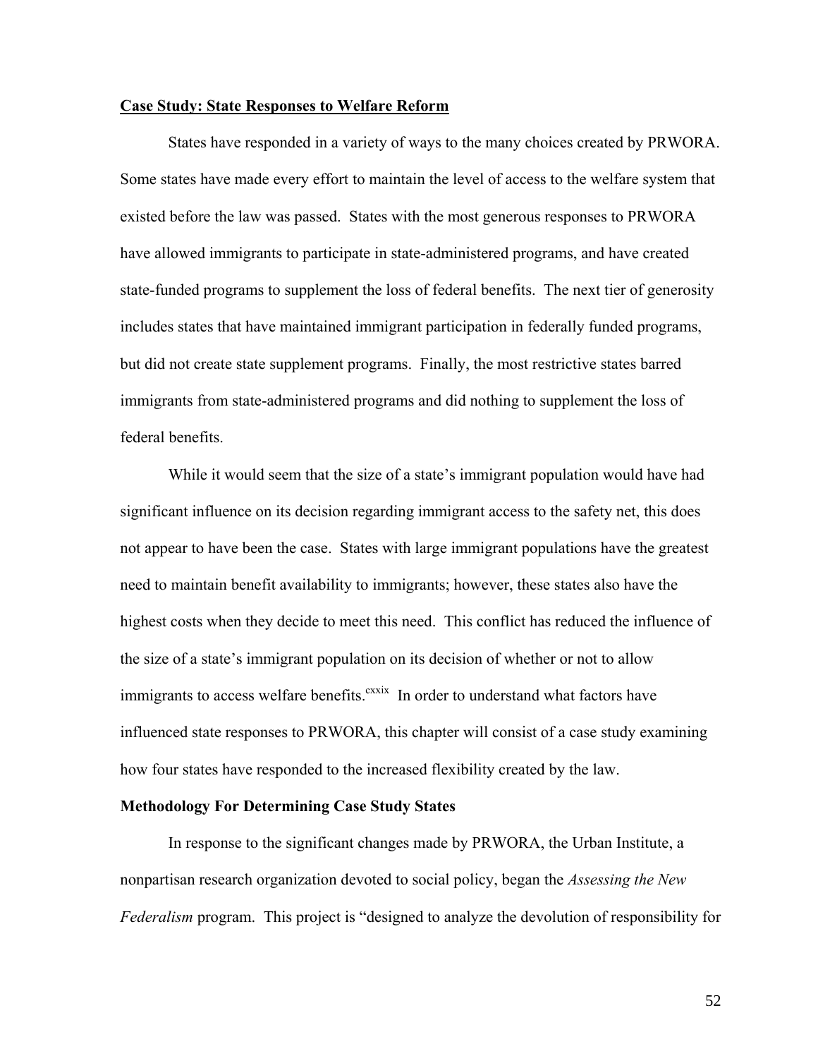**Case Study: State Responses to Welfare Reform**

States have responded in a variety of ways to the many choices created by PRWORA. Some states have made every effort to maintain the level of access to the welfare system that existed before the law was passed. States with the most generous responses to PRWORA have allowed immigrants to participate in state-administered programs, and have created state-funded programs to supplement the loss of federal benefits. The next tier of generosity includes states that have maintained immigrant participation in federally funded programs, but did not create state supplement programs. Finally, the most restrictive states barred immigrants from state-administered programs and did nothing to supplement the loss of federal benefits.

While it would seem that the size of a state's immigrant population would have had significant influence on its decision regarding immigrant access to the safety net, this does not appear to have been the case. States with large immigrant populations have the greatest need to maintain benefit availability to immigrants; however, these states also have the highest costs when they decide to meet this need. This conflict has reduced the influence of the size of a state's immigrant population on its decision of whether or not to allow immigrants to access welfare benefits.[cxxix] In order to understand what factors have influenced state responses to PRWORA, this chapter will consist of a case study examining how four states have responded to the increased flexibility created by the law.

**Methodology For Determining Case Study States**

In response to the significant changes made by PRWORA, the Urban Institute, a nonpartisan research organization devoted to social policy, began the *Assessing the New Federalism* program. This project is "designed to analyze the devolution of responsibility for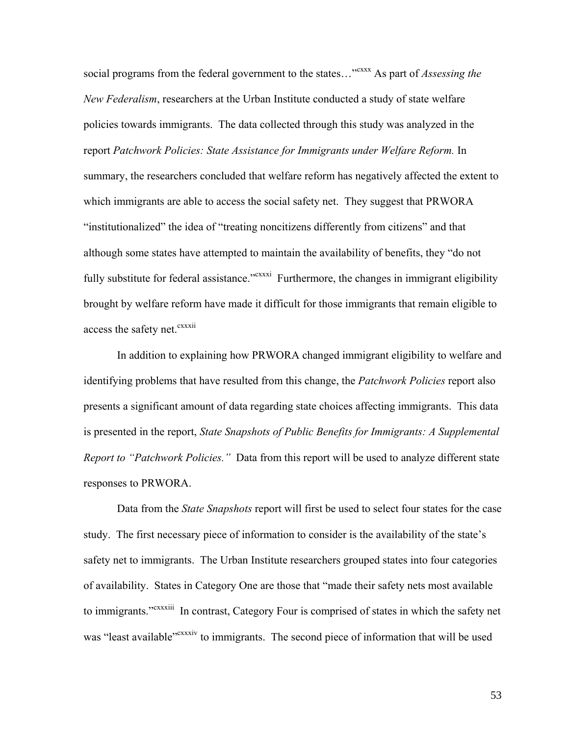social programs from the federal government to the states…"[cxxx] As part of *Assessing the New Federalism*, researchers at the Urban Institute conducted a study of state welfare policies towards immigrants. The data collected through this study was analyzed in the report *Patchwork Policies: State Assistance for Immigrants under Welfare Reform.* In summary, the researchers concluded that welfare reform has negatively affected the extent to which immigrants are able to access the social safety net. They suggest that PRWORA "institutionalized" the idea of "treating noncitizens differently from citizens" and that although some states have attempted to maintain the availability of benefits, they "do not fully substitute for federal assistance."[cxxxi] Furthermore, the changes in immigrant eligibility brought by welfare reform have made it difficult for those immigrants that remain eligible to access the safety net.[cxxxii]

In addition to explaining how PRWORA changed immigrant eligibility to welfare and identifying problems that have resulted from this change, the *Patchwork Policies* report also presents a significant amount of data regarding state choices affecting immigrants. This data is presented in the report, *State Snapshots of Public Benefits for Immigrants: A Supplemental Report to "Patchwork Policies."* Data from this report will be used to analyze different state responses to PRWORA.

Data from the *State Snapshots* report will first be used to select four states for the case study. The first necessary piece of information to consider is the availability of the state's safety net to immigrants. The Urban Institute researchers grouped states into four categories of availability. States in Category One are those that "made their safety nets most available to immigrants."[cxxxiii] In contrast, Category Four is comprised of states in which the safety net was "least available"[cxxxiv] to immigrants. The second piece of information that will be used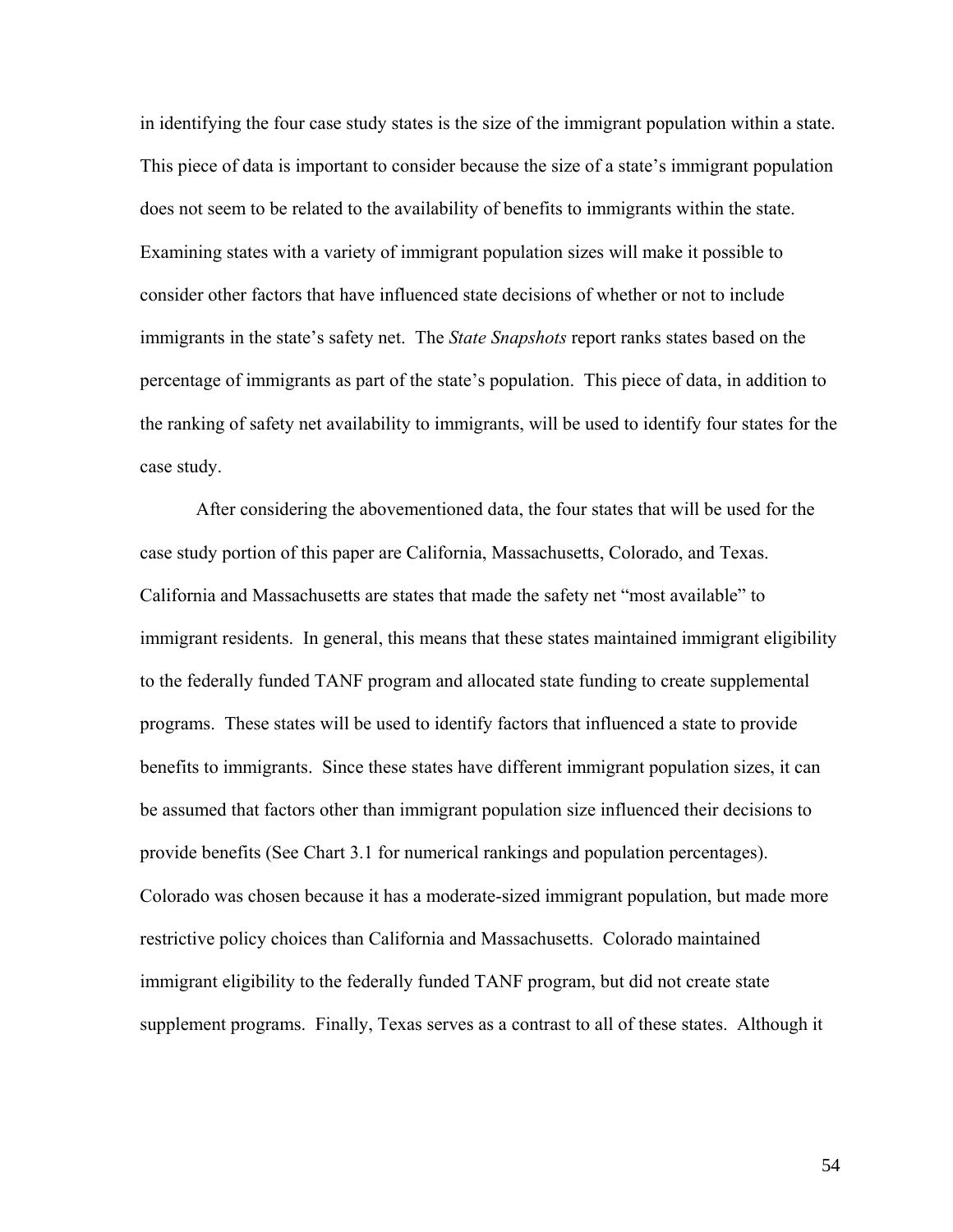in identifying the four case study states is the size of the immigrant population within a state. This piece of data is important to consider because the size of a state's immigrant population does not seem to be related to the availability of benefits to immigrants within the state. Examining states with a variety of immigrant population sizes will make it possible to consider other factors that have influenced state decisions of whether or not to include immigrants in the state's safety net. The *State Snapshots* report ranks states based on the percentage of immigrants as part of the state's population. This piece of data, in addition to the ranking of safety net availability to immigrants, will be used to identify four states for the case study.

After considering the abovementioned data, the four states that will be used for the case study portion of this paper are California, Massachusetts, Colorado, and Texas. California and Massachusetts are states that made the safety net "most available" to immigrant residents. In general, this means that these states maintained immigrant eligibility to the federally funded TANF program and allocated state funding to create supplemental programs. These states will be used to identify factors that influenced a state to provide benefits to immigrants. Since these states have different immigrant population sizes, it can be assumed that factors other than immigrant population size influenced their decisions to provide benefits (See Chart 3.1 for numerical rankings and population percentages). Colorado was chosen because it has a moderate-sized immigrant population, but made more restrictive policy choices than California and Massachusetts. Colorado maintained immigrant eligibility to the federally funded TANF program, but did not create state supplement programs. Finally, Texas serves as a contrast to all of these states. Although it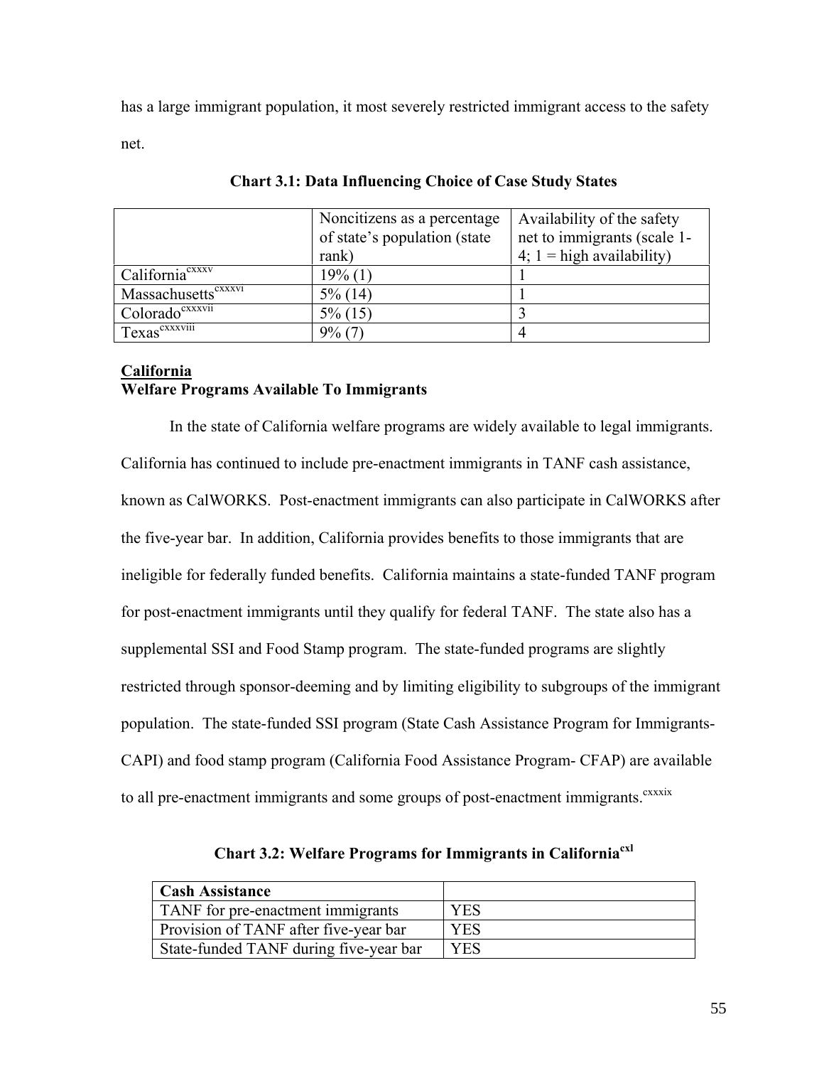has a large immigrant population, it most severely restricted immigrant access to the safety net.

**Chart 3.1: Data Influencing Choice of Case Study States**

| | Noncitizens as a percentage of state's population (state rank) | Availability of the safety net to immigrants (scale 1-4; 1 = high availability) |
|---|---|---|
| California[cxxxv] | 19% (1) | 1 |
| Massachusetts[cxxxvi] | 5% (14) | 1 |
| Colorado[cxxxvii] | 5% (15) | 3 |
| Texas[cxxxviii] | 9% (7) | 4 |

**California**

**Welfare Programs Available To Immigrants**

In the state of California welfare programs are widely available to legal immigrants. California has continued to include pre-enactment immigrants in TANF cash assistance, known as CalWORKS. Post-enactment immigrants can also participate in CalWORKS after the five-year bar. In addition, California provides benefits to those immigrants that are ineligible for federally funded benefits. California maintains a state-funded TANF program for post-enactment immigrants until they qualify for federal TANF. The state also has a supplemental SSI and Food Stamp program. The state-funded programs are slightly restricted through sponsor-deeming and by limiting eligibility to subgroups of the immigrant population. The state-funded SSI program (State Cash Assistance Program for Immigrants-CAPI) and food stamp program (California Food Assistance Program- CFAP) are available to all pre-enactment immigrants and some groups of post-enactment immigrants.[cxxxix]

**Chart 3.2: Welfare Programs for Immigrants in California[cxl]**

| **Cash Assistance** | |
|---|---|
| TANF for pre-enactment immigrants | YES |
| Provision of TANF after five-year bar | YES |
| State-funded TANF during five-year bar | YES |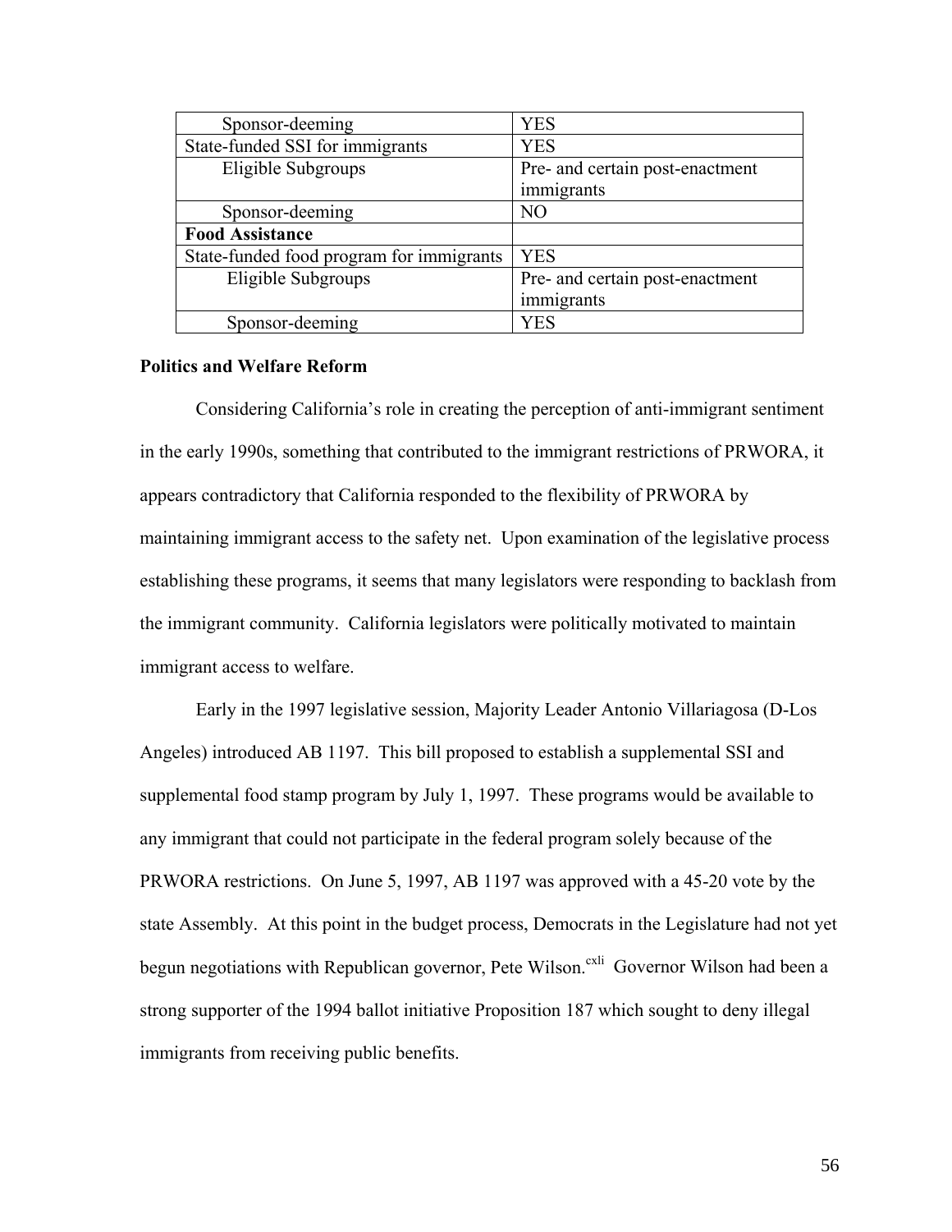| | |
|---|---|
| Sponsor-deeming | YES |
| State-funded SSI for immigrants | YES |
| Eligible Subgroups | Pre- and certain post-enactment immigrants |
| Sponsor-deeming | NO |
| **Food Assistance** | |
| State-funded food program for immigrants | YES |
| Eligible Subgroups | Pre- and certain post-enactment immigrants |
| Sponsor-deeming | YES |

**Politics and Welfare Reform**

Considering California's role in creating the perception of anti-immigrant sentiment in the early 1990s, something that contributed to the immigrant restrictions of PRWORA, it appears contradictory that California responded to the flexibility of PRWORA by maintaining immigrant access to the safety net. Upon examination of the legislative process establishing these programs, it seems that many legislators were responding to backlash from the immigrant community. California legislators were politically motivated to maintain immigrant access to welfare.

Early in the 1997 legislative session, Majority Leader Antonio Villariagosa (D-Los Angeles) introduced AB 1197. This bill proposed to establish a supplemental SSI and supplemental food stamp program by July 1, 1997. These programs would be available to any immigrant that could not participate in the federal program solely because of the PRWORA restrictions. On June 5, 1997, AB 1197 was approved with a 45-20 vote by the state Assembly. At this point in the budget process, Democrats in the Legislature had not yet begun negotiations with Republican governor, Pete Wilson.[cxli] Governor Wilson had been a strong supporter of the 1994 ballot initiative Proposition 187 which sought to deny illegal immigrants from receiving public benefits.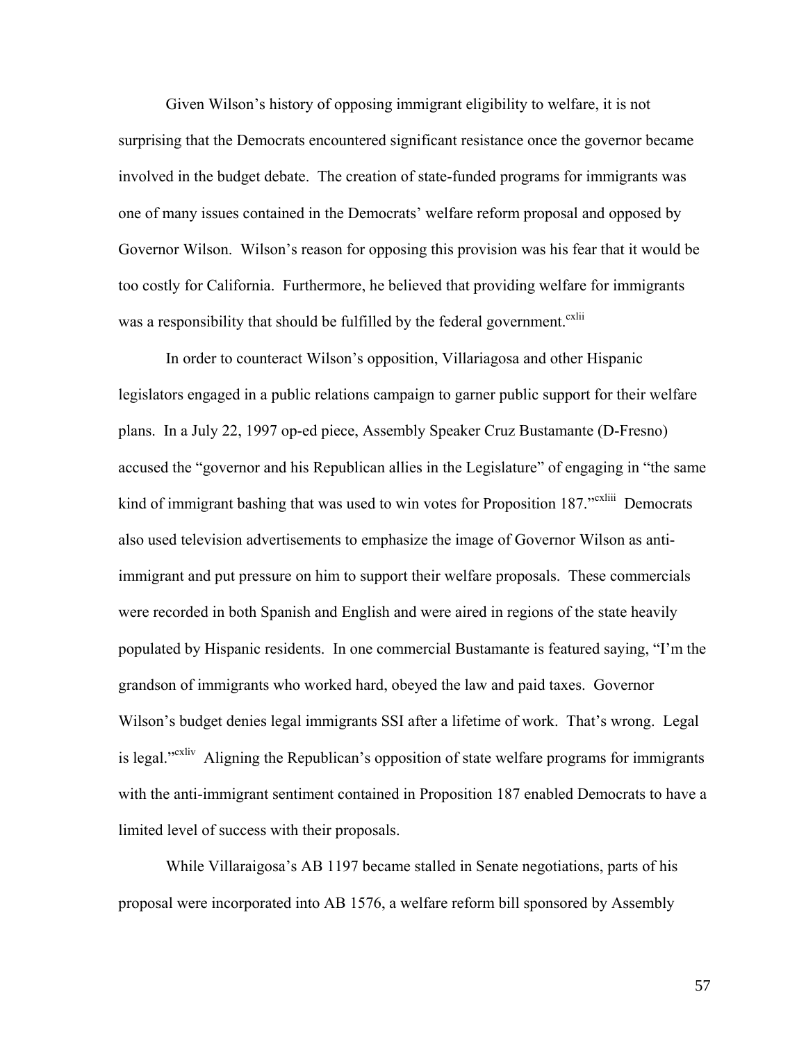Given Wilson's history of opposing immigrant eligibility to welfare, it is not surprising that the Democrats encountered significant resistance once the governor became involved in the budget debate. The creation of state-funded programs for immigrants was one of many issues contained in the Democrats' welfare reform proposal and opposed by Governor Wilson. Wilson's reason for opposing this provision was his fear that it would be too costly for California. Furthermore, he believed that providing welfare for immigrants was a responsibility that should be fulfilled by the federal government.[cxlii]

In order to counteract Wilson's opposition, Villariagosa and other Hispanic legislators engaged in a public relations campaign to garner public support for their welfare plans. In a July 22, 1997 op-ed piece, Assembly Speaker Cruz Bustamante (D-Fresno) accused the "governor and his Republican allies in the Legislature" of engaging in "the same kind of immigrant bashing that was used to win votes for Proposition 187."[cxliii] Democrats also used television advertisements to emphasize the image of Governor Wilson as anti-immigrant and put pressure on him to support their welfare proposals. These commercials were recorded in both Spanish and English and were aired in regions of the state heavily populated by Hispanic residents. In one commercial Bustamante is featured saying, "I'm the grandson of immigrants who worked hard, obeyed the law and paid taxes. Governor Wilson's budget denies legal immigrants SSI after a lifetime of work. That's wrong. Legal is legal."[cxliv] Aligning the Republican's opposition of state welfare programs for immigrants with the anti-immigrant sentiment contained in Proposition 187 enabled Democrats to have a limited level of success with their proposals.

While Villaraigosa's AB 1197 became stalled in Senate negotiations, parts of his proposal were incorporated into AB 1576, a welfare reform bill sponsored by Assembly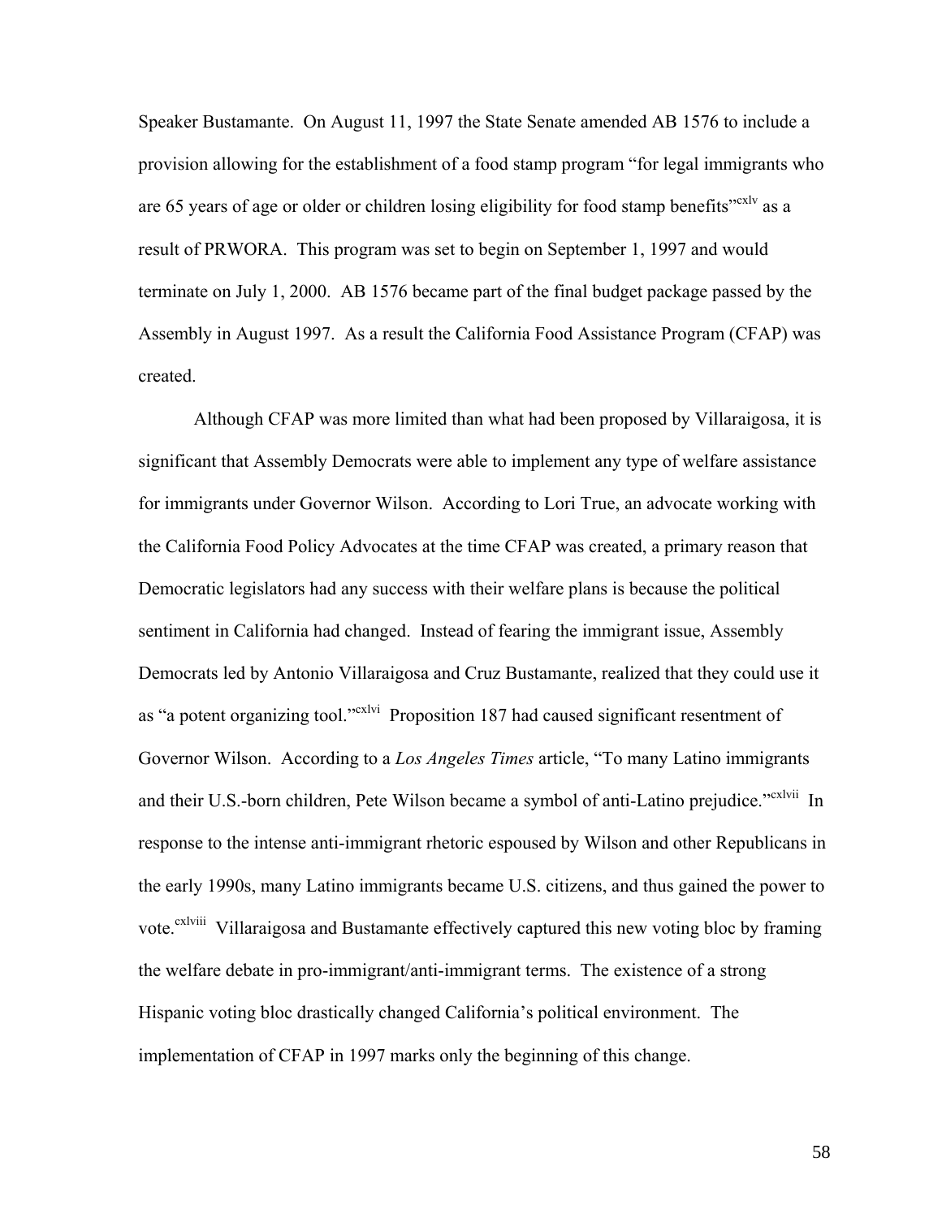Speaker Bustamante. On August 11, 1997 the State Senate amended AB 1576 to include a provision allowing for the establishment of a food stamp program "for legal immigrants who are 65 years of age or older or children losing eligibility for food stamp benefits"[cxlv] as a result of PRWORA. This program was set to begin on September 1, 1997 and would terminate on July 1, 2000. AB 1576 became part of the final budget package passed by the Assembly in August 1997. As a result the California Food Assistance Program (CFAP) was created.

Although CFAP was more limited than what had been proposed by Villaraigosa, it is significant that Assembly Democrats were able to implement any type of welfare assistance for immigrants under Governor Wilson. According to Lori True, an advocate working with the California Food Policy Advocates at the time CFAP was created, a primary reason that Democratic legislators had any success with their welfare plans is because the political sentiment in California had changed. Instead of fearing the immigrant issue, Assembly Democrats led by Antonio Villaraigosa and Cruz Bustamante, realized that they could use it as "a potent organizing tool."[cxlvi] Proposition 187 had caused significant resentment of Governor Wilson. According to a *Los Angeles Times* article, "To many Latino immigrants and their U.S.-born children, Pete Wilson became a symbol of anti-Latino prejudice."[cxlvii] In response to the intense anti-immigrant rhetoric espoused by Wilson and other Republicans in the early 1990s, many Latino immigrants became U.S. citizens, and thus gained the power to vote.[cxlviii] Villaraigosa and Bustamante effectively captured this new voting bloc by framing the welfare debate in pro-immigrant/anti-immigrant terms. The existence of a strong Hispanic voting bloc drastically changed California's political environment. The implementation of CFAP in 1997 marks only the beginning of this change.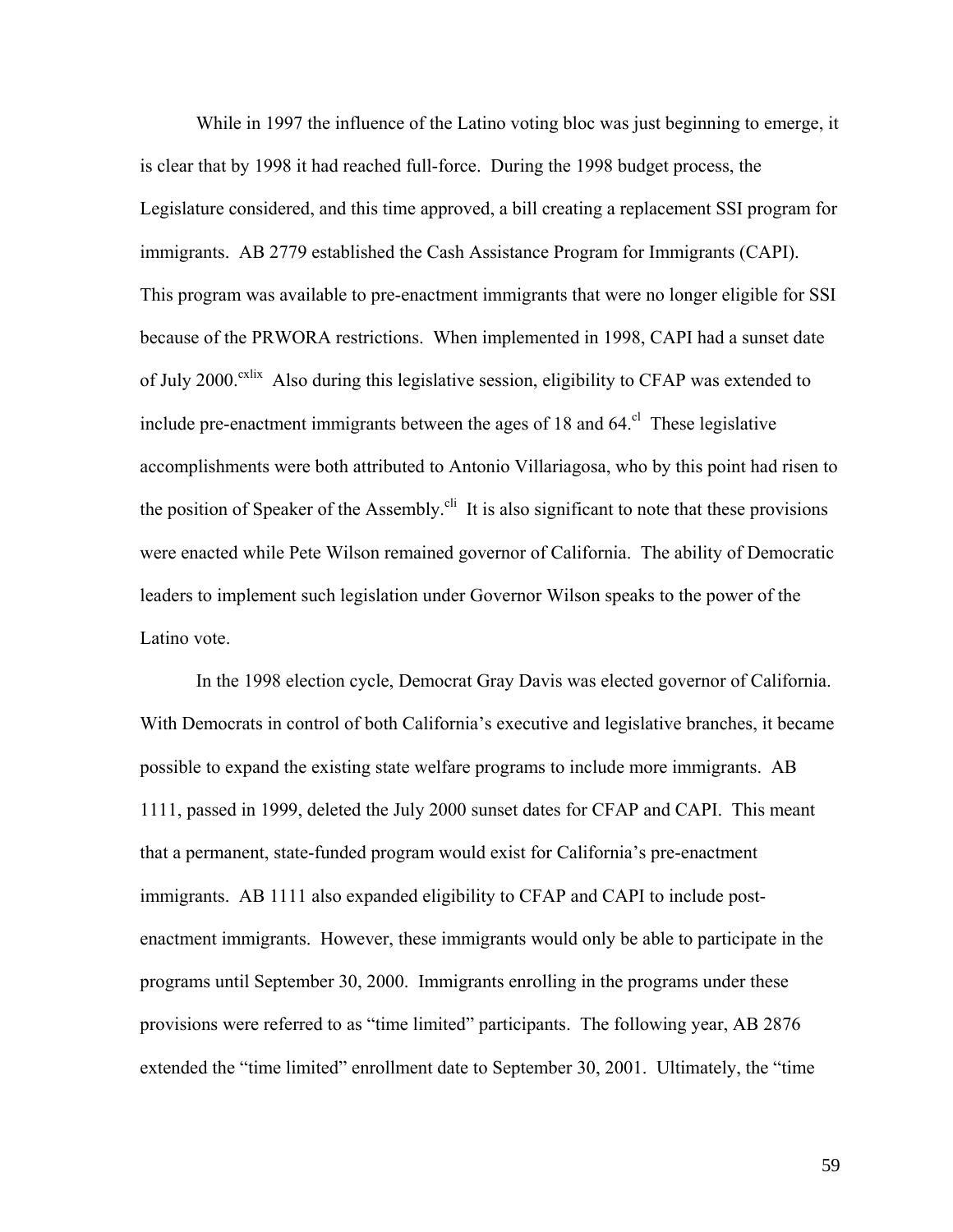While in 1997 the influence of the Latino voting bloc was just beginning to emerge, it is clear that by 1998 it had reached full-force. During the 1998 budget process, the Legislature considered, and this time approved, a bill creating a replacement SSI program for immigrants. AB 2779 established the Cash Assistance Program for Immigrants (CAPI). This program was available to pre-enactment immigrants that were no longer eligible for SSI because of the PRWORA restrictions. When implemented in 1998, CAPI had a sunset date of July 2000.[cxlix] Also during this legislative session, eligibility to CFAP was extended to include pre-enactment immigrants between the ages of 18 and 64.[cl] These legislative accomplishments were both attributed to Antonio Villariagosa, who by this point had risen to the position of Speaker of the Assembly.[cli] It is also significant to note that these provisions were enacted while Pete Wilson remained governor of California. The ability of Democratic leaders to implement such legislation under Governor Wilson speaks to the power of the Latino vote.

In the 1998 election cycle, Democrat Gray Davis was elected governor of California. With Democrats in control of both California's executive and legislative branches, it became possible to expand the existing state welfare programs to include more immigrants. AB 1111, passed in 1999, deleted the July 2000 sunset dates for CFAP and CAPI. This meant that a permanent, state-funded program would exist for California's pre-enactment immigrants. AB 1111 also expanded eligibility to CFAP and CAPI to include post-enactment immigrants. However, these immigrants would only be able to participate in the programs until September 30, 2000. Immigrants enrolling in the programs under these provisions were referred to as "time limited" participants. The following year, AB 2876 extended the "time limited" enrollment date to September 30, 2001. Ultimately, the "time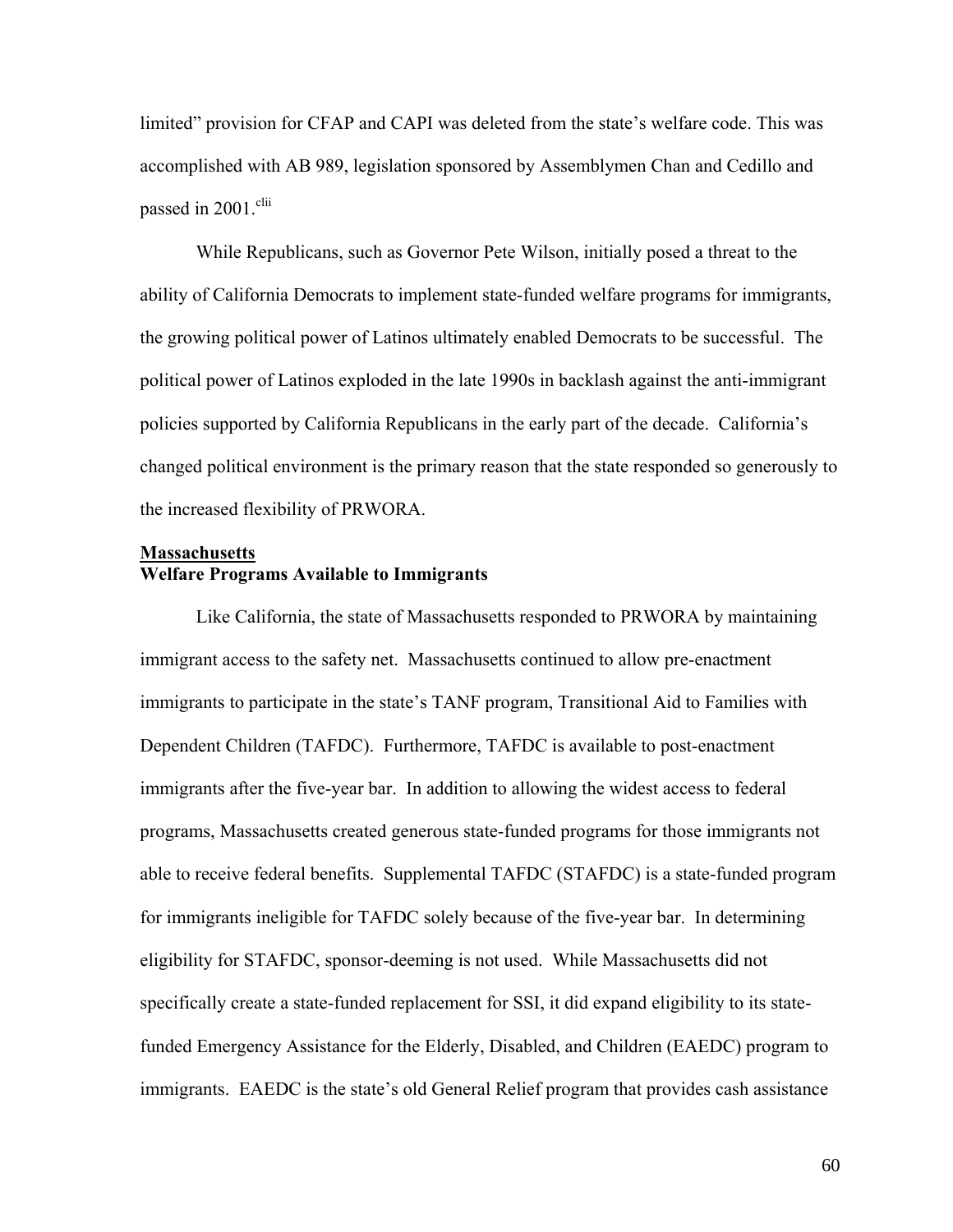limited" provision for CFAP and CAPI was deleted from the state's welfare code. This was accomplished with AB 989, legislation sponsored by Assemblymen Chan and Cedillo and passed in 2001.[clii]

While Republicans, such as Governor Pete Wilson, initially posed a threat to the ability of California Democrats to implement state-funded welfare programs for immigrants, the growing political power of Latinos ultimately enabled Democrats to be successful. The political power of Latinos exploded in the late 1990s in backlash against the anti-immigrant policies supported by California Republicans in the early part of the decade. California's changed political environment is the primary reason that the state responded so generously to the increased flexibility of PRWORA.

## <u>Massachusetts</u>

### Welfare Programs Available to Immigrants

Like California, the state of Massachusetts responded to PRWORA by maintaining immigrant access to the safety net. Massachusetts continued to allow pre-enactment immigrants to participate in the state's TANF program, Transitional Aid to Families with Dependent Children (TAFDC). Furthermore, TAFDC is available to post-enactment immigrants after the five-year bar. In addition to allowing the widest access to federal programs, Massachusetts created generous state-funded programs for those immigrants not able to receive federal benefits. Supplemental TAFDC (STAFDC) is a state-funded program for immigrants ineligible for TAFDC solely because of the five-year bar. In determining eligibility for STAFDC, sponsor-deeming is not used. While Massachusetts did not specifically create a state-funded replacement for SSI, it did expand eligibility to its state-funded Emergency Assistance for the Elderly, Disabled, and Children (EAEDC) program to immigrants. EAEDC is the state's old General Relief program that provides cash assistance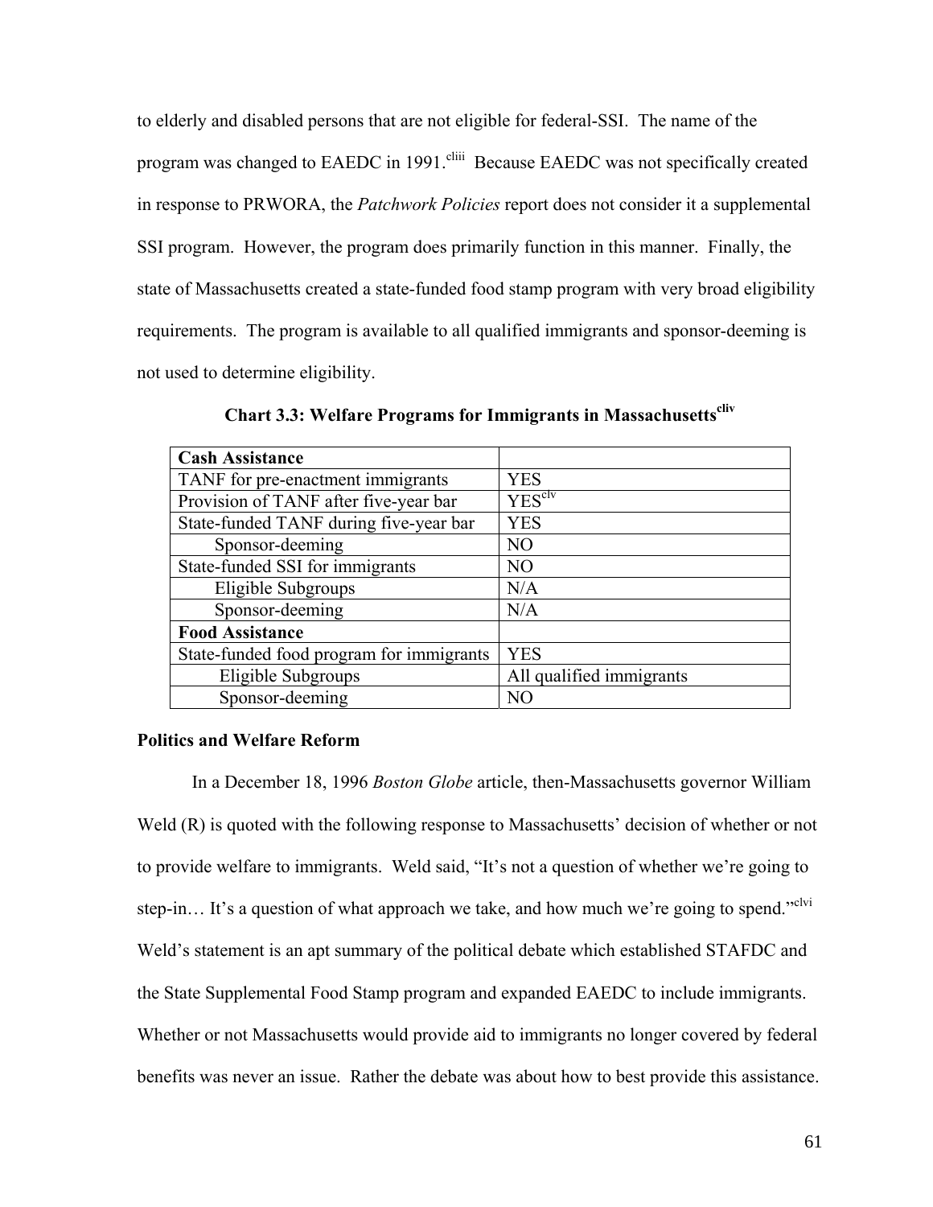to elderly and disabled persons that are not eligible for federal-SSI. The name of the program was changed to EAEDC in 1991.[cliii] Because EAEDC was not specifically created in response to PRWORA, the *Patchwork Policies* report does not consider it a supplemental SSI program. However, the program does primarily function in this manner. Finally, the state of Massachusetts created a state-funded food stamp program with very broad eligibility requirements. The program is available to all qualified immigrants and sponsor-deeming is not used to determine eligibility.

**Chart 3.3: Welfare Programs for Immigrants in Massachusetts[cliv]**

| | |
|---|---|
| **Cash Assistance** | |
| TANF for pre-enactment immigrants | YES |
| Provision of TANF after five-year bar | YES[clv] |
| State-funded TANF during five-year bar | YES |
| Sponsor-deeming | NO |
| State-funded SSI for immigrants | NO |
| Eligible Subgroups | N/A |
| Sponsor-deeming | N/A |
| **Food Assistance** | |
| State-funded food program for immigrants | YES |
| Eligible Subgroups | All qualified immigrants |
| Sponsor-deeming | NO |

**Politics and Welfare Reform**

In a December 18, 1996 *Boston Globe* article, then-Massachusetts governor William Weld (R) is quoted with the following response to Massachusetts' decision of whether or not to provide welfare to immigrants. Weld said, "It's not a question of whether we're going to step-in… It's a question of what approach we take, and how much we're going to spend."[clvi] Weld's statement is an apt summary of the political debate which established STAFDC and the State Supplemental Food Stamp program and expanded EAEDC to include immigrants. Whether or not Massachusetts would provide aid to immigrants no longer covered by federal benefits was never an issue. Rather the debate was about how to best provide this assistance.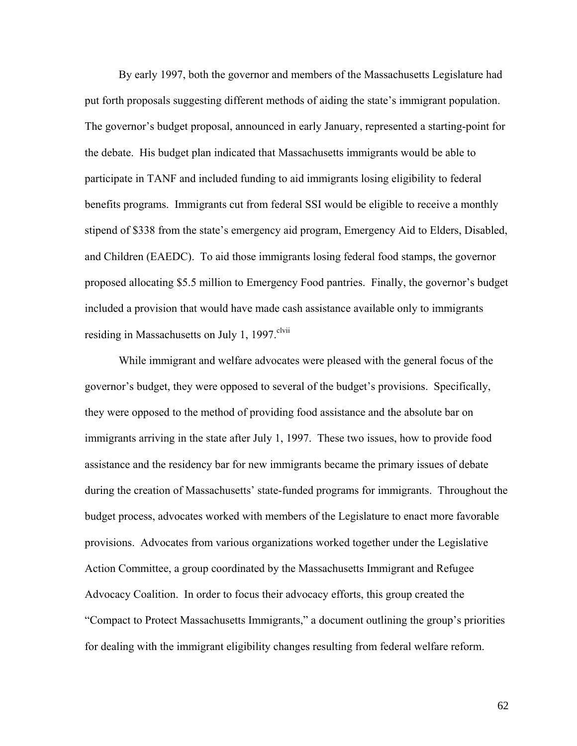By early 1997, both the governor and members of the Massachusetts Legislature had put forth proposals suggesting different methods of aiding the state's immigrant population. The governor's budget proposal, announced in early January, represented a starting-point for the debate. His budget plan indicated that Massachusetts immigrants would be able to participate in TANF and included funding to aid immigrants losing eligibility to federal benefits programs. Immigrants cut from federal SSI would be eligible to receive a monthly stipend of $338 from the state's emergency aid program, Emergency Aid to Elders, Disabled, and Children (EAEDC). To aid those immigrants losing federal food stamps, the governor proposed allocating $5.5 million to Emergency Food pantries. Finally, the governor's budget included a provision that would have made cash assistance available only to immigrants residing in Massachusetts on July 1, 1997.[clvii]

While immigrant and welfare advocates were pleased with the general focus of the governor's budget, they were opposed to several of the budget's provisions. Specifically, they were opposed to the method of providing food assistance and the absolute bar on immigrants arriving in the state after July 1, 1997. These two issues, how to provide food assistance and the residency bar for new immigrants became the primary issues of debate during the creation of Massachusetts' state-funded programs for immigrants. Throughout the budget process, advocates worked with members of the Legislature to enact more favorable provisions. Advocates from various organizations worked together under the Legislative Action Committee, a group coordinated by the Massachusetts Immigrant and Refugee Advocacy Coalition. In order to focus their advocacy efforts, this group created the "Compact to Protect Massachusetts Immigrants," a document outlining the group's priorities for dealing with the immigrant eligibility changes resulting from federal welfare reform.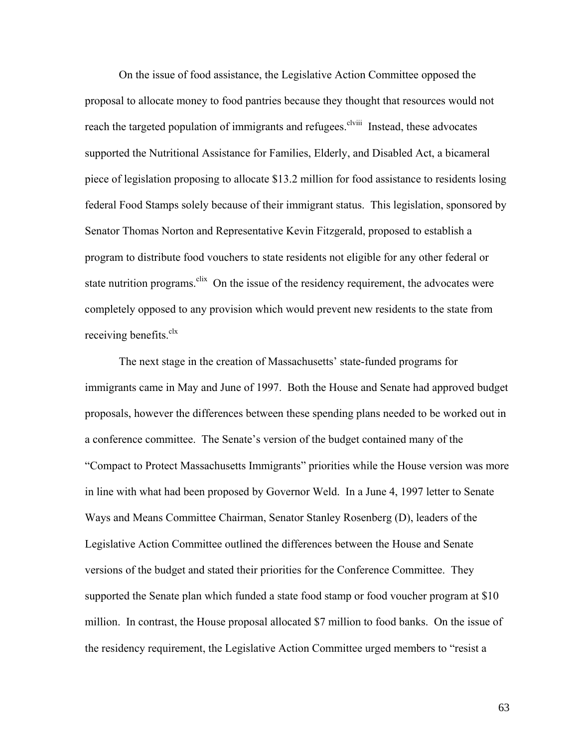On the issue of food assistance, the Legislative Action Committee opposed the proposal to allocate money to food pantries because they thought that resources would not reach the targeted population of immigrants and refugees.[clviii] Instead, these advocates supported the Nutritional Assistance for Families, Elderly, and Disabled Act, a bicameral piece of legislation proposing to allocate $13.2 million for food assistance to residents losing federal Food Stamps solely because of their immigrant status. This legislation, sponsored by Senator Thomas Norton and Representative Kevin Fitzgerald, proposed to establish a program to distribute food vouchers to state residents not eligible for any other federal or state nutrition programs.[clix] On the issue of the residency requirement, the advocates were completely opposed to any provision which would prevent new residents to the state from receiving benefits.[clx]

The next stage in the creation of Massachusetts' state-funded programs for immigrants came in May and June of 1997. Both the House and Senate had approved budget proposals, however the differences between these spending plans needed to be worked out in a conference committee. The Senate's version of the budget contained many of the "Compact to Protect Massachusetts Immigrants" priorities while the House version was more in line with what had been proposed by Governor Weld. In a June 4, 1997 letter to Senate Ways and Means Committee Chairman, Senator Stanley Rosenberg (D), leaders of the Legislative Action Committee outlined the differences between the House and Senate versions of the budget and stated their priorities for the Conference Committee. They supported the Senate plan which funded a state food stamp or food voucher program at $10 million. In contrast, the House proposal allocated $7 million to food banks. On the issue of the residency requirement, the Legislative Action Committee urged members to "resist a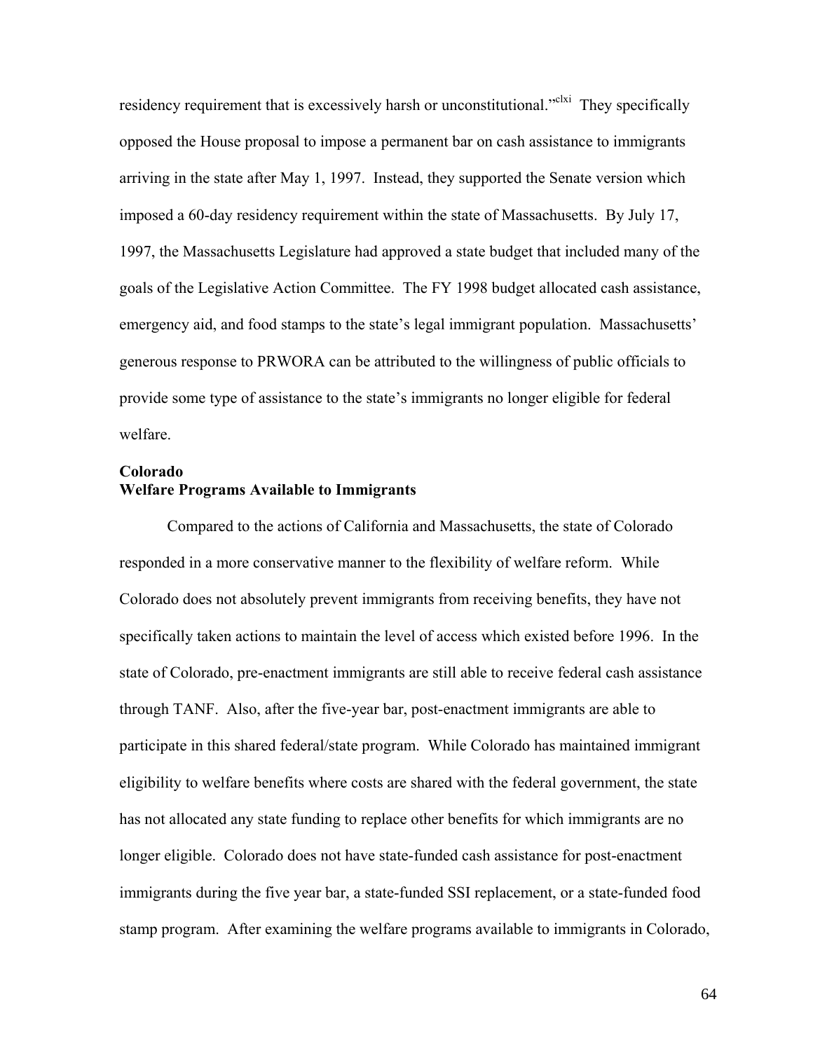residency requirement that is excessively harsh or unconstitutional."[clxi] They specifically opposed the House proposal to impose a permanent bar on cash assistance to immigrants arriving in the state after May 1, 1997. Instead, they supported the Senate version which imposed a 60-day residency requirement within the state of Massachusetts. By July 17, 1997, the Massachusetts Legislature had approved a state budget that included many of the goals of the Legislative Action Committee. The FY 1998 budget allocated cash assistance, emergency aid, and food stamps to the state's legal immigrant population. Massachusetts' generous response to PRWORA can be attributed to the willingness of public officials to provide some type of assistance to the state's immigrants no longer eligible for federal welfare.

**Colorado**
**Welfare Programs Available to Immigrants**

Compared to the actions of California and Massachusetts, the state of Colorado responded in a more conservative manner to the flexibility of welfare reform. While Colorado does not absolutely prevent immigrants from receiving benefits, they have not specifically taken actions to maintain the level of access which existed before 1996. In the state of Colorado, pre-enactment immigrants are still able to receive federal cash assistance through TANF. Also, after the five-year bar, post-enactment immigrants are able to participate in this shared federal/state program. While Colorado has maintained immigrant eligibility to welfare benefits where costs are shared with the federal government, the state has not allocated any state funding to replace other benefits for which immigrants are no longer eligible. Colorado does not have state-funded cash assistance for post-enactment immigrants during the five year bar, a state-funded SSI replacement, or a state-funded food stamp program. After examining the welfare programs available to immigrants in Colorado,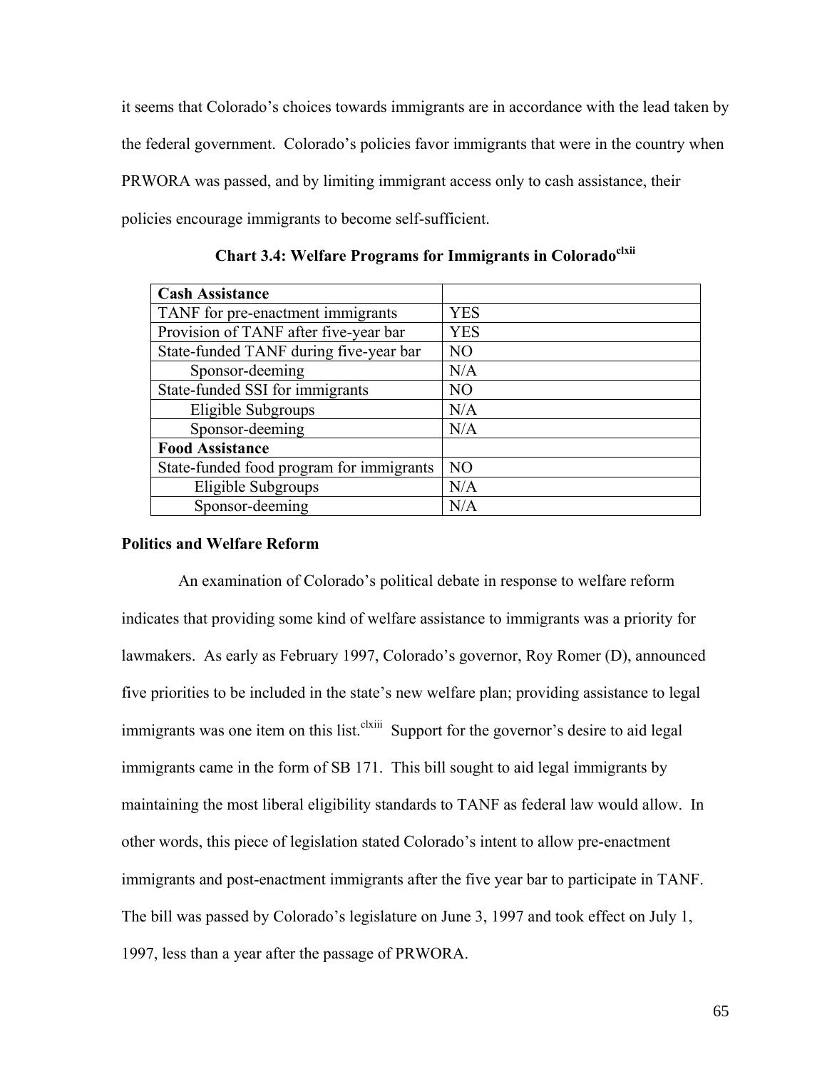it seems that Colorado's choices towards immigrants are in accordance with the lead taken by the federal government. Colorado's policies favor immigrants that were in the country when PRWORA was passed, and by limiting immigrant access only to cash assistance, their policies encourage immigrants to become self-sufficient.

**Chart 3.4: Welfare Programs for Immigrants in Colorado**[clxii]

| | |
|---|---|
| **Cash Assistance** | |
| TANF for pre-enactment immigrants | YES |
| Provision of TANF after five-year bar | YES |
| State-funded TANF during five-year bar | NO |
| Sponsor-deeming | N/A |
| State-funded SSI for immigrants | NO |
| Eligible Subgroups | N/A |
| Sponsor-deeming | N/A |
| **Food Assistance** | |
| State-funded food program for immigrants | NO |
| Eligible Subgroups | N/A |
| Sponsor-deeming | N/A |

**Politics and Welfare Reform**

An examination of Colorado's political debate in response to welfare reform indicates that providing some kind of welfare assistance to immigrants was a priority for lawmakers. As early as February 1997, Colorado's governor, Roy Romer (D), announced five priorities to be included in the state's new welfare plan; providing assistance to legal immigrants was one item on this list.[clxiii] Support for the governor's desire to aid legal immigrants came in the form of SB 171. This bill sought to aid legal immigrants by maintaining the most liberal eligibility standards to TANF as federal law would allow. In other words, this piece of legislation stated Colorado's intent to allow pre-enactment immigrants and post-enactment immigrants after the five year bar to participate in TANF. The bill was passed by Colorado's legislature on June 3, 1997 and took effect on July 1, 1997, less than a year after the passage of PRWORA.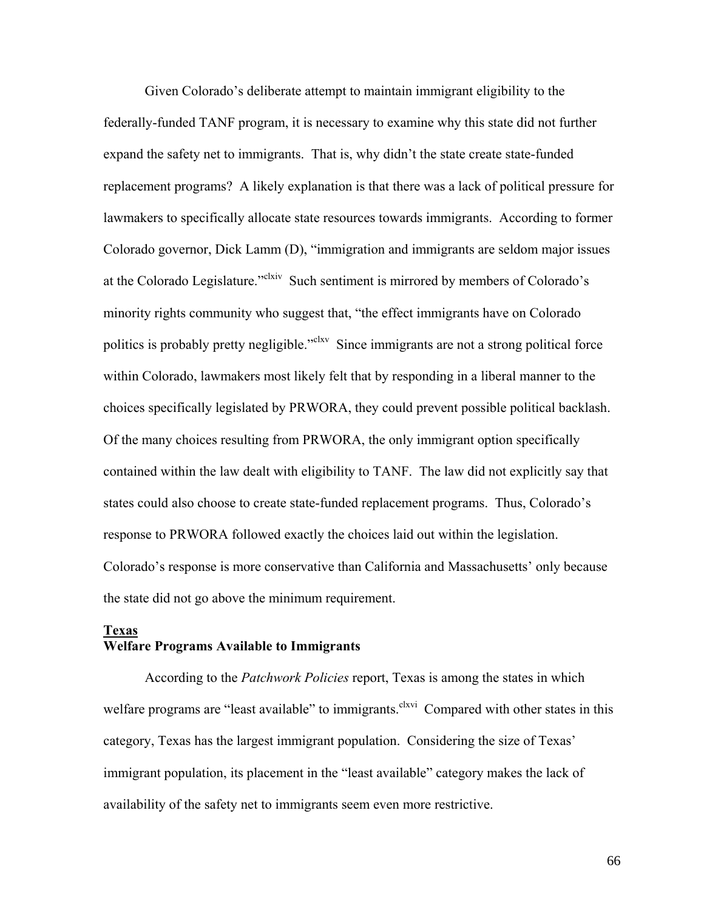Given Colorado's deliberate attempt to maintain immigrant eligibility to the federally-funded TANF program, it is necessary to examine why this state did not further expand the safety net to immigrants. That is, why didn't the state create state-funded replacement programs? A likely explanation is that there was a lack of political pressure for lawmakers to specifically allocate state resources towards immigrants. According to former Colorado governor, Dick Lamm (D), "immigration and immigrants are seldom major issues at the Colorado Legislature."[clxiv] Such sentiment is mirrored by members of Colorado's minority rights community who suggest that, "the effect immigrants have on Colorado politics is probably pretty negligible."[clxv] Since immigrants are not a strong political force within Colorado, lawmakers most likely felt that by responding in a liberal manner to the choices specifically legislated by PRWORA, they could prevent possible political backlash. Of the many choices resulting from PRWORA, the only immigrant option specifically contained within the law dealt with eligibility to TANF. The law did not explicitly say that states could also choose to create state-funded replacement programs. Thus, Colorado's response to PRWORA followed exactly the choices laid out within the legislation. Colorado's response is more conservative than California and Massachusetts' only because the state did not go above the minimum requirement.

## Texas

### Welfare Programs Available to Immigrants

According to the *Patchwork Policies* report, Texas is among the states in which welfare programs are "least available" to immigrants.[clxvi] Compared with other states in this category, Texas has the largest immigrant population. Considering the size of Texas' immigrant population, its placement in the "least available" category makes the lack of availability of the safety net to immigrants seem even more restrictive.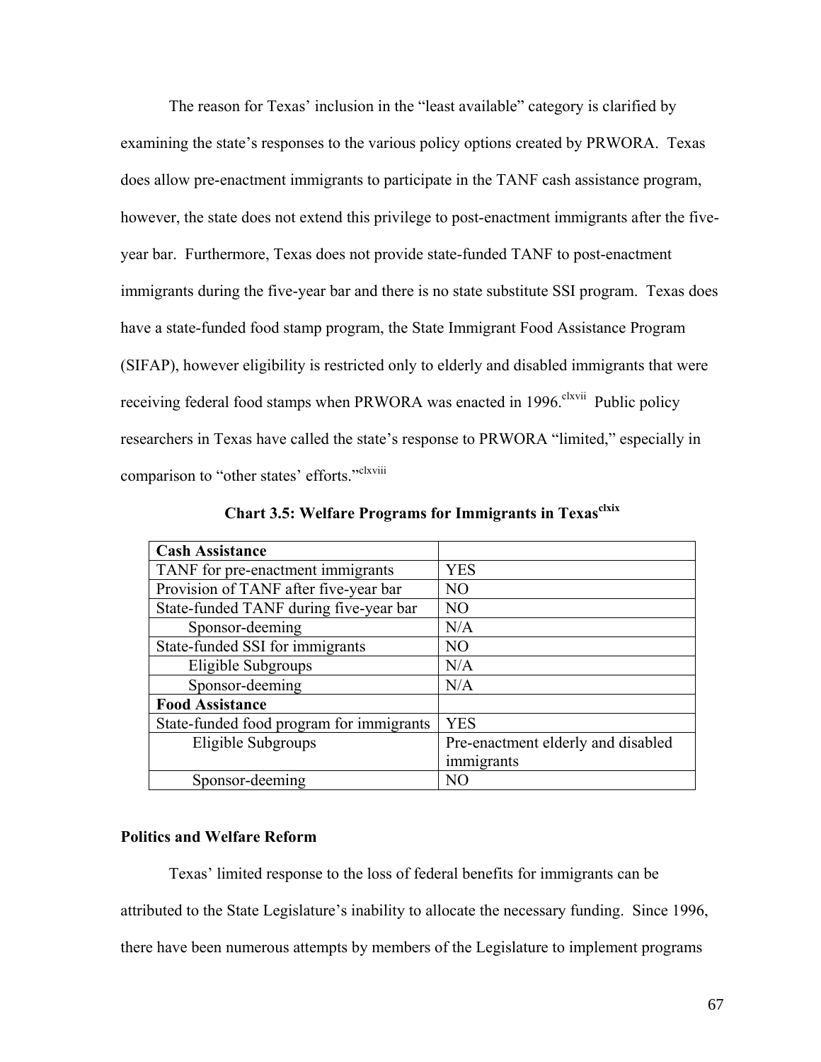The reason for Texas' inclusion in the "least available" category is clarified by examining the state's responses to the various policy options created by PRWORA. Texas does allow pre-enactment immigrants to participate in the TANF cash assistance program, however, the state does not extend this privilege to post-enactment immigrants after the five-year bar. Furthermore, Texas does not provide state-funded TANF to post-enactment immigrants during the five-year bar and there is no state substitute SSI program. Texas does have a state-funded food stamp program, the State Immigrant Food Assistance Program (SIFAP), however eligibility is restricted only to elderly and disabled immigrants that were receiving federal food stamps when PRWORA was enacted in 1996.[clxvii] Public policy researchers in Texas have called the state's response to PRWORA "limited," especially in comparison to "other states' efforts."[clxviii]

**Chart 3.5: Welfare Programs for Immigrants in Texas[clxix]**

| | |
|---|---|
| **Cash Assistance** | |
| TANF for pre-enactment immigrants | YES |
| Provision of TANF after five-year bar | NO |
| State-funded TANF during five-year bar | NO |
| Sponsor-deeming | N/A |
| State-funded SSI for immigrants | NO |
| Eligible Subgroups | N/A |
| Sponsor-deeming | N/A |
| **Food Assistance** | |
| State-funded food program for immigrants | YES |
| Eligible Subgroups | Pre-enactment elderly and disabled immigrants |
| Sponsor-deeming | NO |

## Politics and Welfare Reform

Texas' limited response to the loss of federal benefits for immigrants can be attributed to the State Legislature's inability to allocate the necessary funding. Since 1996, there have been numerous attempts by members of the Legislature to implement programs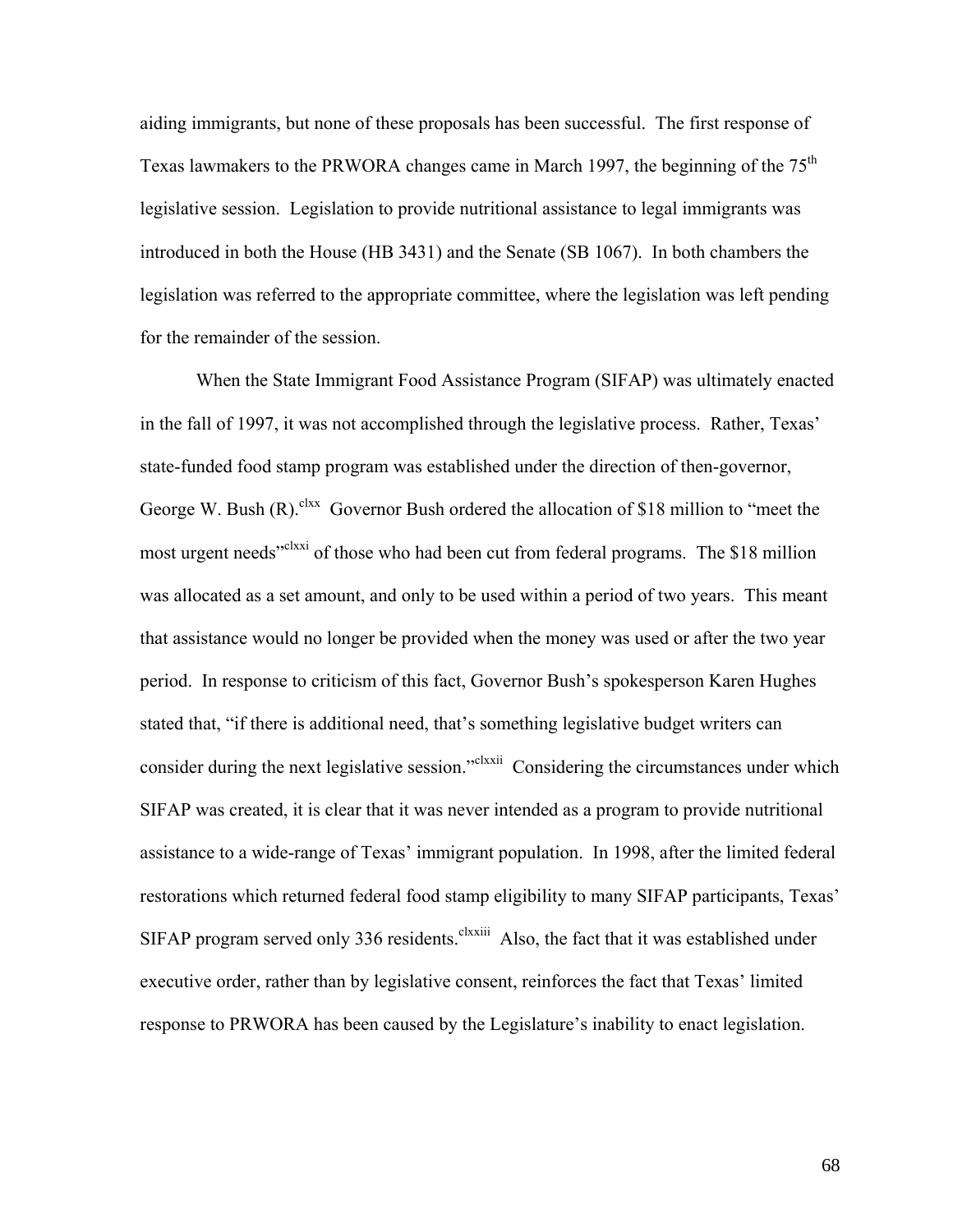aiding immigrants, but none of these proposals has been successful. The first response of Texas lawmakers to the PRWORA changes came in March 1997, the beginning of the 75th legislative session. Legislation to provide nutritional assistance to legal immigrants was introduced in both the House (HB 3431) and the Senate (SB 1067). In both chambers the legislation was referred to the appropriate committee, where the legislation was left pending for the remainder of the session.

When the State Immigrant Food Assistance Program (SIFAP) was ultimately enacted in the fall of 1997, it was not accomplished through the legislative process. Rather, Texas' state-funded food stamp program was established under the direction of then-governor, George W. Bush (R).[clxx] Governor Bush ordered the allocation of $18 million to "meet the most urgent needs"[clxxi] of those who had been cut from federal programs. The $18 million was allocated as a set amount, and only to be used within a period of two years. This meant that assistance would no longer be provided when the money was used or after the two year period. In response to criticism of this fact, Governor Bush's spokesperson Karen Hughes stated that, "if there is additional need, that's something legislative budget writers can consider during the next legislative session."[clxxii] Considering the circumstances under which SIFAP was created, it is clear that it was never intended as a program to provide nutritional assistance to a wide-range of Texas' immigrant population. In 1998, after the limited federal restorations which returned federal food stamp eligibility to many SIFAP participants, Texas' SIFAP program served only 336 residents.[clxxiii] Also, the fact that it was established under executive order, rather than by legislative consent, reinforces the fact that Texas' limited response to PRWORA has been caused by the Legislature's inability to enact legislation.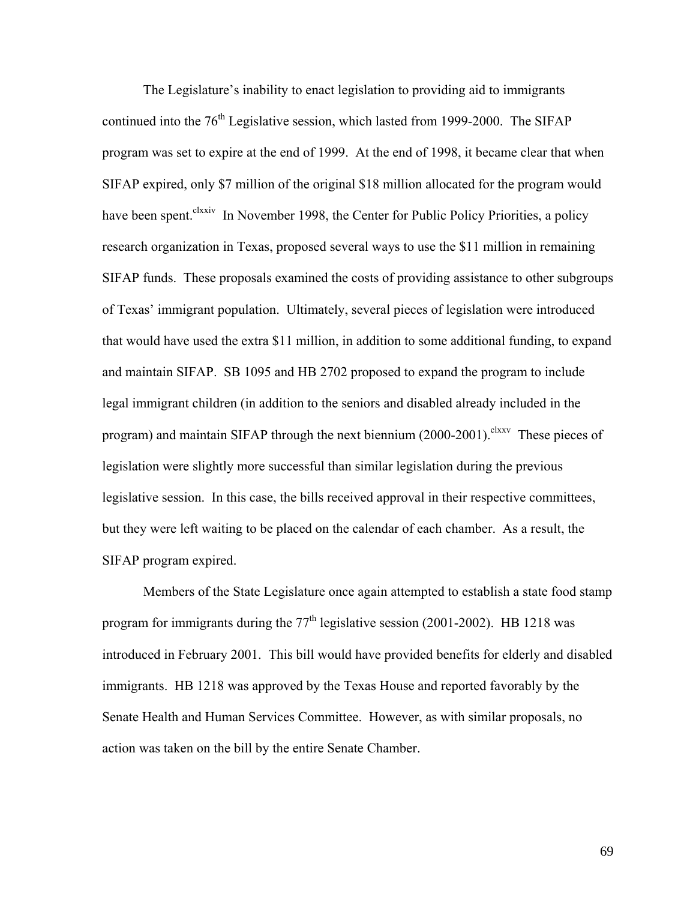The Legislature's inability to enact legislation to providing aid to immigrants continued into the 76th Legislative session, which lasted from 1999-2000. The SIFAP program was set to expire at the end of 1999. At the end of 1998, it became clear that when SIFAP expired, only \$7 million of the original \$18 million allocated for the program would have been spent.[clxxiv] In November 1998, the Center for Public Policy Priorities, a policy research organization in Texas, proposed several ways to use the \$11 million in remaining SIFAP funds. These proposals examined the costs of providing assistance to other subgroups of Texas' immigrant population. Ultimately, several pieces of legislation were introduced that would have used the extra \$11 million, in addition to some additional funding, to expand and maintain SIFAP. SB 1095 and HB 2702 proposed to expand the program to include legal immigrant children (in addition to the seniors and disabled already included in the program) and maintain SIFAP through the next biennium (2000-2001).[clxxv] These pieces of legislation were slightly more successful than similar legislation during the previous legislative session. In this case, the bills received approval in their respective committees, but they were left waiting to be placed on the calendar of each chamber. As a result, the SIFAP program expired.

Members of the State Legislature once again attempted to establish a state food stamp program for immigrants during the 77th legislative session (2001-2002). HB 1218 was introduced in February 2001. This bill would have provided benefits for elderly and disabled immigrants. HB 1218 was approved by the Texas House and reported favorably by the Senate Health and Human Services Committee. However, as with similar proposals, no action was taken on the bill by the entire Senate Chamber.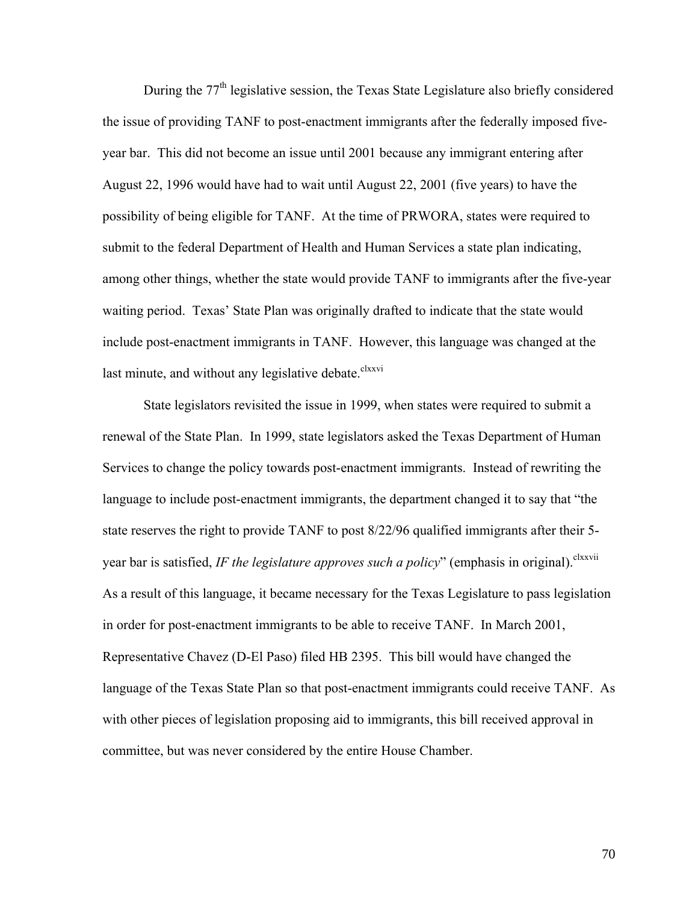During the 77th legislative session, the Texas State Legislature also briefly considered the issue of providing TANF to post-enactment immigrants after the federally imposed five-year bar. This did not become an issue until 2001 because any immigrant entering after August 22, 1996 would have had to wait until August 22, 2001 (five years) to have the possibility of being eligible for TANF. At the time of PRWORA, states were required to submit to the federal Department of Health and Human Services a state plan indicating, among other things, whether the state would provide TANF to immigrants after the five-year waiting period. Texas' State Plan was originally drafted to indicate that the state would include post-enactment immigrants in TANF. However, this language was changed at the last minute, and without any legislative debate.[clxxvi]

State legislators revisited the issue in 1999, when states were required to submit a renewal of the State Plan. In 1999, state legislators asked the Texas Department of Human Services to change the policy towards post-enactment immigrants. Instead of rewriting the language to include post-enactment immigrants, the department changed it to say that "the state reserves the right to provide TANF to post 8/22/96 qualified immigrants after their 5-year bar is satisfied, *IF the legislature approves such a policy*" (emphasis in original).[clxxvii] As a result of this language, it became necessary for the Texas Legislature to pass legislation in order for post-enactment immigrants to be able to receive TANF. In March 2001, Representative Chavez (D-El Paso) filed HB 2395. This bill would have changed the language of the Texas State Plan so that post-enactment immigrants could receive TANF. As with other pieces of legislation proposing aid to immigrants, this bill received approval in committee, but was never considered by the entire House Chamber.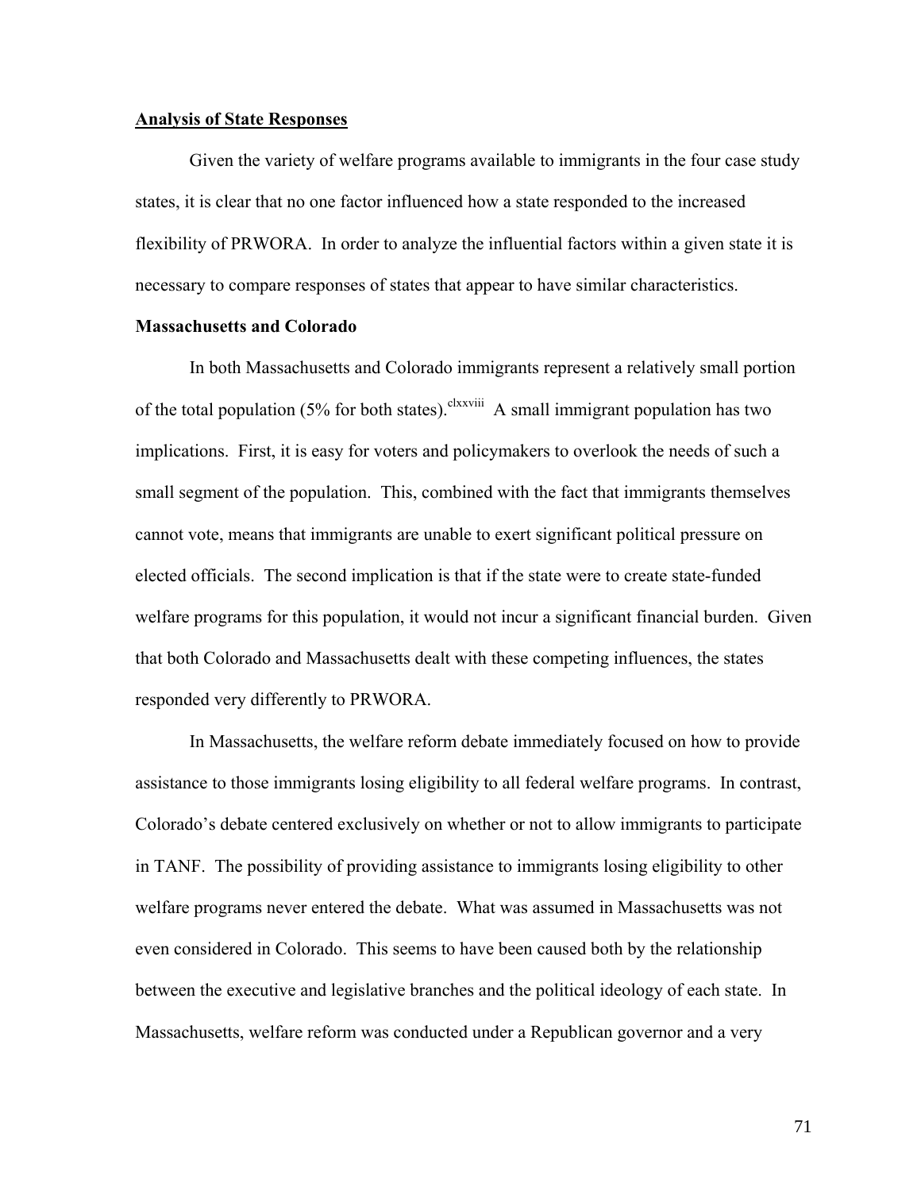## Analysis of State Responses

Given the variety of welfare programs available to immigrants in the four case study states, it is clear that no one factor influenced how a state responded to the increased flexibility of PRWORA. In order to analyze the influential factors within a given state it is necessary to compare responses of states that appear to have similar characteristics.

### Massachusetts and Colorado

In both Massachusetts and Colorado immigrants represent a relatively small portion of the total population (5% for both states).[clxxviii] A small immigrant population has two implications. First, it is easy for voters and policymakers to overlook the needs of such a small segment of the population. This, combined with the fact that immigrants themselves cannot vote, means that immigrants are unable to exert significant political pressure on elected officials. The second implication is that if the state were to create state-funded welfare programs for this population, it would not incur a significant financial burden. Given that both Colorado and Massachusetts dealt with these competing influences, the states responded very differently to PRWORA.

In Massachusetts, the welfare reform debate immediately focused on how to provide assistance to those immigrants losing eligibility to all federal welfare programs. In contrast, Colorado's debate centered exclusively on whether or not to allow immigrants to participate in TANF. The possibility of providing assistance to immigrants losing eligibility to other welfare programs never entered the debate. What was assumed in Massachusetts was not even considered in Colorado. This seems to have been caused both by the relationship between the executive and legislative branches and the political ideology of each state. In Massachusetts, welfare reform was conducted under a Republican governor and a very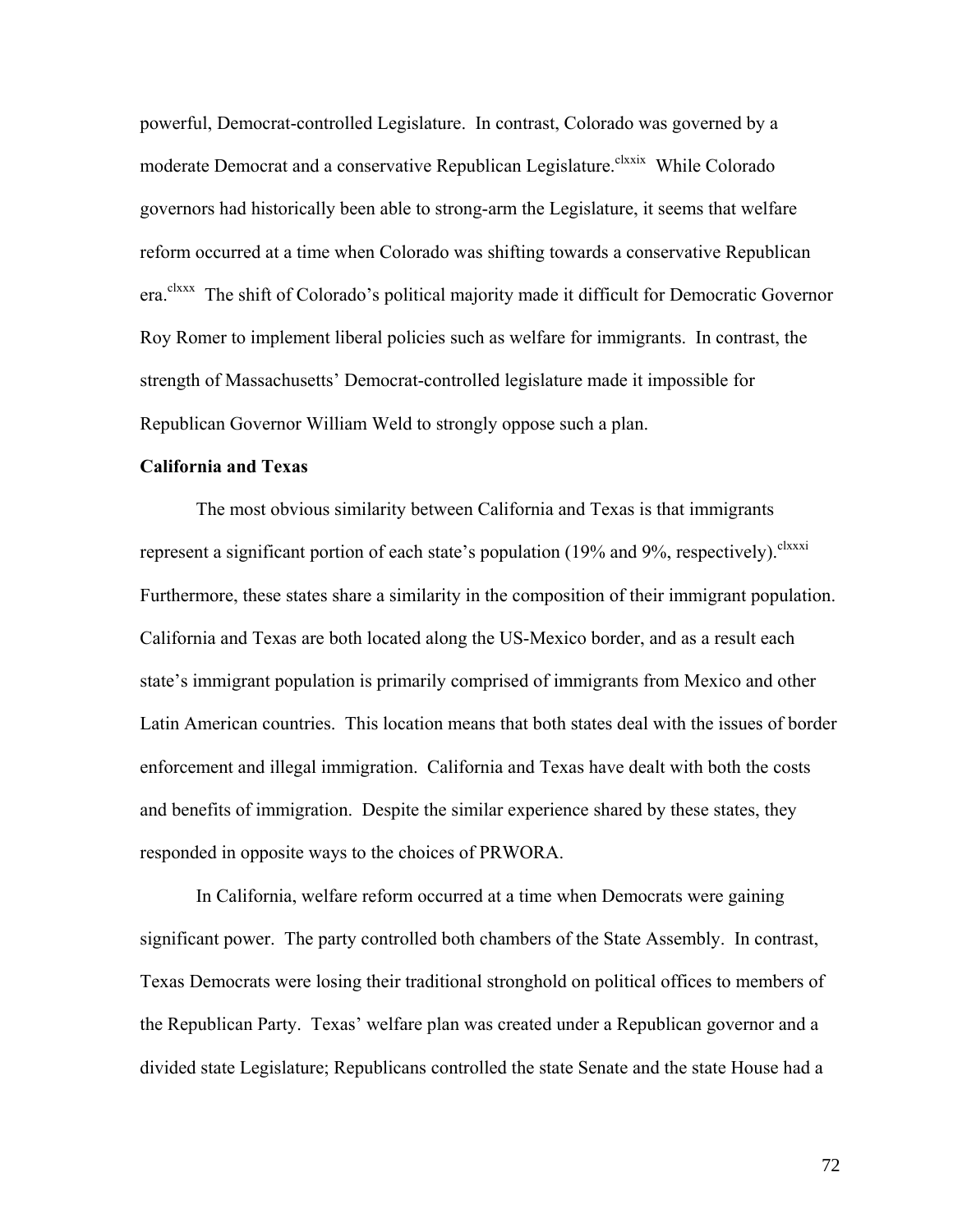powerful, Democrat-controlled Legislature. In contrast, Colorado was governed by a moderate Democrat and a conservative Republican Legislature.[clxxix] While Colorado governors had historically been able to strong-arm the Legislature, it seems that welfare reform occurred at a time when Colorado was shifting towards a conservative Republican era.[clxxx] The shift of Colorado's political majority made it difficult for Democratic Governor Roy Romer to implement liberal policies such as welfare for immigrants. In contrast, the strength of Massachusetts' Democrat-controlled legislature made it impossible for Republican Governor William Weld to strongly oppose such a plan.

**California and Texas**

The most obvious similarity between California and Texas is that immigrants represent a significant portion of each state's population (19% and 9%, respectively).[clxxxi] Furthermore, these states share a similarity in the composition of their immigrant population. California and Texas are both located along the US-Mexico border, and as a result each state's immigrant population is primarily comprised of immigrants from Mexico and other Latin American countries. This location means that both states deal with the issues of border enforcement and illegal immigration. California and Texas have dealt with both the costs and benefits of immigration. Despite the similar experience shared by these states, they responded in opposite ways to the choices of PRWORA.

In California, welfare reform occurred at a time when Democrats were gaining significant power. The party controlled both chambers of the State Assembly. In contrast, Texas Democrats were losing their traditional stronghold on political offices to members of the Republican Party. Texas' welfare plan was created under a Republican governor and a divided state Legislature; Republicans controlled the state Senate and the state House had a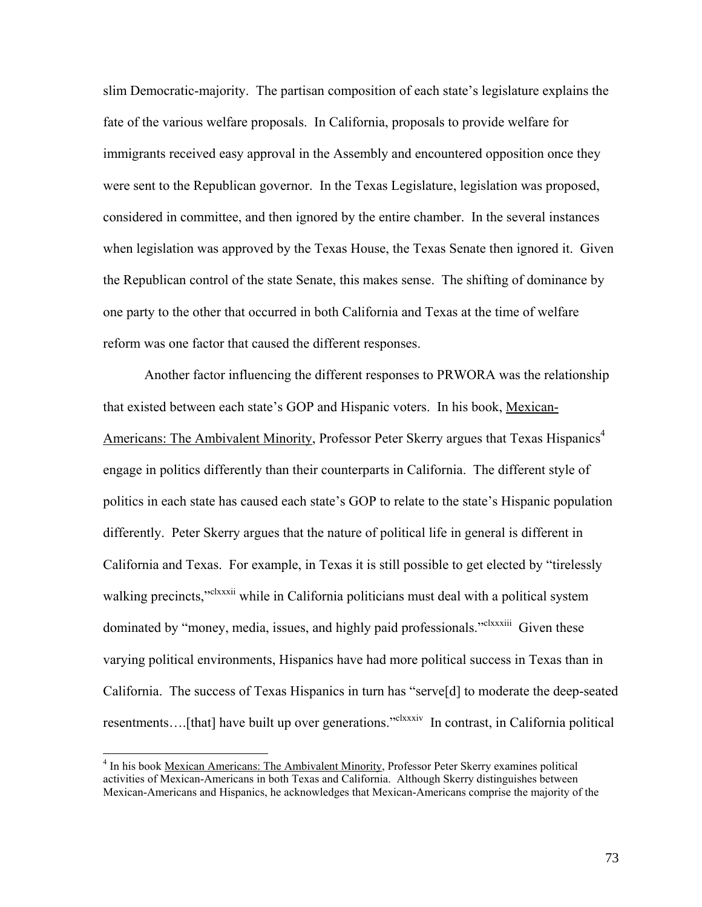slim Democratic-majority. The partisan composition of each state's legislature explains the fate of the various welfare proposals. In California, proposals to provide welfare for immigrants received easy approval in the Assembly and encountered opposition once they were sent to the Republican governor. In the Texas Legislature, legislation was proposed, considered in committee, and then ignored by the entire chamber. In the several instances when legislation was approved by the Texas House, the Texas Senate then ignored it. Given the Republican control of the state Senate, this makes sense. The shifting of dominance by one party to the other that occurred in both California and Texas at the time of welfare reform was one factor that caused the different responses.

Another factor influencing the different responses to PRWORA was the relationship that existed between each state's GOP and Hispanic voters. In his book, Mexican-Americans: The Ambivalent Minority, Professor Peter Skerry argues that Texas Hispanics[4] engage in politics differently than their counterparts in California. The different style of politics in each state has caused each state's GOP to relate to the state's Hispanic population differently. Peter Skerry argues that the nature of political life in general is different in California and Texas. For example, in Texas it is still possible to get elected by "tirelessly walking precincts,"[clxxxii] while in California politicians must deal with a political system dominated by "money, media, issues, and highly paid professionals."[clxxxiii] Given these varying political environments, Hispanics have had more political success in Texas than in California. The success of Texas Hispanics in turn has "serve[d] to moderate the deep-seated resentments….[that] have built up over generations."[clxxxiv] In contrast, in California political

[4] In his book Mexican Americans: The Ambivalent Minority, Professor Peter Skerry examines political activities of Mexican-Americans in both Texas and California. Although Skerry distinguishes between Mexican-Americans and Hispanics, he acknowledges that Mexican-Americans comprise the majority of the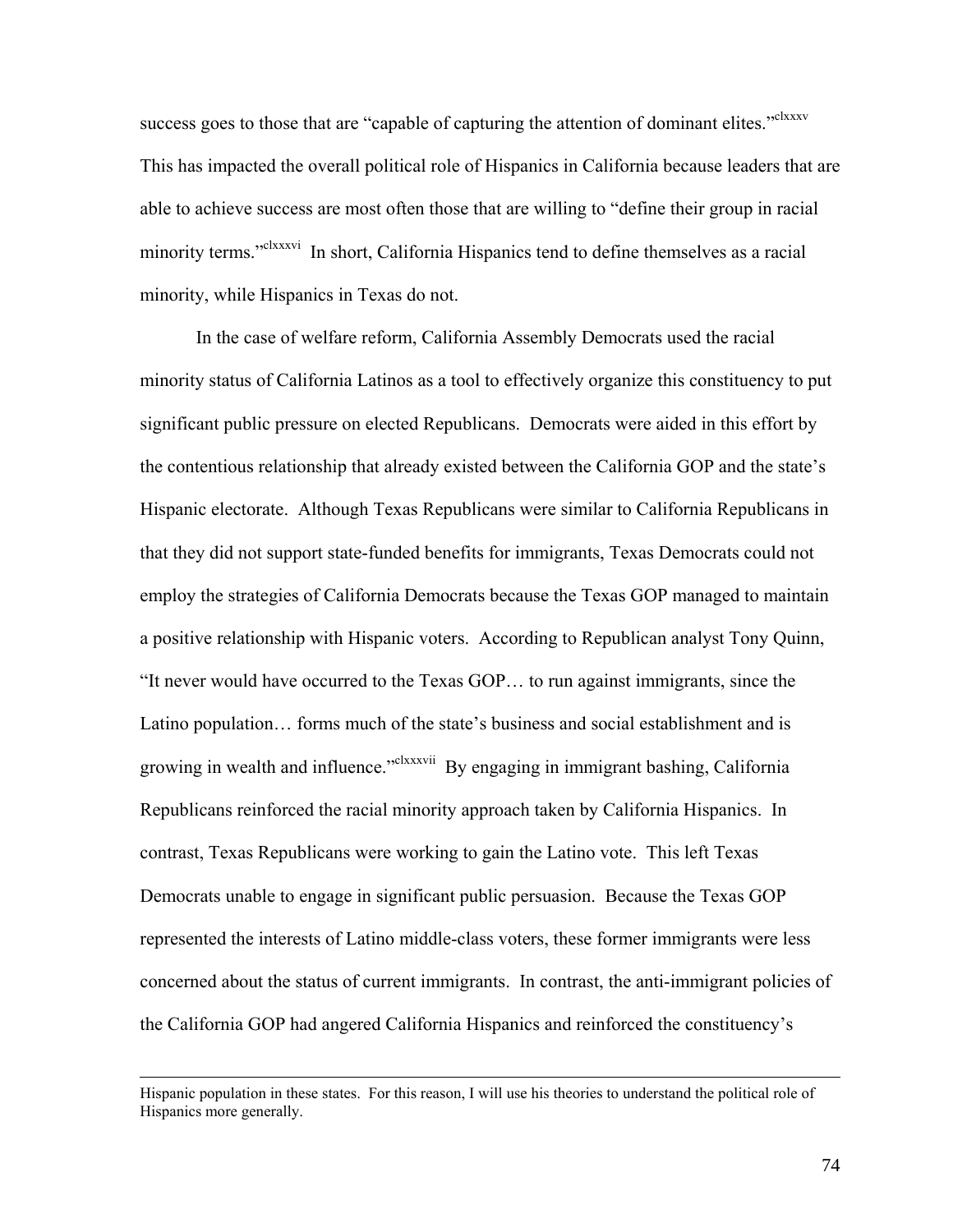success goes to those that are "capable of capturing the attention of dominant elites."[clxxxv] This has impacted the overall political role of Hispanics in California because leaders that are able to achieve success are most often those that are willing to "define their group in racial minority terms."[clxxxvi] In short, California Hispanics tend to define themselves as a racial minority, while Hispanics in Texas do not.

In the case of welfare reform, California Assembly Democrats used the racial minority status of California Latinos as a tool to effectively organize this constituency to put significant public pressure on elected Republicans. Democrats were aided in this effort by the contentious relationship that already existed between the California GOP and the state's Hispanic electorate. Although Texas Republicans were similar to California Republicans in that they did not support state-funded benefits for immigrants, Texas Democrats could not employ the strategies of California Democrats because the Texas GOP managed to maintain a positive relationship with Hispanic voters. According to Republican analyst Tony Quinn, "It never would have occurred to the Texas GOP… to run against immigrants, since the Latino population… forms much of the state's business and social establishment and is growing in wealth and influence."[clxxxvii] By engaging in immigrant bashing, California Republicans reinforced the racial minority approach taken by California Hispanics. In contrast, Texas Republicans were working to gain the Latino vote. This left Texas Democrats unable to engage in significant public persuasion. Because the Texas GOP represented the interests of Latino middle-class voters, these former immigrants were less concerned about the status of current immigrants. In contrast, the anti-immigrant policies of the California GOP had angered California Hispanics and reinforced the constituency's

---

Hispanic population in these states. For this reason, I will use his theories to understand the political role of Hispanics more generally.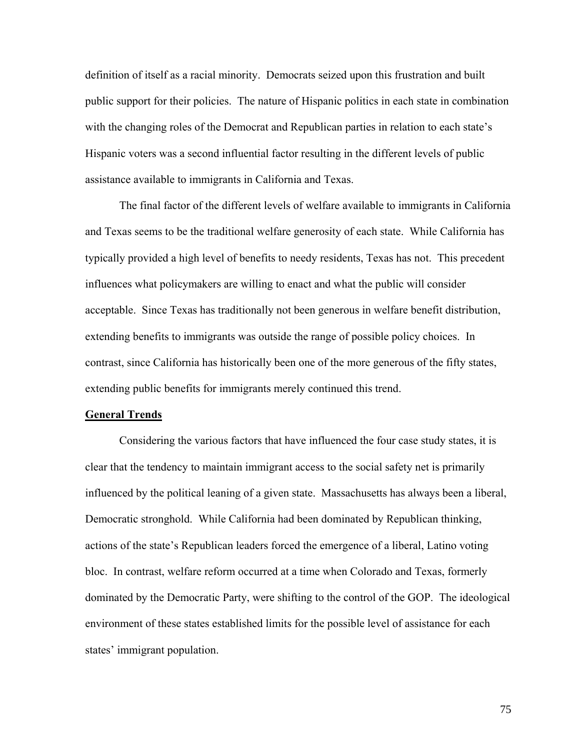definition of itself as a racial minority. Democrats seized upon this frustration and built public support for their policies. The nature of Hispanic politics in each state in combination with the changing roles of the Democrat and Republican parties in relation to each state's Hispanic voters was a second influential factor resulting in the different levels of public assistance available to immigrants in California and Texas.

The final factor of the different levels of welfare available to immigrants in California and Texas seems to be the traditional welfare generosity of each state. While California has typically provided a high level of benefits to needy residents, Texas has not. This precedent influences what policymakers are willing to enact and what the public will consider acceptable. Since Texas has traditionally not been generous in welfare benefit distribution, extending benefits to immigrants was outside the range of possible policy choices. In contrast, since California has historically been one of the more generous of the fifty states, extending public benefits for immigrants merely continued this trend.

**General Trends**

Considering the various factors that have influenced the four case study states, it is clear that the tendency to maintain immigrant access to the social safety net is primarily influenced by the political leaning of a given state. Massachusetts has always been a liberal, Democratic stronghold. While California had been dominated by Republican thinking, actions of the state's Republican leaders forced the emergence of a liberal, Latino voting bloc. In contrast, welfare reform occurred at a time when Colorado and Texas, formerly dominated by the Democratic Party, were shifting to the control of the GOP. The ideological environment of these states established limits for the possible level of assistance for each states' immigrant population.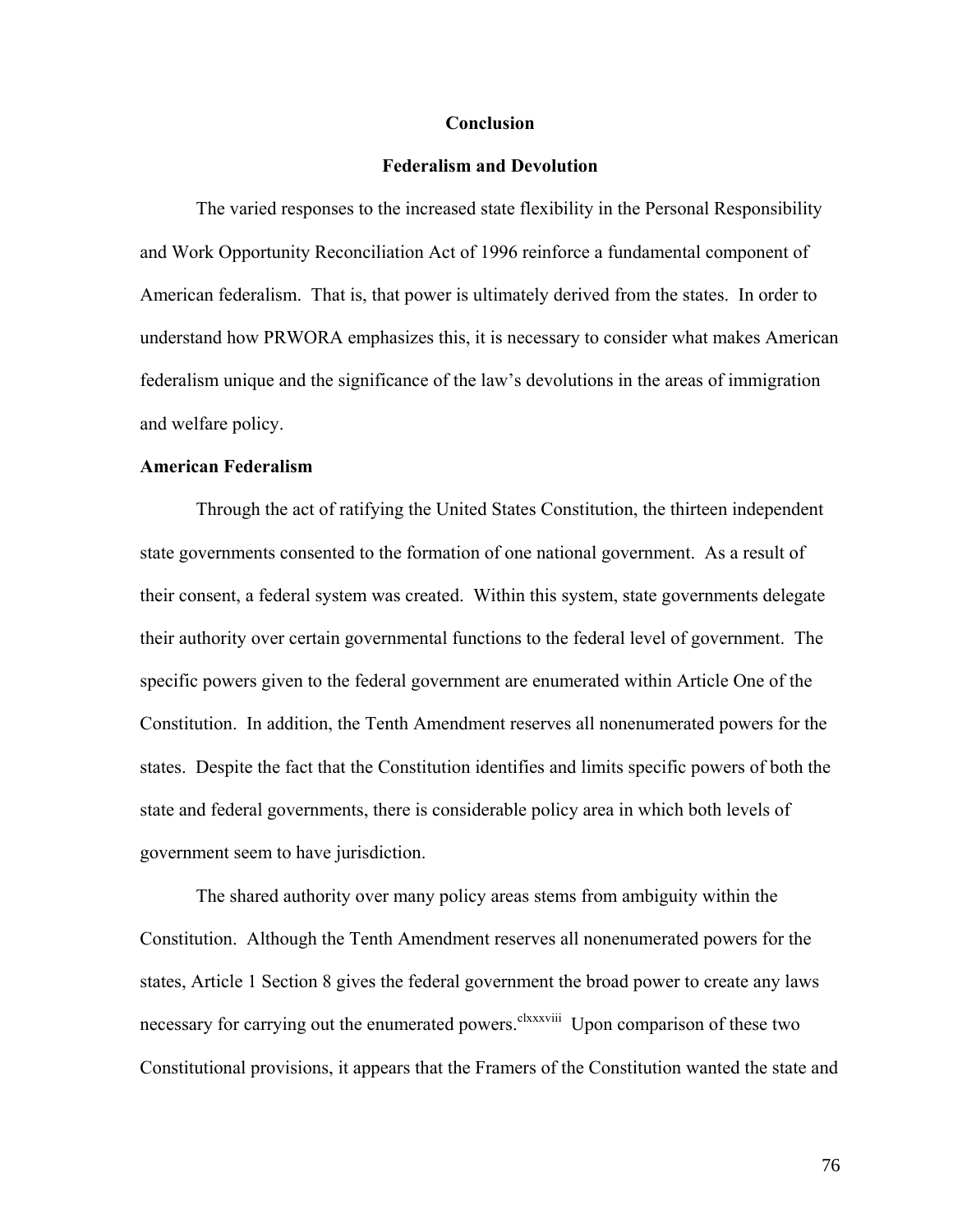# Conclusion

## Federalism and Devolution

The varied responses to the increased state flexibility in the Personal Responsibility and Work Opportunity Reconciliation Act of 1996 reinforce a fundamental component of American federalism. That is, that power is ultimately derived from the states. In order to understand how PRWORA emphasizes this, it is necessary to consider what makes American federalism unique and the significance of the law's devolutions in the areas of immigration and welfare policy.

### American Federalism

Through the act of ratifying the United States Constitution, the thirteen independent state governments consented to the formation of one national government. As a result of their consent, a federal system was created. Within this system, state governments delegate their authority over certain governmental functions to the federal level of government. The specific powers given to the federal government are enumerated within Article One of the Constitution. In addition, the Tenth Amendment reserves all nonenumerated powers for the states. Despite the fact that the Constitution identifies and limits specific powers of both the state and federal governments, there is considerable policy area in which both levels of government seem to have jurisdiction.

The shared authority over many policy areas stems from ambiguity within the Constitution. Although the Tenth Amendment reserves all nonenumerated powers for the states, Article 1 Section 8 gives the federal government the broad power to create any laws necessary for carrying out the enumerated powers.[clxxxviii] Upon comparison of these two Constitutional provisions, it appears that the Framers of the Constitution wanted the state and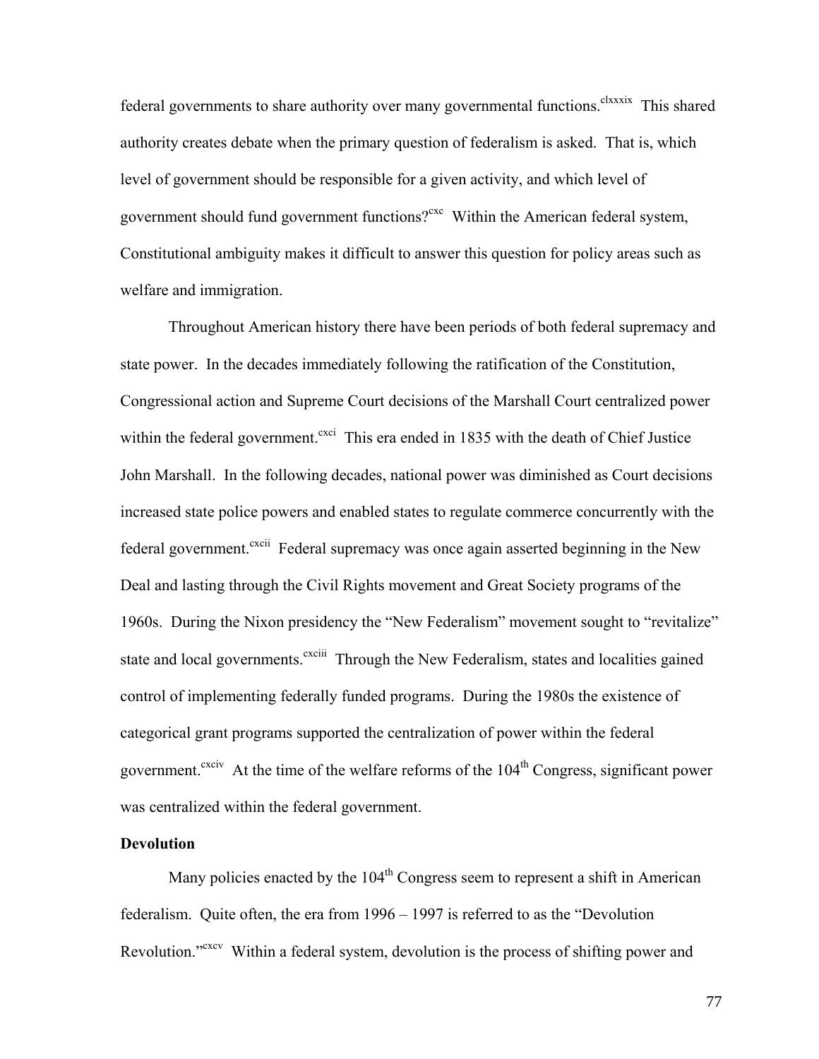federal governments to share authority over many governmental functions.[clxxxix] This shared authority creates debate when the primary question of federalism is asked. That is, which level of government should be responsible for a given activity, and which level of government should fund government functions?[cxc] Within the American federal system, Constitutional ambiguity makes it difficult to answer this question for policy areas such as welfare and immigration.

Throughout American history there have been periods of both federal supremacy and state power. In the decades immediately following the ratification of the Constitution, Congressional action and Supreme Court decisions of the Marshall Court centralized power within the federal government.[cxci] This era ended in 1835 with the death of Chief Justice John Marshall. In the following decades, national power was diminished as Court decisions increased state police powers and enabled states to regulate commerce concurrently with the federal government.[cxcii] Federal supremacy was once again asserted beginning in the New Deal and lasting through the Civil Rights movement and Great Society programs of the 1960s. During the Nixon presidency the "New Federalism" movement sought to "revitalize" state and local governments.[cxciii] Through the New Federalism, states and localities gained control of implementing federally funded programs. During the 1980s the existence of categorical grant programs supported the centralization of power within the federal government.[cxciv] At the time of the welfare reforms of the 104th Congress, significant power was centralized within the federal government.

**Devolution**

Many policies enacted by the 104th Congress seem to represent a shift in American federalism. Quite often, the era from 1996 – 1997 is referred to as the "Devolution Revolution."[cxcv] Within a federal system, devolution is the process of shifting power and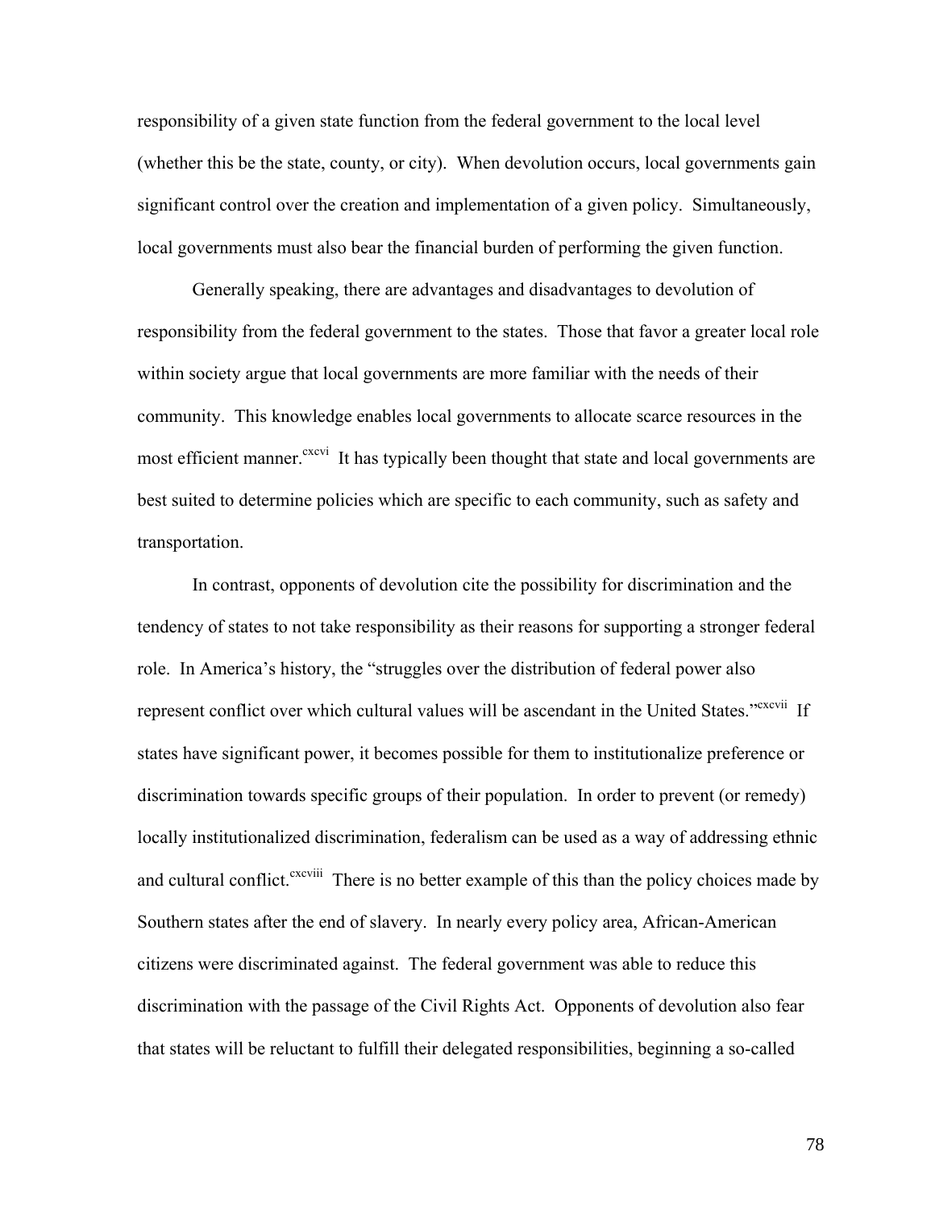responsibility of a given state function from the federal government to the local level (whether this be the state, county, or city). When devolution occurs, local governments gain significant control over the creation and implementation of a given policy. Simultaneously, local governments must also bear the financial burden of performing the given function.

Generally speaking, there are advantages and disadvantages to devolution of responsibility from the federal government to the states. Those that favor a greater local role within society argue that local governments are more familiar with the needs of their community. This knowledge enables local governments to allocate scarce resources in the most efficient manner.[cxcvi] It has typically been thought that state and local governments are best suited to determine policies which are specific to each community, such as safety and transportation.

In contrast, opponents of devolution cite the possibility for discrimination and the tendency of states to not take responsibility as their reasons for supporting a stronger federal role. In America's history, the "struggles over the distribution of federal power also represent conflict over which cultural values will be ascendant in the United States."[cxcvii] If states have significant power, it becomes possible for them to institutionalize preference or discrimination towards specific groups of their population. In order to prevent (or remedy) locally institutionalized discrimination, federalism can be used as a way of addressing ethnic and cultural conflict.[cxcviii] There is no better example of this than the policy choices made by Southern states after the end of slavery. In nearly every policy area, African-American citizens were discriminated against. The federal government was able to reduce this discrimination with the passage of the Civil Rights Act. Opponents of devolution also fear that states will be reluctant to fulfill their delegated responsibilities, beginning a so-called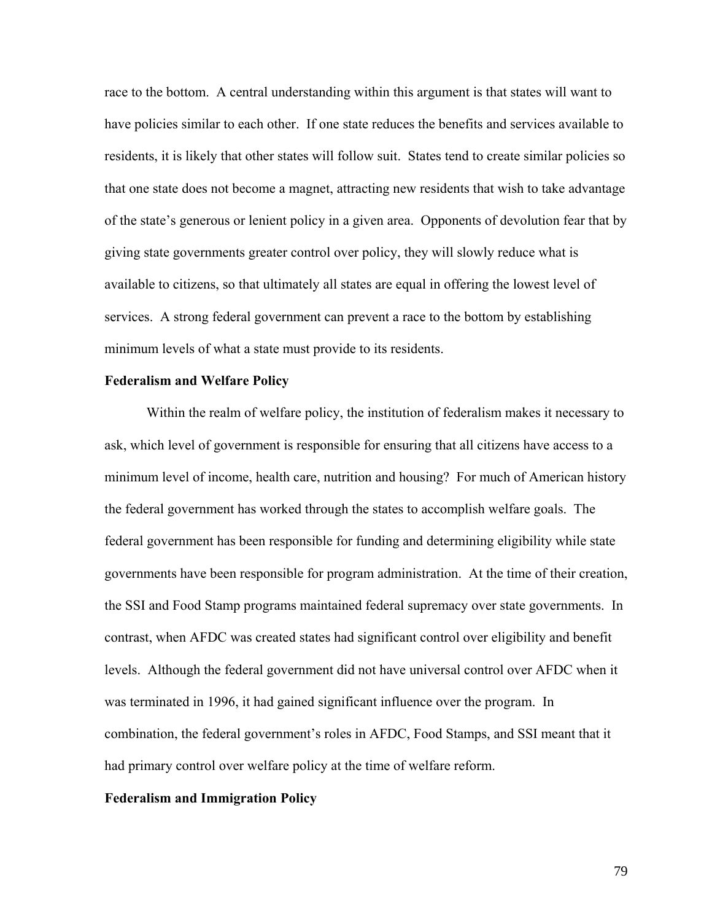race to the bottom. A central understanding within this argument is that states will want to have policies similar to each other. If one state reduces the benefits and services available to residents, it is likely that other states will follow suit. States tend to create similar policies so that one state does not become a magnet, attracting new residents that wish to take advantage of the state's generous or lenient policy in a given area. Opponents of devolution fear that by giving state governments greater control over policy, they will slowly reduce what is available to citizens, so that ultimately all states are equal in offering the lowest level of services. A strong federal government can prevent a race to the bottom by establishing minimum levels of what a state must provide to its residents.

**Federalism and Welfare Policy**

Within the realm of welfare policy, the institution of federalism makes it necessary to ask, which level of government is responsible for ensuring that all citizens have access to a minimum level of income, health care, nutrition and housing? For much of American history the federal government has worked through the states to accomplish welfare goals. The federal government has been responsible for funding and determining eligibility while state governments have been responsible for program administration. At the time of their creation, the SSI and Food Stamp programs maintained federal supremacy over state governments. In contrast, when AFDC was created states had significant control over eligibility and benefit levels. Although the federal government did not have universal control over AFDC when it was terminated in 1996, it had gained significant influence over the program. In combination, the federal government's roles in AFDC, Food Stamps, and SSI meant that it had primary control over welfare policy at the time of welfare reform.

**Federalism and Immigration Policy**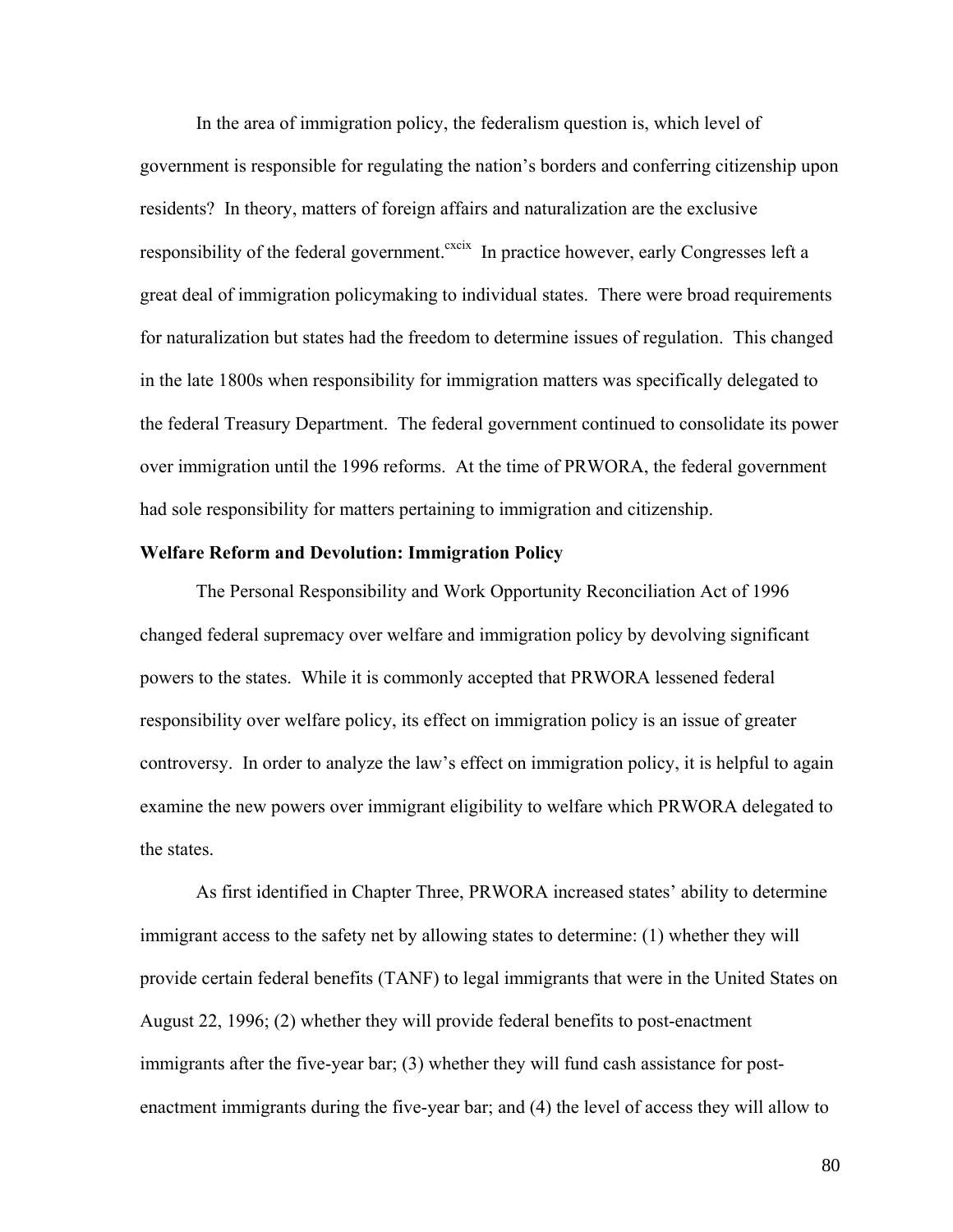In the area of immigration policy, the federalism question is, which level of government is responsible for regulating the nation's borders and conferring citizenship upon residents? In theory, matters of foreign affairs and naturalization are the exclusive responsibility of the federal government.[cxcix] In practice however, early Congresses left a great deal of immigration policymaking to individual states. There were broad requirements for naturalization but states had the freedom to determine issues of regulation. This changed in the late 1800s when responsibility for immigration matters was specifically delegated to the federal Treasury Department. The federal government continued to consolidate its power over immigration until the 1996 reforms. At the time of PRWORA, the federal government had sole responsibility for matters pertaining to immigration and citizenship.

**Welfare Reform and Devolution: Immigration Policy**

The Personal Responsibility and Work Opportunity Reconciliation Act of 1996 changed federal supremacy over welfare and immigration policy by devolving significant powers to the states. While it is commonly accepted that PRWORA lessened federal responsibility over welfare policy, its effect on immigration policy is an issue of greater controversy. In order to analyze the law's effect on immigration policy, it is helpful to again examine the new powers over immigrant eligibility to welfare which PRWORA delegated to the states.

As first identified in Chapter Three, PRWORA increased states' ability to determine immigrant access to the safety net by allowing states to determine: (1) whether they will provide certain federal benefits (TANF) to legal immigrants that were in the United States on August 22, 1996; (2) whether they will provide federal benefits to post-enactment immigrants after the five-year bar; (3) whether they will fund cash assistance for post-enactment immigrants during the five-year bar; and (4) the level of access they will allow to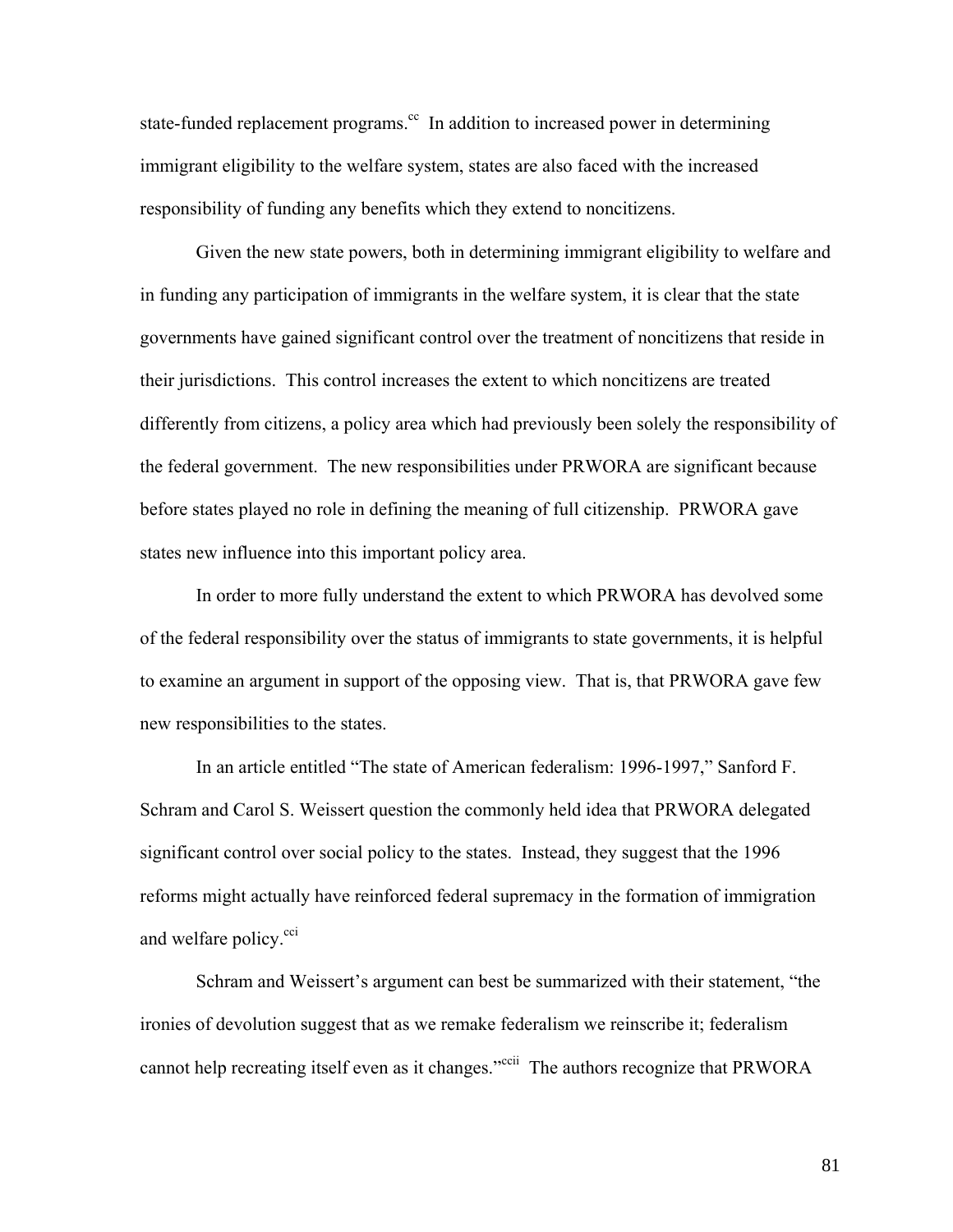state-funded replacement programs.[cc] In addition to increased power in determining immigrant eligibility to the welfare system, states are also faced with the increased responsibility of funding any benefits which they extend to noncitizens.

Given the new state powers, both in determining immigrant eligibility to welfare and in funding any participation of immigrants in the welfare system, it is clear that the state governments have gained significant control over the treatment of noncitizens that reside in their jurisdictions. This control increases the extent to which noncitizens are treated differently from citizens, a policy area which had previously been solely the responsibility of the federal government. The new responsibilities under PRWORA are significant because before states played no role in defining the meaning of full citizenship. PRWORA gave states new influence into this important policy area.

In order to more fully understand the extent to which PRWORA has devolved some of the federal responsibility over the status of immigrants to state governments, it is helpful to examine an argument in support of the opposing view. That is, that PRWORA gave few new responsibilities to the states.

In an article entitled "The state of American federalism: 1996-1997," Sanford F. Schram and Carol S. Weissert question the commonly held idea that PRWORA delegated significant control over social policy to the states. Instead, they suggest that the 1996 reforms might actually have reinforced federal supremacy in the formation of immigration and welfare policy.[cci]

Schram and Weissert's argument can best be summarized with their statement, "the ironies of devolution suggest that as we remake federalism we reinscribe it; federalism cannot help recreating itself even as it changes."[ccii] The authors recognize that PRWORA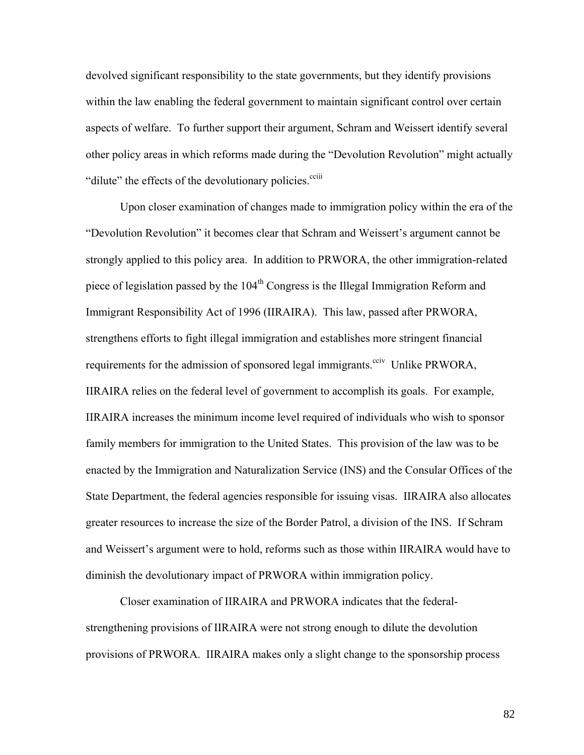devolved significant responsibility to the state governments, but they identify provisions within the law enabling the federal government to maintain significant control over certain aspects of welfare. To further support their argument, Schram and Weissert identify several other policy areas in which reforms made during the "Devolution Revolution" might actually "dilute" the effects of the devolutionary policies.[cciii]

Upon closer examination of changes made to immigration policy within the era of the "Devolution Revolution" it becomes clear that Schram and Weissert's argument cannot be strongly applied to this policy area. In addition to PRWORA, the other immigration-related piece of legislation passed by the 104th Congress is the Illegal Immigration Reform and Immigrant Responsibility Act of 1996 (IIRAIRA). This law, passed after PRWORA, strengthens efforts to fight illegal immigration and establishes more stringent financial requirements for the admission of sponsored legal immigrants.[cciv] Unlike PRWORA, IIRAIRA relies on the federal level of government to accomplish its goals. For example, IIRAIRA increases the minimum income level required of individuals who wish to sponsor family members for immigration to the United States. This provision of the law was to be enacted by the Immigration and Naturalization Service (INS) and the Consular Offices of the State Department, the federal agencies responsible for issuing visas. IIRAIRA also allocates greater resources to increase the size of the Border Patrol, a division of the INS. If Schram and Weissert's argument were to hold, reforms such as those within IIRAIRA would have to diminish the devolutionary impact of PRWORA within immigration policy.

Closer examination of IIRAIRA and PRWORA indicates that the federal-strengthening provisions of IIRAIRA were not strong enough to dilute the devolution provisions of PRWORA. IIRAIRA makes only a slight change to the sponsorship process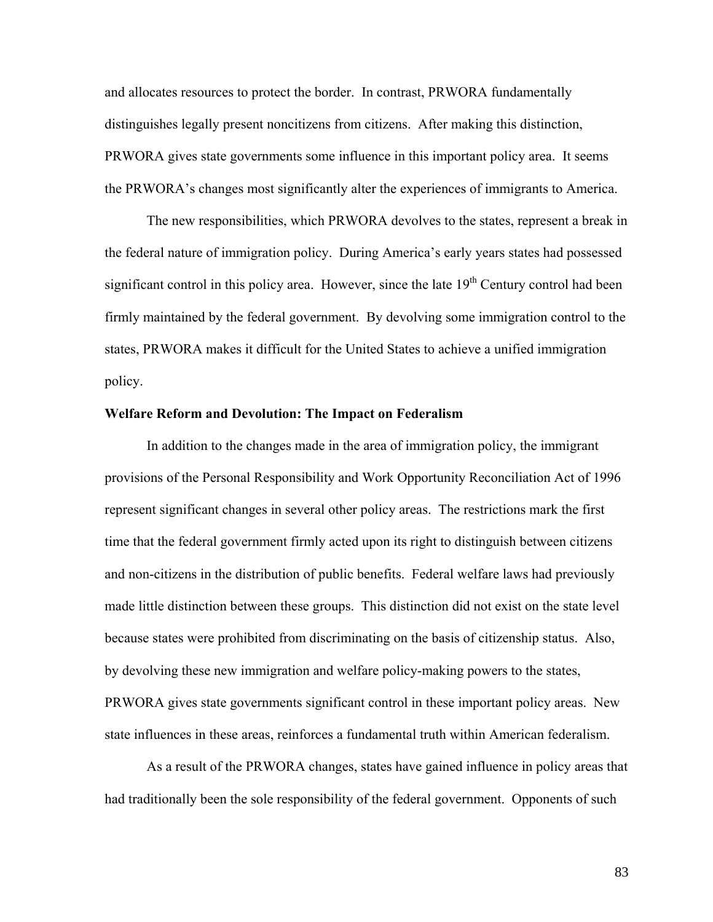and allocates resources to protect the border. In contrast, PRWORA fundamentally distinguishes legally present noncitizens from citizens. After making this distinction, PRWORA gives state governments some influence in this important policy area. It seems the PRWORA's changes most significantly alter the experiences of immigrants to America.

The new responsibilities, which PRWORA devolves to the states, represent a break in the federal nature of immigration policy. During America's early years states had possessed significant control in this policy area. However, since the late 19th Century control had been firmly maintained by the federal government. By devolving some immigration control to the states, PRWORA makes it difficult for the United States to achieve a unified immigration policy.

**Welfare Reform and Devolution: The Impact on Federalism**

In addition to the changes made in the area of immigration policy, the immigrant provisions of the Personal Responsibility and Work Opportunity Reconciliation Act of 1996 represent significant changes in several other policy areas. The restrictions mark the first time that the federal government firmly acted upon its right to distinguish between citizens and non-citizens in the distribution of public benefits. Federal welfare laws had previously made little distinction between these groups. This distinction did not exist on the state level because states were prohibited from discriminating on the basis of citizenship status. Also, by devolving these new immigration and welfare policy-making powers to the states, PRWORA gives state governments significant control in these important policy areas. New state influences in these areas, reinforces a fundamental truth within American federalism.

As a result of the PRWORA changes, states have gained influence in policy areas that had traditionally been the sole responsibility of the federal government. Opponents of such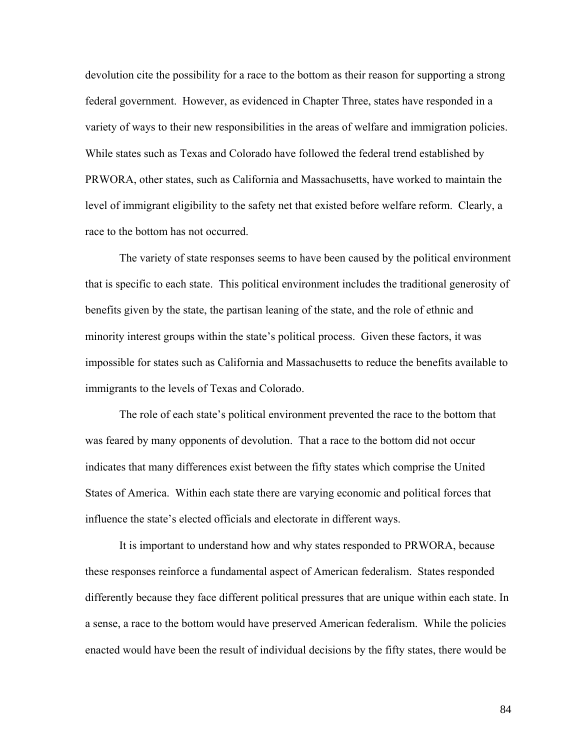devolution cite the possibility for a race to the bottom as their reason for supporting a strong federal government. However, as evidenced in Chapter Three, states have responded in a variety of ways to their new responsibilities in the areas of welfare and immigration policies. While states such as Texas and Colorado have followed the federal trend established by PRWORA, other states, such as California and Massachusetts, have worked to maintain the level of immigrant eligibility to the safety net that existed before welfare reform. Clearly, a race to the bottom has not occurred.

The variety of state responses seems to have been caused by the political environment that is specific to each state. This political environment includes the traditional generosity of benefits given by the state, the partisan leaning of the state, and the role of ethnic and minority interest groups within the state's political process. Given these factors, it was impossible for states such as California and Massachusetts to reduce the benefits available to immigrants to the levels of Texas and Colorado.

The role of each state's political environment prevented the race to the bottom that was feared by many opponents of devolution. That a race to the bottom did not occur indicates that many differences exist between the fifty states which comprise the United States of America. Within each state there are varying economic and political forces that influence the state's elected officials and electorate in different ways.

It is important to understand how and why states responded to PRWORA, because these responses reinforce a fundamental aspect of American federalism. States responded differently because they face different political pressures that are unique within each state. In a sense, a race to the bottom would have preserved American federalism. While the policies enacted would have been the result of individual decisions by the fifty states, there would be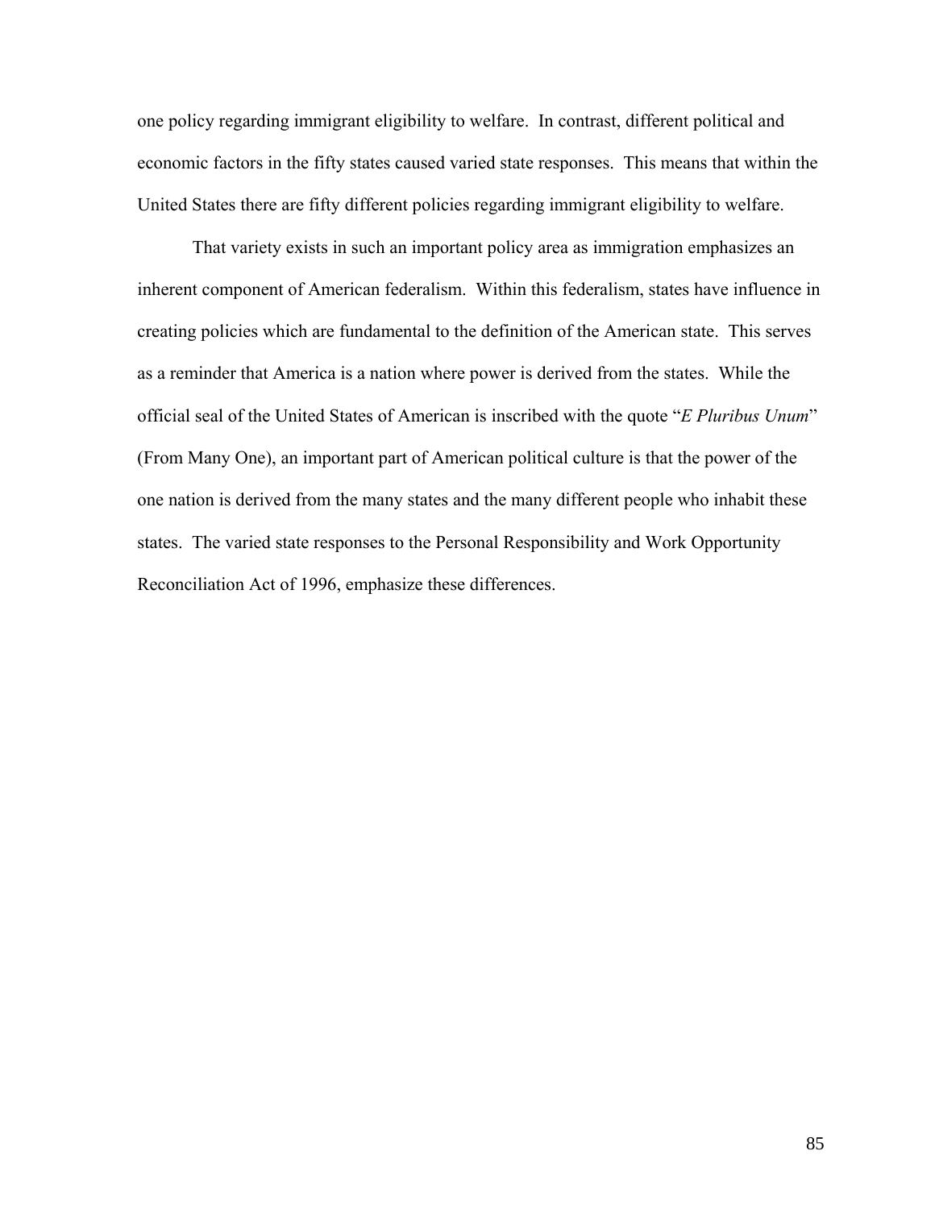one policy regarding immigrant eligibility to welfare.  In contrast, different political and economic factors in the fifty states caused varied state responses.  This means that within the United States there are fifty different policies regarding immigrant eligibility to welfare.

That variety exists in such an important policy area as immigration emphasizes an inherent component of American federalism.  Within this federalism, states have influence in creating policies which are fundamental to the definition of the American state.  This serves as a reminder that America is a nation where power is derived from the states.  While the official seal of the United States of American is inscribed with the quote "*E Pluribus Unum*" (From Many One), an important part of American political culture is that the power of the one nation is derived from the many states and the many different people who inhabit these states.  The varied state responses to the Personal Responsibility and Work Opportunity Reconciliation Act of 1996, emphasize these differences.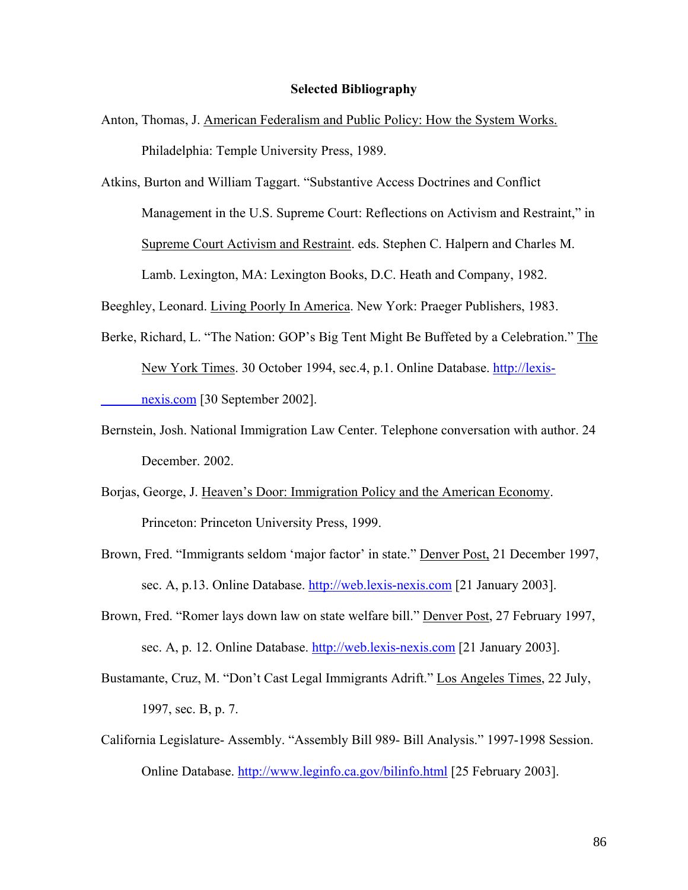**Selected Bibliography**

Anton, Thomas, J. American Federalism and Public Policy: How the System Works. Philadelphia: Temple University Press, 1989.

Atkins, Burton and William Taggart. "Substantive Access Doctrines and Conflict Management in the U.S. Supreme Court: Reflections on Activism and Restraint," in Supreme Court Activism and Restraint. eds. Stephen C. Halpern and Charles M. Lamb. Lexington, MA: Lexington Books, D.C. Heath and Company, 1982.

Beeghley, Leonard. Living Poorly In America. New York: Praeger Publishers, 1983.

Berke, Richard, L. "The Nation: GOP's Big Tent Might Be Buffeted by a Celebration." The New York Times. 30 October 1994, sec.4, p.1. Online Database. http://lexis-nexis.com [30 September 2002].

Bernstein, Josh. National Immigration Law Center. Telephone conversation with author. 24 December. 2002.

Borjas, George, J. Heaven's Door: Immigration Policy and the American Economy. Princeton: Princeton University Press, 1999.

Brown, Fred. "Immigrants seldom 'major factor' in state." Denver Post, 21 December 1997, sec. A, p.13. Online Database. http://web.lexis-nexis.com [21 January 2003].

Brown, Fred. "Romer lays down law on state welfare bill." Denver Post, 27 February 1997, sec. A, p. 12. Online Database. http://web.lexis-nexis.com [21 January 2003].

Bustamante, Cruz, M. "Don't Cast Legal Immigrants Adrift." Los Angeles Times, 22 July, 1997, sec. B, p. 7.

California Legislature- Assembly. "Assembly Bill 989- Bill Analysis." 1997-1998 Session. Online Database. http://www.leginfo.ca.gov/bilinfo.html [25 February 2003].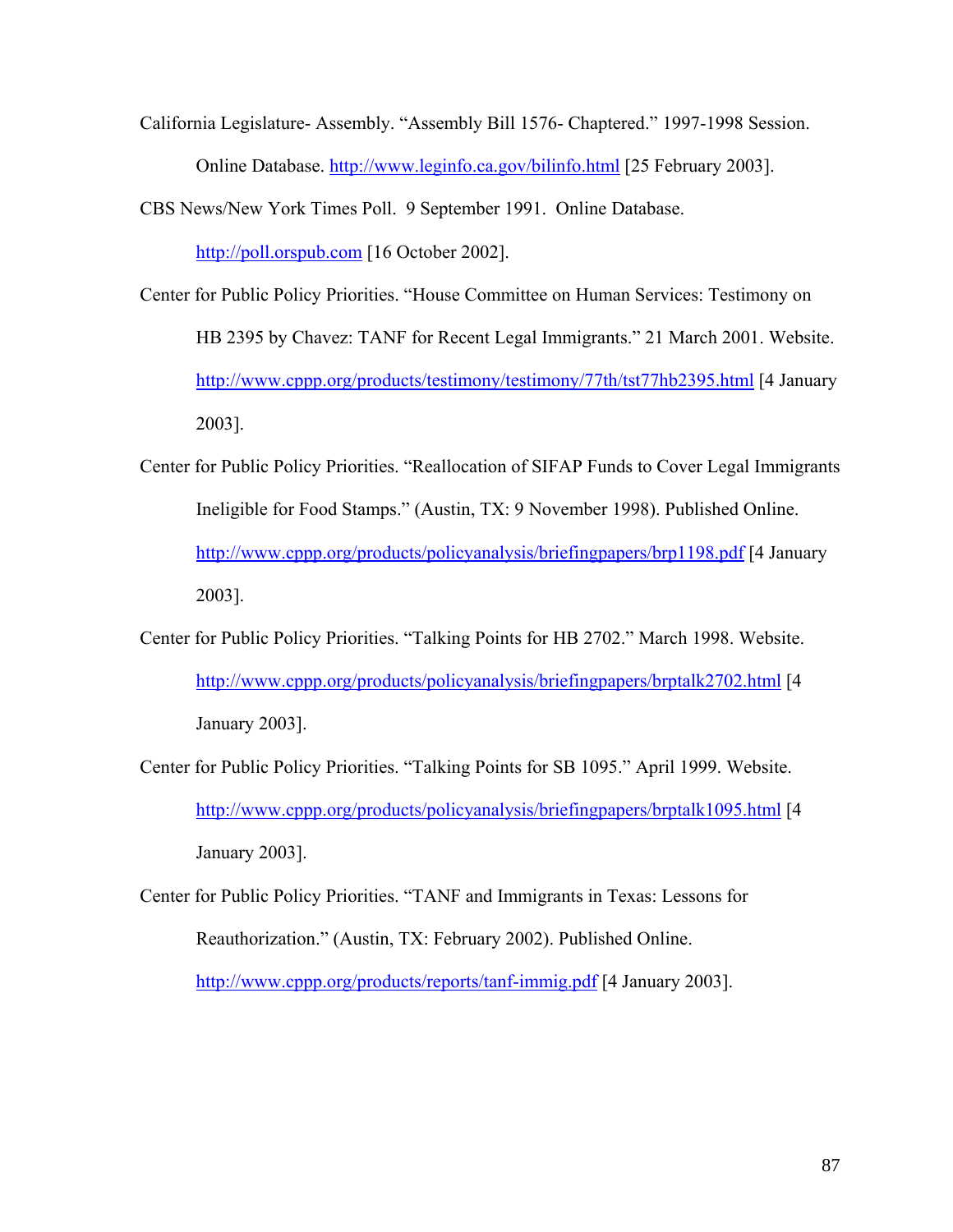California Legislature- Assembly. "Assembly Bill 1576- Chaptered." 1997-1998 Session. Online Database. http://www.leginfo.ca.gov/bilinfo.html [25 February 2003].

CBS News/New York Times Poll. 9 September 1991. Online Database. http://poll.orspub.com [16 October 2002].

Center for Public Policy Priorities. "House Committee on Human Services: Testimony on HB 2395 by Chavez: TANF for Recent Legal Immigrants." 21 March 2001. Website. http://www.cppp.org/products/testimony/testimony/77th/tst77hb2395.html [4 January 2003].

Center for Public Policy Priorities. "Reallocation of SIFAP Funds to Cover Legal Immigrants Ineligible for Food Stamps." (Austin, TX: 9 November 1998). Published Online. http://www.cppp.org/products/policyanalysis/briefingpapers/brp1198.pdf [4 January 2003].

Center for Public Policy Priorities. "Talking Points for HB 2702." March 1998. Website. http://www.cppp.org/products/policyanalysis/briefingpapers/brptalk2702.html [4 January 2003].

Center for Public Policy Priorities. "Talking Points for SB 1095." April 1999. Website. http://www.cppp.org/products/policyanalysis/briefingpapers/brptalk1095.html [4 January 2003].

Center for Public Policy Priorities. "TANF and Immigrants in Texas: Lessons for Reauthorization." (Austin, TX: February 2002). Published Online. http://www.cppp.org/products/reports/tanf-immig.pdf [4 January 2003].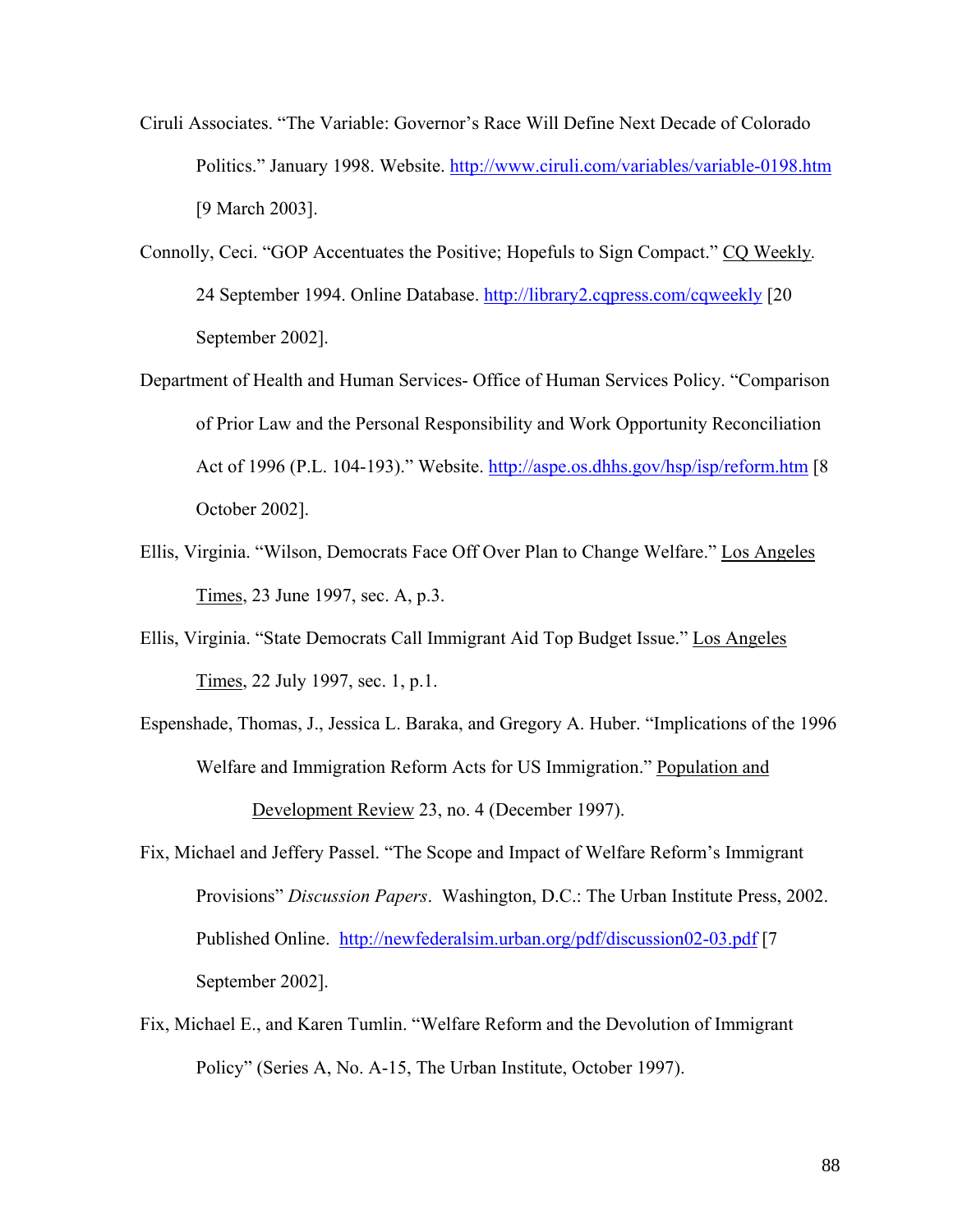Ciruli Associates. "The Variable: Governor's Race Will Define Next Decade of Colorado Politics." January 1998. Website. http://www.ciruli.com/variables/variable-0198.htm [9 March 2003].

Connolly, Ceci. "GOP Accentuates the Positive; Hopefuls to Sign Compact." CQ Weekly. 24 September 1994. Online Database. http://library2.cqpress.com/cqweekly [20 September 2002].

Department of Health and Human Services- Office of Human Services Policy. "Comparison of Prior Law and the Personal Responsibility and Work Opportunity Reconciliation Act of 1996 (P.L. 104-193)." Website. http://aspe.os.dhhs.gov/hsp/isp/reform.htm [8 October 2002].

Ellis, Virginia. "Wilson, Democrats Face Off Over Plan to Change Welfare." Los Angeles Times, 23 June 1997, sec. A, p.3.

Ellis, Virginia. "State Democrats Call Immigrant Aid Top Budget Issue." Los Angeles Times, 22 July 1997, sec. 1, p.1.

Espenshade, Thomas, J., Jessica L. Baraka, and Gregory A. Huber. "Implications of the 1996 Welfare and Immigration Reform Acts for US Immigration." Population and Development Review 23, no. 4 (December 1997).

Fix, Michael and Jeffery Passel. "The Scope and Impact of Welfare Reform's Immigrant Provisions" *Discussion Papers*. Washington, D.C.: The Urban Institute Press, 2002. Published Online. http://newfederalsim.urban.org/pdf/discussion02-03.pdf [7 September 2002].

Fix, Michael E., and Karen Tumlin. "Welfare Reform and the Devolution of Immigrant Policy" (Series A, No. A-15, The Urban Institute, October 1997).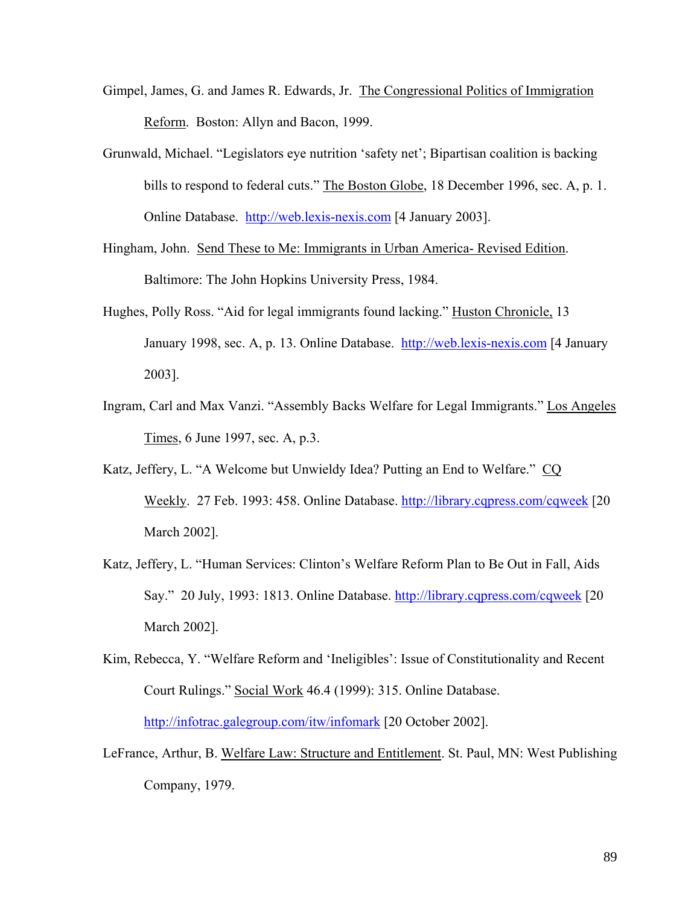Gimpel, James, G. and James R. Edwards, Jr. The Congressional Politics of Immigration Reform. Boston: Allyn and Bacon, 1999.

Grunwald, Michael. "Legislators eye nutrition 'safety net'; Bipartisan coalition is backing bills to respond to federal cuts." The Boston Globe, 18 December 1996, sec. A, p. 1. Online Database. http://web.lexis-nexis.com [4 January 2003].

Hingham, John. Send These to Me: Immigrants in Urban America- Revised Edition. Baltimore: The John Hopkins University Press, 1984.

Hughes, Polly Ross. "Aid for legal immigrants found lacking." Huston Chronicle, 13 January 1998, sec. A, p. 13. Online Database. http://web.lexis-nexis.com [4 January 2003].

Ingram, Carl and Max Vanzi. "Assembly Backs Welfare for Legal Immigrants." Los Angeles Times, 6 June 1997, sec. A, p.3.

Katz, Jeffery, L. "A Welcome but Unwieldy Idea? Putting an End to Welfare." CQ Weekly. 27 Feb. 1993: 458. Online Database. http://library.cqpress.com/cqweek [20 March 2002].

Katz, Jeffery, L. "Human Services: Clinton's Welfare Reform Plan to Be Out in Fall, Aids Say." 20 July, 1993: 1813. Online Database. http://library.cqpress.com/cqweek [20 March 2002].

Kim, Rebecca, Y. "Welfare Reform and 'Ineligibles': Issue of Constitutionality and Recent Court Rulings." Social Work 46.4 (1999): 315. Online Database. http://infotrac.galegroup.com/itw/infomark [20 October 2002].

LeFrance, Arthur, B. Welfare Law: Structure and Entitlement. St. Paul, MN: West Publishing Company, 1979.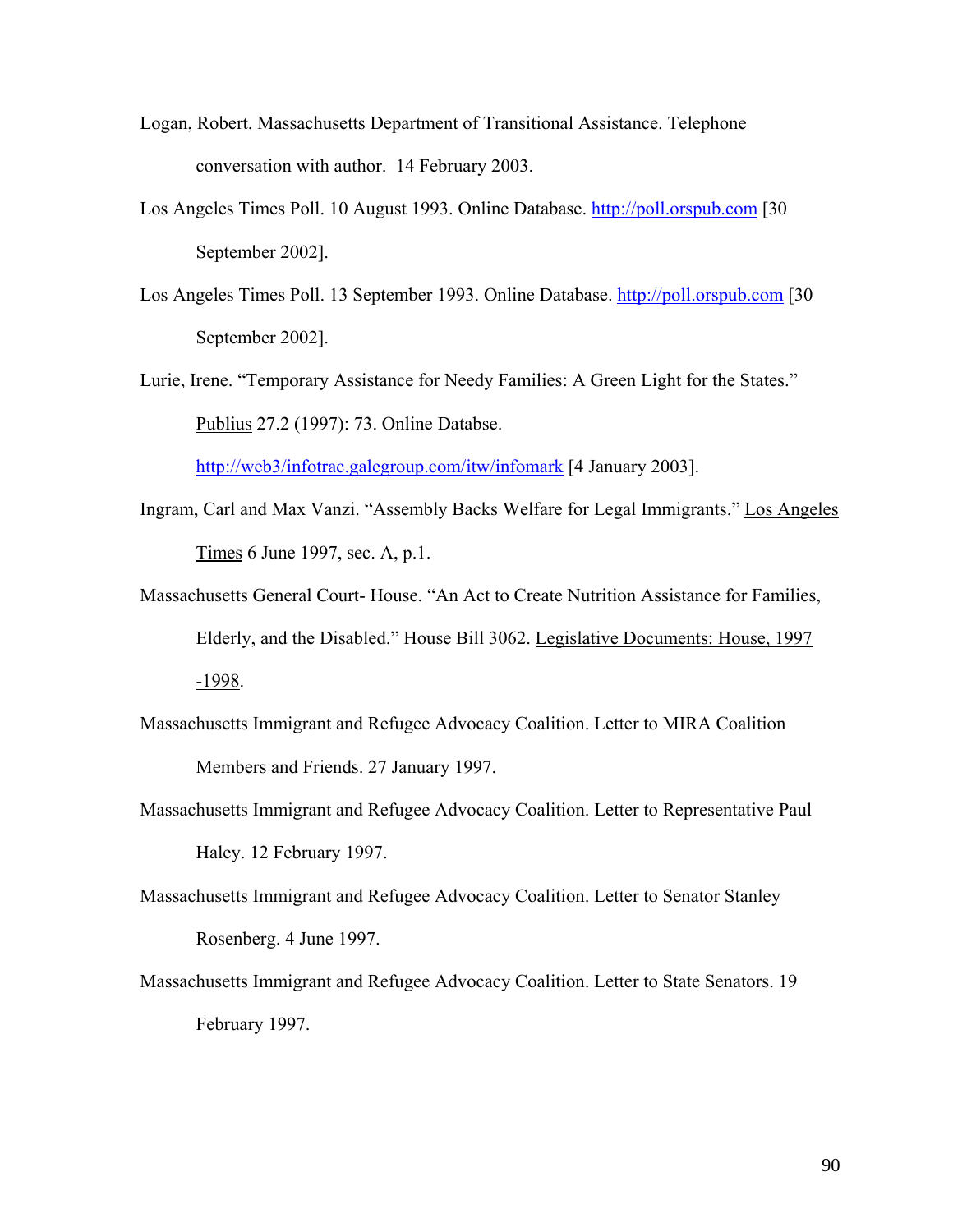Logan, Robert. Massachusetts Department of Transitional Assistance. Telephone conversation with author. 14 February 2003.

Los Angeles Times Poll. 10 August 1993. Online Database. http://poll.orspub.com [30 September 2002].

Los Angeles Times Poll. 13 September 1993. Online Database. http://poll.orspub.com [30 September 2002].

Lurie, Irene. "Temporary Assistance for Needy Families: A Green Light for the States." Publius 27.2 (1997): 73. Online Databse. http://web3/infotrac.galegroup.com/itw/infomark [4 January 2003].

Ingram, Carl and Max Vanzi. "Assembly Backs Welfare for Legal Immigrants." Los Angeles Times 6 June 1997, sec. A, p.1.

Massachusetts General Court- House. "An Act to Create Nutrition Assistance for Families, Elderly, and the Disabled." House Bill 3062. Legislative Documents: House, 1997 -1998.

Massachusetts Immigrant and Refugee Advocacy Coalition. Letter to MIRA Coalition Members and Friends. 27 January 1997.

Massachusetts Immigrant and Refugee Advocacy Coalition. Letter to Representative Paul Haley. 12 February 1997.

Massachusetts Immigrant and Refugee Advocacy Coalition. Letter to Senator Stanley Rosenberg. 4 June 1997.

Massachusetts Immigrant and Refugee Advocacy Coalition. Letter to State Senators. 19 February 1997.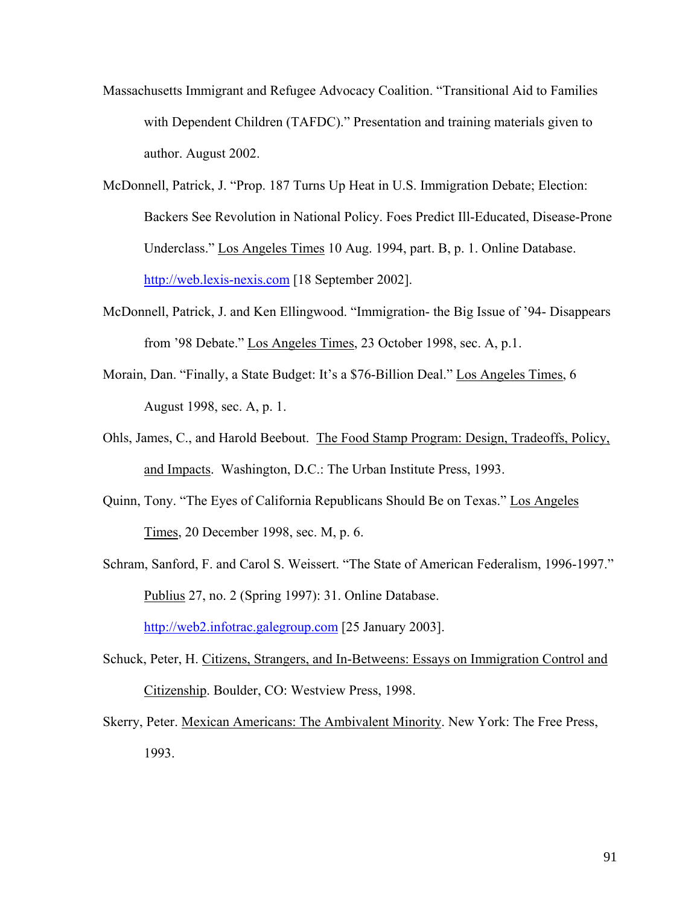Massachusetts Immigrant and Refugee Advocacy Coalition. "Transitional Aid to Families with Dependent Children (TAFDC)." Presentation and training materials given to author. August 2002.

McDonnell, Patrick, J. "Prop. 187 Turns Up Heat in U.S. Immigration Debate; Election: Backers See Revolution in National Policy. Foes Predict Ill-Educated, Disease-Prone Underclass." Los Angeles Times 10 Aug. 1994, part. B, p. 1. Online Database. http://web.lexis-nexis.com [18 September 2002].

McDonnell, Patrick, J. and Ken Ellingwood. "Immigration- the Big Issue of '94- Disappears from '98 Debate." Los Angeles Times, 23 October 1998, sec. A, p.1.

Morain, Dan. "Finally, a State Budget: It's a $76-Billion Deal." Los Angeles Times, 6 August 1998, sec. A, p. 1.

Ohls, James, C., and Harold Beebout. The Food Stamp Program: Design, Tradeoffs, Policy, and Impacts. Washington, D.C.: The Urban Institute Press, 1993.

Quinn, Tony. "The Eyes of California Republicans Should Be on Texas." Los Angeles Times, 20 December 1998, sec. M, p. 6.

Schram, Sanford, F. and Carol S. Weissert. "The State of American Federalism, 1996-1997." Publius 27, no. 2 (Spring 1997): 31. Online Database. http://web2.infotrac.galegroup.com [25 January 2003].

Schuck, Peter, H. Citizens, Strangers, and In-Betweens: Essays on Immigration Control and Citizenship. Boulder, CO: Westview Press, 1998.

Skerry, Peter. Mexican Americans: The Ambivalent Minority. New York: The Free Press, 1993.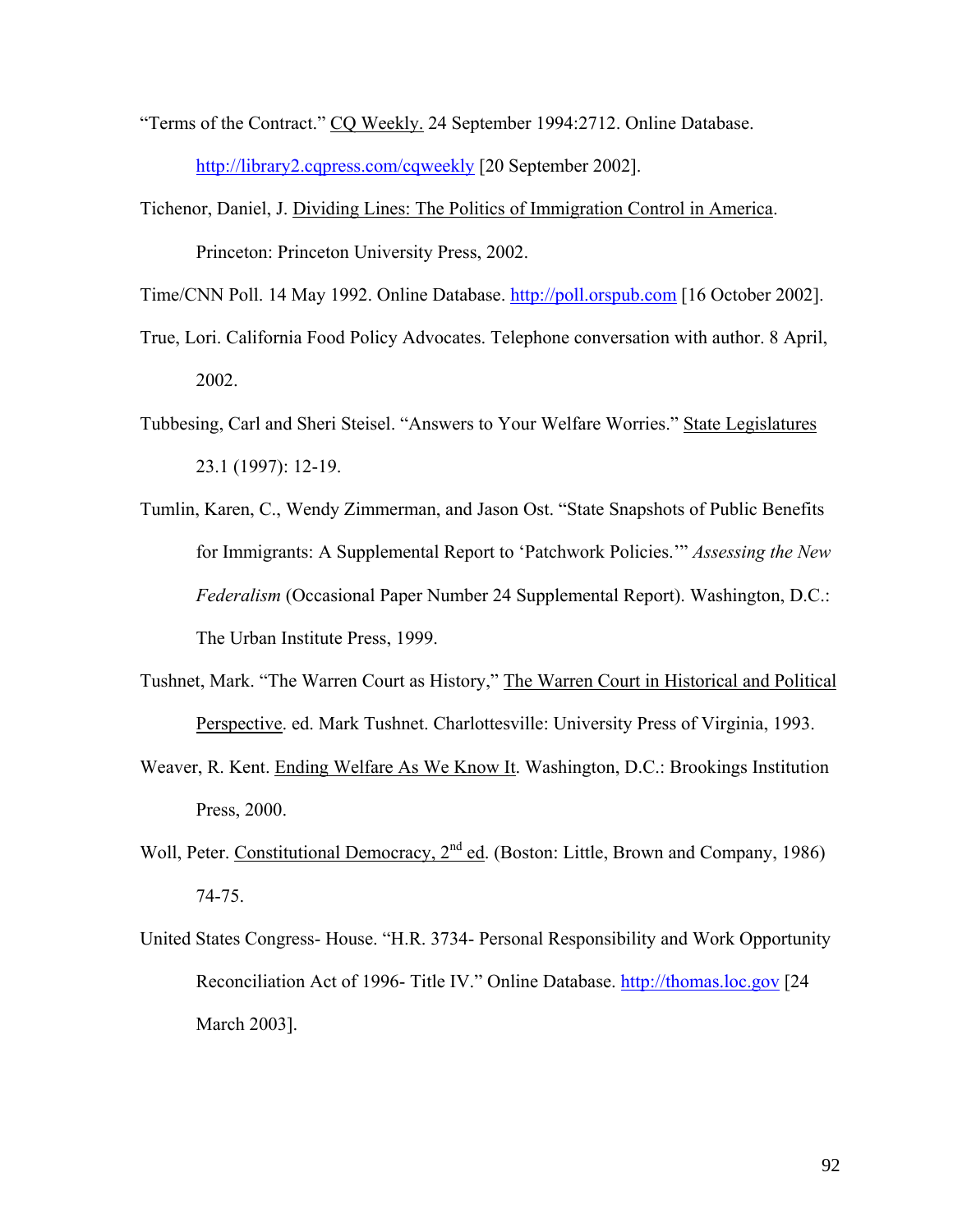"Terms of the Contract." CQ Weekly. 24 September 1994:2712. Online Database. http://library2.cqpress.com/cqweekly [20 September 2002].

Tichenor, Daniel, J. Dividing Lines: The Politics of Immigration Control in America. Princeton: Princeton University Press, 2002.

Time/CNN Poll. 14 May 1992. Online Database. http://poll.orspub.com [16 October 2002].

True, Lori. California Food Policy Advocates. Telephone conversation with author. 8 April, 2002.

Tubbesing, Carl and Sheri Steisel. "Answers to Your Welfare Worries." State Legislatures 23.1 (1997): 12-19.

Tumlin, Karen, C., Wendy Zimmerman, and Jason Ost. "State Snapshots of Public Benefits for Immigrants: A Supplemental Report to 'Patchwork Policies.'" *Assessing the New Federalism* (Occasional Paper Number 24 Supplemental Report). Washington, D.C.: The Urban Institute Press, 1999.

Tushnet, Mark. "The Warren Court as History," The Warren Court in Historical and Political Perspective. ed. Mark Tushnet. Charlottesville: University Press of Virginia, 1993.

Weaver, R. Kent. Ending Welfare As We Know It. Washington, D.C.: Brookings Institution Press, 2000.

Woll, Peter. Constitutional Democracy, 2nd ed. (Boston: Little, Brown and Company, 1986) 74-75.

United States Congress- House. "H.R. 3734- Personal Responsibility and Work Opportunity Reconciliation Act of 1996- Title IV." Online Database. http://thomas.loc.gov [24 March 2003].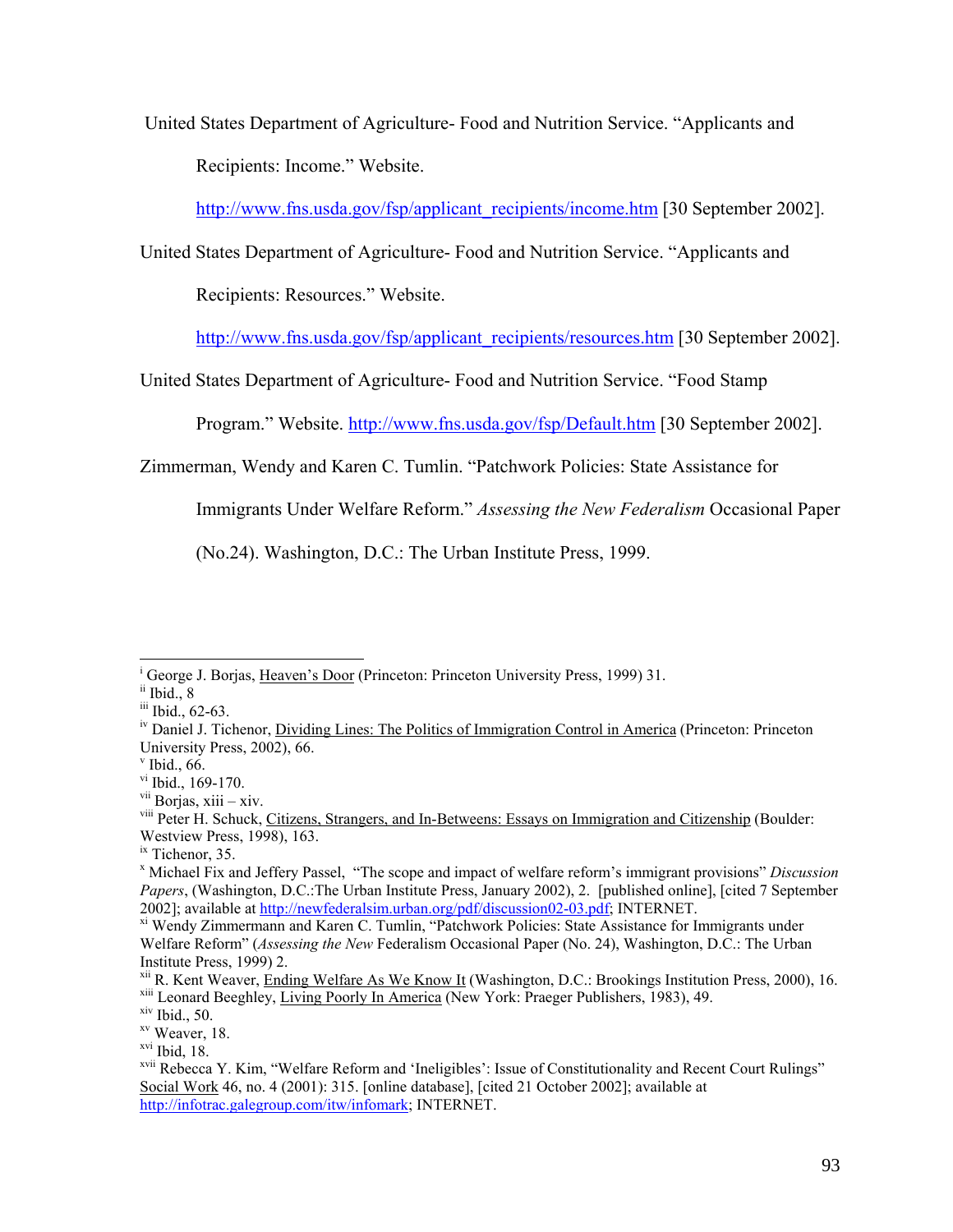United States Department of Agriculture- Food and Nutrition Service. “Applicants and Recipients: Income.” Website. http://www.fns.usda.gov/fsp/applicant_recipients/income.htm [30 September 2002].

United States Department of Agriculture- Food and Nutrition Service. “Applicants and Recipients: Resources.” Website. http://www.fns.usda.gov/fsp/applicant_recipients/resources.htm [30 September 2002].

United States Department of Agriculture- Food and Nutrition Service. “Food Stamp Program.” Website. http://www.fns.usda.gov/fsp/Default.htm [30 September 2002].

Zimmerman, Wendy and Karen C. Tumlin. “Patchwork Policies: State Assistance for Immigrants Under Welfare Reform.” *Assessing the New Federalism* Occasional Paper (No.24). Washington, D.C.: The Urban Institute Press, 1999.

---

[i] George J. Borjas, Heaven's Door (Princeton: Princeton University Press, 1999) 31.
[ii] Ibid., 8
[iii] Ibid., 62-63.
[iv] Daniel J. Tichenor, Dividing Lines: The Politics of Immigration Control in America (Princeton: Princeton University Press, 2002), 66.
[v] Ibid., 66.
[vi] Ibid., 169-170.
[vii] Borjas, xiii – xiv.
[viii] Peter H. Schuck, Citizens, Strangers, and In-Betweens: Essays on Immigration and Citizenship (Boulder: Westview Press, 1998), 163.
[ix] Tichenor, 35.
[x] Michael Fix and Jeffery Passel, "The scope and impact of welfare reform's immigrant provisions" *Discussion Papers*, (Washington, D.C.:The Urban Institute Press, January 2002), 2. [published online], [cited 7 September 2002]; available at http://newfederalsim.urban.org/pdf/discussion02-03.pdf; INTERNET.
[xi] Wendy Zimmermann and Karen C. Tumlin, "Patchwork Policies: State Assistance for Immigrants under Welfare Reform" (*Assessing the New* Federalism Occasional Paper (No. 24), Washington, D.C.: The Urban Institute Press, 1999) 2.
[xii] R. Kent Weaver, Ending Welfare As We Know It (Washington, D.C.: Brookings Institution Press, 2000), 16.
[xiii] Leonard Beeghley, Living Poorly In America (New York: Praeger Publishers, 1983), 49.
[xiv] Ibid., 50.
[xv] Weaver, 18.
[xvi] Ibid, 18.
[xvii] Rebecca Y. Kim, "Welfare Reform and 'Ineligibles': Issue of Constitutionality and Recent Court Rulings" Social Work 46, no. 4 (2001): 315. [online database], [cited 21 October 2002]; available at http://infotrac.galegroup.com/itw/infomark; INTERNET.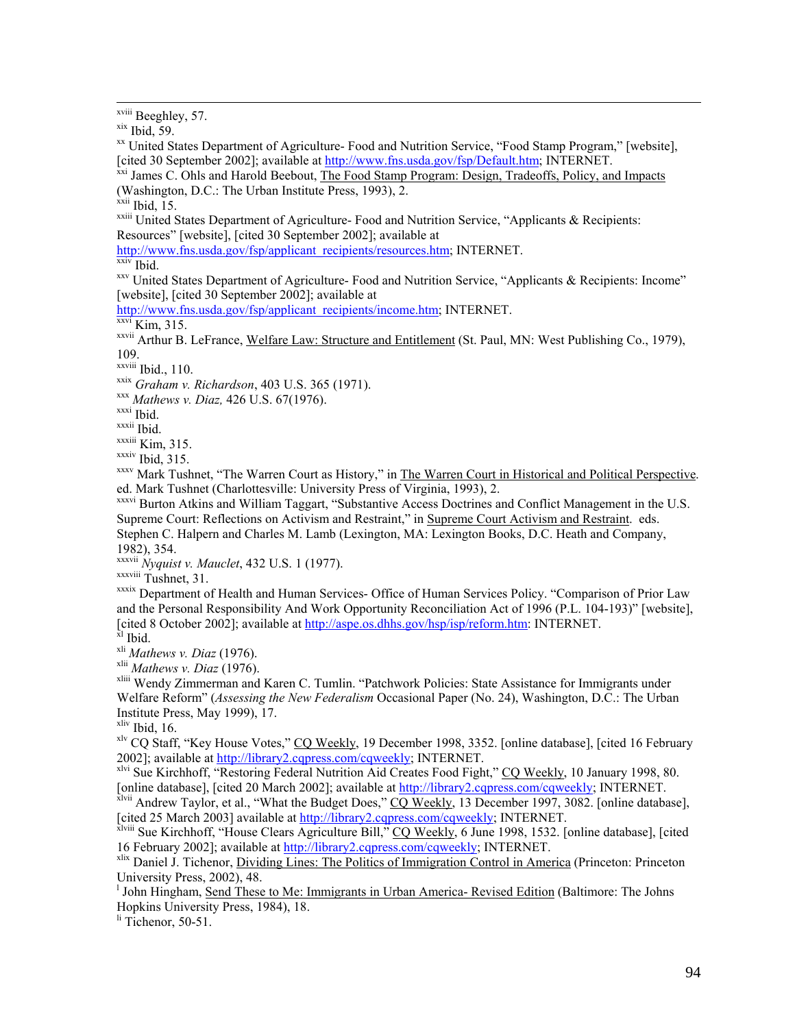[xviii] Beeghley, 57.

[xix] Ibid, 59.

[xx] United States Department of Agriculture- Food and Nutrition Service, "Food Stamp Program," [website], [cited 30 September 2002]; available at http://www.fns.usda.gov/fsp/Default.htm; INTERNET.

[xxi] James C. Ohls and Harold Beebout, The Food Stamp Program: Design, Tradeoffs, Policy, and Impacts (Washington, D.C.: The Urban Institute Press, 1993), 2.

[xxii] Ibid, 15.

[xxiii] United States Department of Agriculture- Food and Nutrition Service, "Applicants & Recipients: Resources" [website], [cited 30 September 2002]; available at http://www.fns.usda.gov/fsp/applicant_recipients/resources.htm; INTERNET.

[xxiv] Ibid.

[xxv] United States Department of Agriculture- Food and Nutrition Service, "Applicants & Recipients: Income" [website], [cited 30 September 2002]; available at http://www.fns.usda.gov/fsp/applicant_recipients/income.htm; INTERNET.

[xxvi] Kim, 315.

[xxvii] Arthur B. LeFrance, Welfare Law: Structure and Entitlement (St. Paul, MN: West Publishing Co., 1979), 109.

[xxviii] Ibid., 110.

[xxix] *Graham v. Richardson*, 403 U.S. 365 (1971).

[xxx] *Mathews v. Diaz,* 426 U.S. 67(1976).

[xxxi] Ibid.

[xxxii] Ibid.

[xxxiii] Kim, 315.

[xxxiv] Ibid, 315.

[xxxv] Mark Tushnet, "The Warren Court as History," in The Warren Court in Historical and Political Perspective. ed. Mark Tushnet (Charlottesville: University Press of Virginia, 1993), 2.

[xxxvi] Burton Atkins and William Taggart, "Substantive Access Doctrines and Conflict Management in the U.S. Supreme Court: Reflections on Activism and Restraint," in Supreme Court Activism and Restraint. eds. Stephen C. Halpern and Charles M. Lamb (Lexington, MA: Lexington Books, D.C. Heath and Company, 1982), 354.

[xxxvii] *Nyquist v. Mauclet*, 432 U.S. 1 (1977).

[xxxviii] Tushnet, 31.

[xxxix] Department of Health and Human Services- Office of Human Services Policy. "Comparison of Prior Law and the Personal Responsibility And Work Opportunity Reconciliation Act of 1996 (P.L. 104-193)" [website], [cited 8 October 2002]; available at http://aspe.os.dhhs.gov/hsp/isp/reform.htm: INTERNET.

[xl] Ibid.

[xli] *Mathews v. Diaz* (1976).

[xlii] *Mathews v. Diaz* (1976).

[xliii] Wendy Zimmerman and Karen C. Tumlin. "Patchwork Policies: State Assistance for Immigrants under Welfare Reform" (*Assessing the New Federalism* Occasional Paper (No. 24), Washington, D.C.: The Urban Institute Press, May 1999), 17.

[xliv] Ibid, 16.

[xlv] CQ Staff, "Key House Votes," CQ Weekly, 19 December 1998, 3352. [online database], [cited 16 February 2002]; available at http://library2.cqpress.com/cqweekly; INTERNET.

[xlvi] Sue Kirchhoff, "Restoring Federal Nutrition Aid Creates Food Fight," CQ Weekly, 10 January 1998, 80. [online database], [cited 20 March 2002]; available at http://library2.cqpress.com/cqweekly; INTERNET.

[xlvii] Andrew Taylor, et al., "What the Budget Does," CQ Weekly, 13 December 1997, 3082. [online database], [cited 25 March 2003] available at http://library2.cqpress.com/cqweekly; INTERNET.

[xlviii] Sue Kirchhoff, "House Clears Agriculture Bill," CQ Weekly, 6 June 1998, 1532. [online database], [cited 16 February 2002]; available at http://library2.cqpress.com/cqweekly; INTERNET.

[xlix] Daniel J. Tichenor, Dividing Lines: The Politics of Immigration Control in America (Princeton: Princeton University Press, 2002), 48.

[l] John Hingham, Send These to Me: Immigrants in Urban America- Revised Edition (Baltimore: The Johns Hopkins University Press, 1984), 18.

[li] Tichenor, 50-51.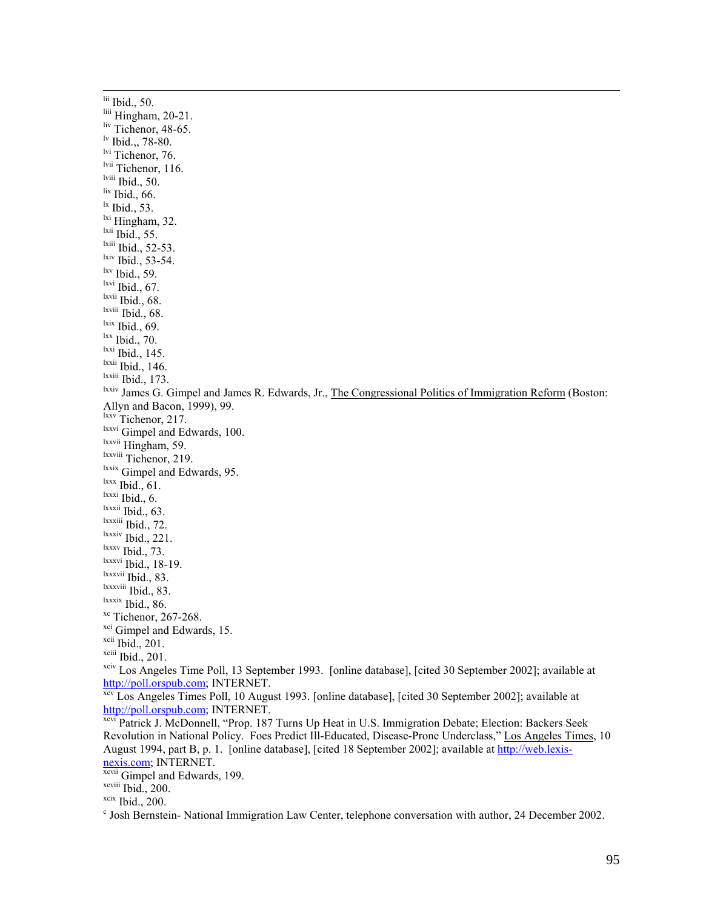[lii] Ibid., 50.
[liii] Hingham, 20-21.
[liv] Tichenor, 48-65.
[lv] Ibid.,, 78-80.
[lvi] Tichenor, 76.
[lvii] Tichenor, 116.
[lviii] Ibid., 50.
[lix] Ibid., 66.
[lx] Ibid., 53.
[lxi] Hingham, 32.
[lxii] Ibid., 55.
[lxiii] Ibid., 52-53.
[lxiv] Ibid., 53-54.
[lxv] Ibid., 59.
[lxvi] Ibid., 67.
[lxvii] Ibid., 68.
[lxviii] Ibid., 68.
[lxix] Ibid., 69.
[lxx] Ibid., 70.
[lxxi] Ibid., 145.
[lxxii] Ibid., 146.
[lxxiii] Ibid., 173.
[lxxiv] James G. Gimpel and James R. Edwards, Jr., The Congressional Politics of Immigration Reform (Boston: Allyn and Bacon, 1999), 99.
[lxxv] Tichenor, 217.
[lxxvi] Gimpel and Edwards, 100.
[lxxvii] Hingham, 59.
[lxxviii] Tichenor, 219.
[lxxix] Gimpel and Edwards, 95.
[lxxx] Ibid., 61.
[lxxxi] Ibid., 6.
[lxxxii] Ibid., 63.
[lxxxiii] Ibid., 72.
[lxxxiv] Ibid., 221.
[lxxxv] Ibid., 73.
[lxxxvi] Ibid., 18-19.
[lxxxvii] Ibid., 83.
[lxxxviii] Ibid., 83.
[lxxxix] Ibid., 86.
[xc] Tichenor, 267-268.
[xci] Gimpel and Edwards, 15.
[xcii] Ibid., 201.
[xciii] Ibid., 201.
[xciv] Los Angeles Time Poll, 13 September 1993. [online database], [cited 30 September 2002]; available at http://poll.orspub.com; INTERNET.
[xcv] Los Angeles Times Poll, 10 August 1993. [online database], [cited 30 September 2002]; available at http://poll.orspub.com; INTERNET.
[xcvi] Patrick J. McDonnell, "Prop. 187 Turns Up Heat in U.S. Immigration Debate; Election: Backers Seek Revolution in National Policy. Foes Predict Ill-Educated, Disease-Prone Underclass," Los Angeles Times, 10 August 1994, part B, p. 1. [online database], [cited 18 September 2002]; available at http://web.lexis-nexis.com; INTERNET.
[xcvii] Gimpel and Edwards, 199.
[xcviii] Ibid., 200.
[xcix] Ibid., 200.
[c] Josh Bernstein- National Immigration Law Center, telephone conversation with author, 24 December 2002.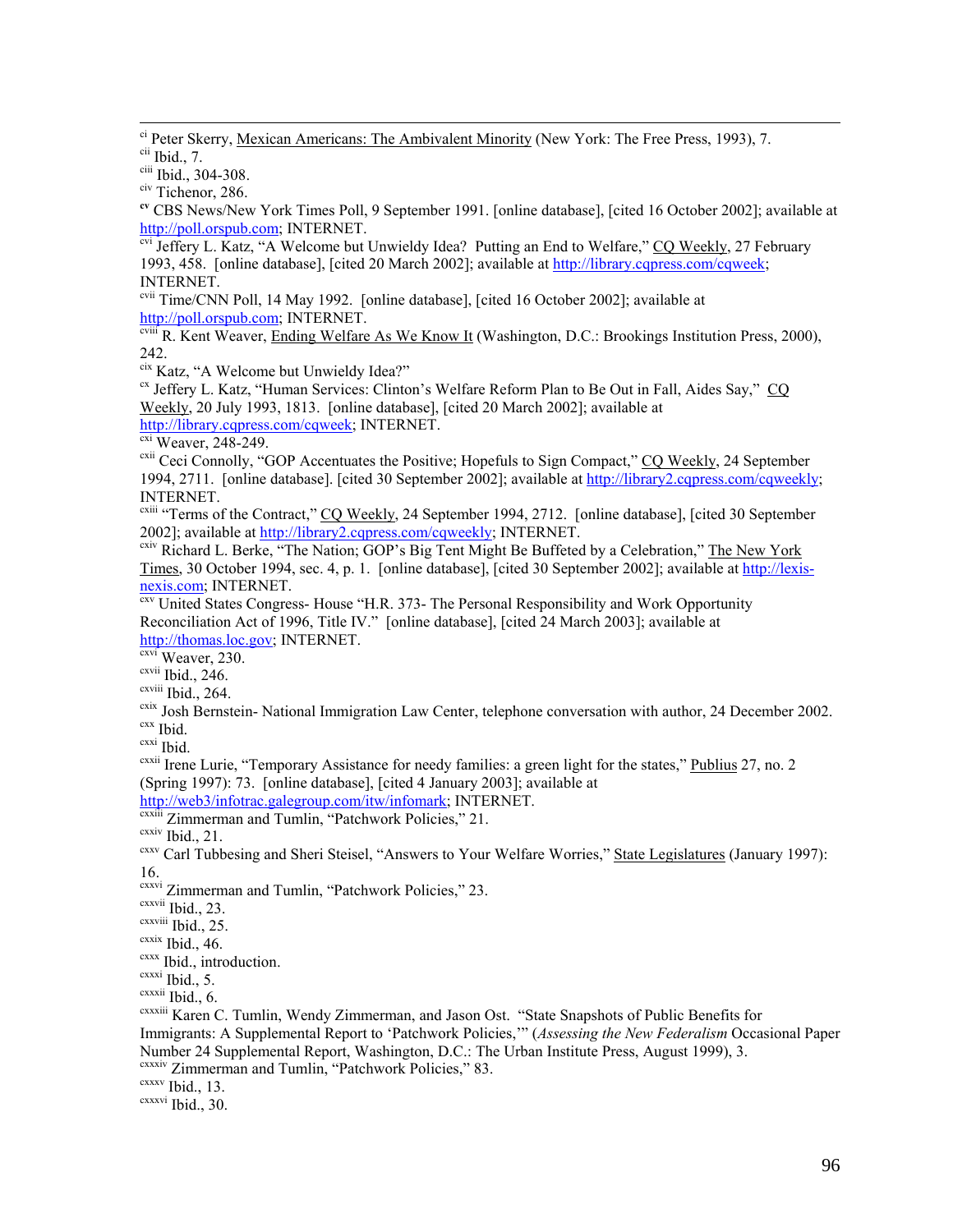[ci] Peter Skerry, Mexican Americans: The Ambivalent Minority (New York: The Free Press, 1993), 7.
[cii] Ibid., 7.
[ciii] Ibid., 304-308.
[civ] Tichenor, 286.
[cv] CBS News/New York Times Poll, 9 September 1991. [online database], [cited 16 October 2002]; available at http://poll.orspub.com; INTERNET.
[cvi] Jeffery L. Katz, "A Welcome but Unwieldy Idea? Putting an End to Welfare," CQ Weekly, 27 February 1993, 458. [online database], [cited 20 March 2002]; available at http://library.cqpress.com/cqweek; INTERNET.
[cvii] Time/CNN Poll, 14 May 1992. [online database], [cited 16 October 2002]; available at http://poll.orspub.com; INTERNET.
[cviii] R. Kent Weaver, Ending Welfare As We Know It (Washington, D.C.: Brookings Institution Press, 2000), 242.
[cix] Katz, "A Welcome but Unwieldy Idea?"
[cx] Jeffery L. Katz, "Human Services: Clinton's Welfare Reform Plan to Be Out in Fall, Aides Say," CQ Weekly, 20 July 1993, 1813. [online database], [cited 20 March 2002]; available at http://library.cqpress.com/cqweek; INTERNET.
[cxi] Weaver, 248-249.
[cxii] Ceci Connolly, "GOP Accentuates the Positive; Hopefuls to Sign Compact," CQ Weekly, 24 September 1994, 2711. [online database]. [cited 30 September 2002]; available at http://library2.cqpress.com/cqweekly; INTERNET.
[cxiii] "Terms of the Contract," CQ Weekly, 24 September 1994, 2712. [online database], [cited 30 September 2002]; available at http://library2.cqpress.com/cqweekly; INTERNET.
[cxiv] Richard L. Berke, "The Nation; GOP's Big Tent Might Be Buffeted by a Celebration," The New York Times, 30 October 1994, sec. 4, p. 1. [online database], [cited 30 September 2002]; available at http://lexis-nexis.com; INTERNET.
[cxv] United States Congress- House "H.R. 373- The Personal Responsibility and Work Opportunity Reconciliation Act of 1996, Title IV." [online database], [cited 24 March 2003]; available at http://thomas.loc.gov; INTERNET.
[cxvi] Weaver, 230.
[cxvii] Ibid., 246.
[cxviii] Ibid., 264.
[cxix] Josh Bernstein- National Immigration Law Center, telephone conversation with author, 24 December 2002.
[cxx] Ibid.
[cxxi] Ibid.
[cxxii] Irene Lurie, "Temporary Assistance for needy families: a green light for the states," Publius 27, no. 2 (Spring 1997): 73. [online database], [cited 4 January 2003]; available at http://web3/infotrac.galegroup.com/itw/infomark; INTERNET.
[cxxiii] Zimmerman and Tumlin, "Patchwork Policies," 21.
[cxxiv] Ibid., 21.
[cxxv] Carl Tubbesing and Sheri Steisel, "Answers to Your Welfare Worries," State Legislatures (January 1997): 16.
[cxxvi] Zimmerman and Tumlin, "Patchwork Policies," 23.
[cxxvii] Ibid., 23.
[cxxviii] Ibid., 25.
[cxxix] Ibid., 46.
[cxxx] Ibid., introduction.
[cxxxi] Ibid., 5.
[cxxxii] Ibid., 6.
[cxxxiii] Karen C. Tumlin, Wendy Zimmerman, and Jason Ost. "State Snapshots of Public Benefits for Immigrants: A Supplemental Report to 'Patchwork Policies,'" (*Assessing the New Federalism* Occasional Paper Number 24 Supplemental Report, Washington, D.C.: The Urban Institute Press, August 1999), 3.
[cxxxiv] Zimmerman and Tumlin, "Patchwork Policies," 83.
[cxxxv] Ibid., 13.
[cxxxvi] Ibid., 30.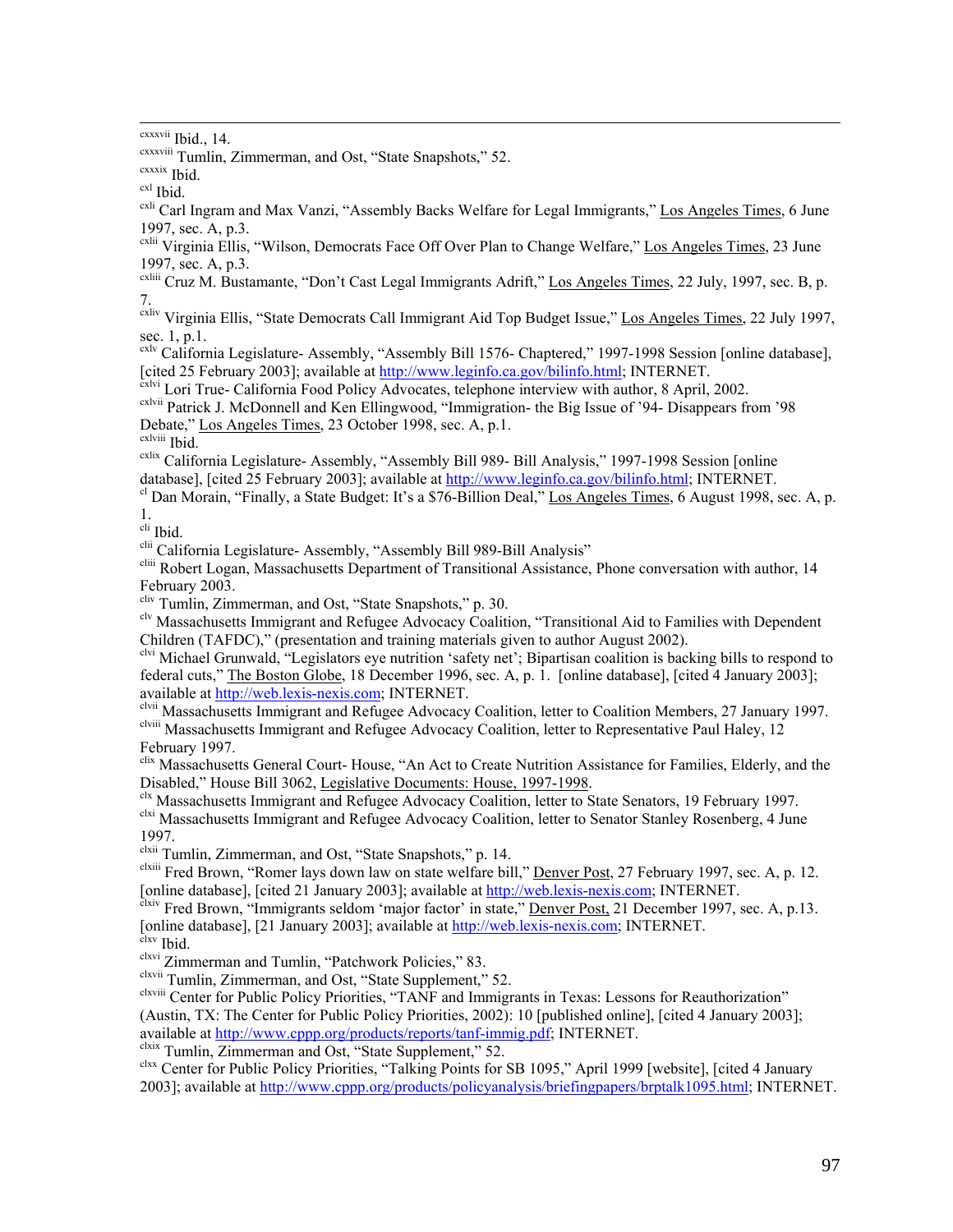[cxxxvii] Ibid., 14.

[cxxxviii] Tumlin, Zimmerman, and Ost, "State Snapshots," 52.

[cxxxix] Ibid.

[cxl] Ibid.

[cxli] Carl Ingram and Max Vanzi, "Assembly Backs Welfare for Legal Immigrants," Los Angeles Times, 6 June 1997, sec. A, p.3.

[cxlii] Virginia Ellis, "Wilson, Democrats Face Off Over Plan to Change Welfare," Los Angeles Times, 23 June 1997, sec. A, p.3.

[cxliii] Cruz M. Bustamante, "Don't Cast Legal Immigrants Adrift," Los Angeles Times, 22 July, 1997, sec. B, p. 7.

[cxliv] Virginia Ellis, "State Democrats Call Immigrant Aid Top Budget Issue," Los Angeles Times, 22 July 1997, sec. 1, p.1.

[cxlv] California Legislature- Assembly, "Assembly Bill 1576- Chaptered," 1997-1998 Session [online database], [cited 25 February 2003]; available at http://www.leginfo.ca.gov/bilinfo.html; INTERNET.

[cxlvi] Lori True- California Food Policy Advocates, telephone interview with author, 8 April, 2002.

[cxlvii] Patrick J. McDonnell and Ken Ellingwood, "Immigration- the Big Issue of '94- Disappears from '98 Debate," Los Angeles Times, 23 October 1998, sec. A, p.1.

[cxlviii] Ibid.

[cxlix] California Legislature- Assembly, "Assembly Bill 989- Bill Analysis," 1997-1998 Session [online database], [cited 25 February 2003]; available at http://www.leginfo.ca.gov/bilinfo.html; INTERNET.

[cl] Dan Morain, "Finally, a State Budget: It's a $76-Billion Deal," Los Angeles Times, 6 August 1998, sec. A, p. 1.

[cli] Ibid.

[clii] California Legislature- Assembly, "Assembly Bill 989-Bill Analysis"

[cliii] Robert Logan, Massachusetts Department of Transitional Assistance, Phone conversation with author, 14 February 2003.

[cliv] Tumlin, Zimmerman, and Ost, "State Snapshots," p. 30.

[clv] Massachusetts Immigrant and Refugee Advocacy Coalition, "Transitional Aid to Families with Dependent Children (TAFDC)," (presentation and training materials given to author August 2002).

[clvi] Michael Grunwald, "Legislators eye nutrition 'safety net'; Bipartisan coalition is backing bills to respond to federal cuts," The Boston Globe, 18 December 1996, sec. A, p. 1. [online database], [cited 4 January 2003]; available at http://web.lexis-nexis.com; INTERNET.

[clvii] Massachusetts Immigrant and Refugee Advocacy Coalition, letter to Coalition Members, 27 January 1997.

[clviii] Massachusetts Immigrant and Refugee Advocacy Coalition, letter to Representative Paul Haley, 12 February 1997.

[clix] Massachusetts General Court- House, "An Act to Create Nutrition Assistance for Families, Elderly, and the Disabled," House Bill 3062, Legislative Documents: House, 1997-1998.

[clx] Massachusetts Immigrant and Refugee Advocacy Coalition, letter to State Senators, 19 February 1997.

[clxi] Massachusetts Immigrant and Refugee Advocacy Coalition, letter to Senator Stanley Rosenberg, 4 June 1997.

[clxii] Tumlin, Zimmerman, and Ost, "State Snapshots," p. 14.

[clxiii] Fred Brown, "Romer lays down law on state welfare bill," Denver Post, 27 February 1997, sec. A, p. 12. [online database], [cited 21 January 2003]; available at http://web.lexis-nexis.com; INTERNET.

[clxiv] Fred Brown, "Immigrants seldom 'major factor' in state," Denver Post, 21 December 1997, sec. A, p.13. [online database], [21 January 2003]; available at http://web.lexis-nexis.com; INTERNET.

[clxv] Ibid.

[clxvi] Zimmerman and Tumlin, "Patchwork Policies," 83.

[clxvii] Tumlin, Zimmerman, and Ost, "State Supplement," 52.

[clxviii] Center for Public Policy Priorities, "TANF and Immigrants in Texas: Lessons for Reauthorization" (Austin, TX: The Center for Public Policy Priorities, 2002): 10 [published online], [cited 4 January 2003]; available at http://www.cppp.org/products/reports/tanf-immig.pdf; INTERNET.

[clxix] Tumlin, Zimmerman and Ost, "State Supplement," 52.

[clxx] Center for Public Policy Priorities, "Talking Points for SB 1095," April 1999 [website], [cited 4 January 2003]; available at http://www.cppp.org/products/policyanalysis/briefingpapers/brptalk1095.html; INTERNET.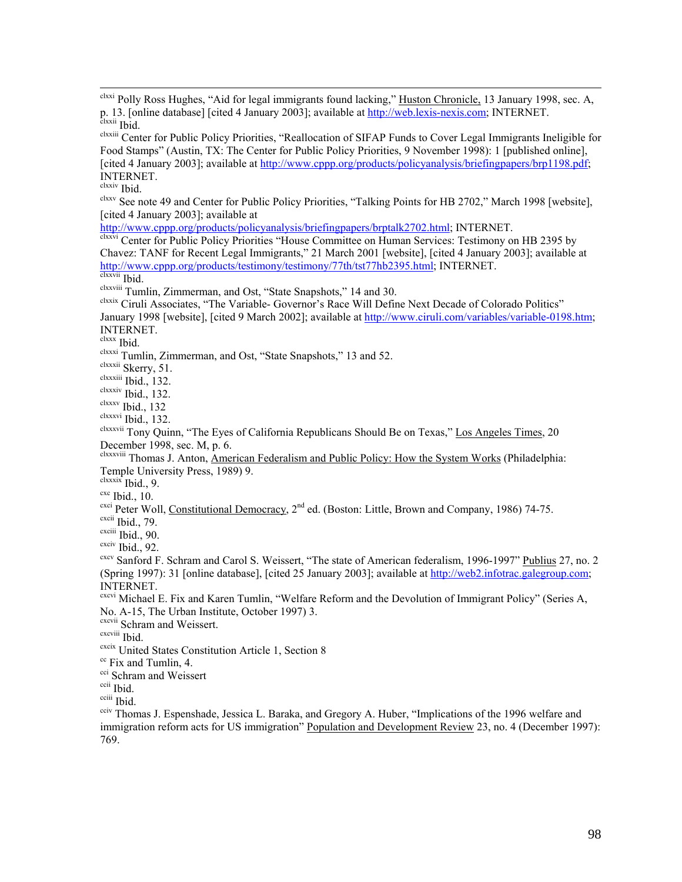[clxxi] Polly Ross Hughes, "Aid for legal immigrants found lacking," Huston Chronicle, 13 January 1998, sec. A, p. 13. [online database] [cited 4 January 2003]; available at http://web.lexis-nexis.com; INTERNET.

[clxxii] Ibid.

[clxxiii] Center for Public Policy Priorities, "Reallocation of SIFAP Funds to Cover Legal Immigrants Ineligible for Food Stamps" (Austin, TX: The Center for Public Policy Priorities, 9 November 1998): 1 [published online], [cited 4 January 2003]; available at http://www.cppp.org/products/policyanalysis/briefingpapers/brp1198.pdf; INTERNET.

[clxxiv] Ibid.

[clxxv] See note 49 and Center for Public Policy Priorities, "Talking Points for HB 2702," March 1998 [website], [cited 4 January 2003]; available at http://www.cppp.org/products/policyanalysis/briefingpapers/brptalk2702.html; INTERNET.

[clxxvi] Center for Public Policy Priorities "House Committee on Human Services: Testimony on HB 2395 by Chavez: TANF for Recent Legal Immigrants," 21 March 2001 [website], [cited 4 January 2003]; available at http://www.cppp.org/products/testimony/testimony/77th/tst77hb2395.html; INTERNET.

[clxxvii] Ibid.

[clxxviii] Tumlin, Zimmerman, and Ost, "State Snapshots," 14 and 30.

[clxxix] Ciruli Associates, "The Variable- Governor's Race Will Define Next Decade of Colorado Politics" January 1998 [website], [cited 9 March 2002]; available at http://www.ciruli.com/variables/variable-0198.htm; INTERNET.

[clxxx] Ibid.

[clxxxi] Tumlin, Zimmerman, and Ost, "State Snapshots," 13 and 52.

[clxxxii] Skerry, 51.

[clxxxiii] Ibid., 132.

[clxxxiv] Ibid., 132.

[clxxxv] Ibid., 132

[clxxxvi] Ibid., 132.

[clxxxvii] Tony Quinn, "The Eyes of California Republicans Should Be on Texas," Los Angeles Times, 20 December 1998, sec. M, p. 6.

[clxxxviii] Thomas J. Anton, American Federalism and Public Policy: How the System Works (Philadelphia: Temple University Press, 1989) 9.

[clxxxix] Ibid., 9.

[cxc] Ibid., 10.

[cxci] Peter Woll, Constitutional Democracy, 2nd ed. (Boston: Little, Brown and Company, 1986) 74-75.

[cxcii] Ibid., 79.

[cxciii] Ibid., 90.

[cxciv] Ibid., 92.

[cxcv] Sanford F. Schram and Carol S. Weissert, "The state of American federalism, 1996-1997" Publius 27, no. 2 (Spring 1997): 31 [online database], [cited 25 January 2003]; available at http://web2.infotrac.galegroup.com; INTERNET.

[cxcvi] Michael E. Fix and Karen Tumlin, "Welfare Reform and the Devolution of Immigrant Policy" (Series A, No. A-15, The Urban Institute, October 1997) 3.

[cxcvii] Schram and Weissert.

[cxcviii] Ibid.

[cxcix] United States Constitution Article 1, Section 8

[cc] Fix and Tumlin, 4.

[cci] Schram and Weissert

[ccii] Ibid.

[cciii] Ibid.

[cciv] Thomas J. Espenshade, Jessica L. Baraka, and Gregory A. Huber, "Implications of the 1996 welfare and immigration reform acts for US immigration" Population and Development Review 23, no. 4 (December 1997): 769.